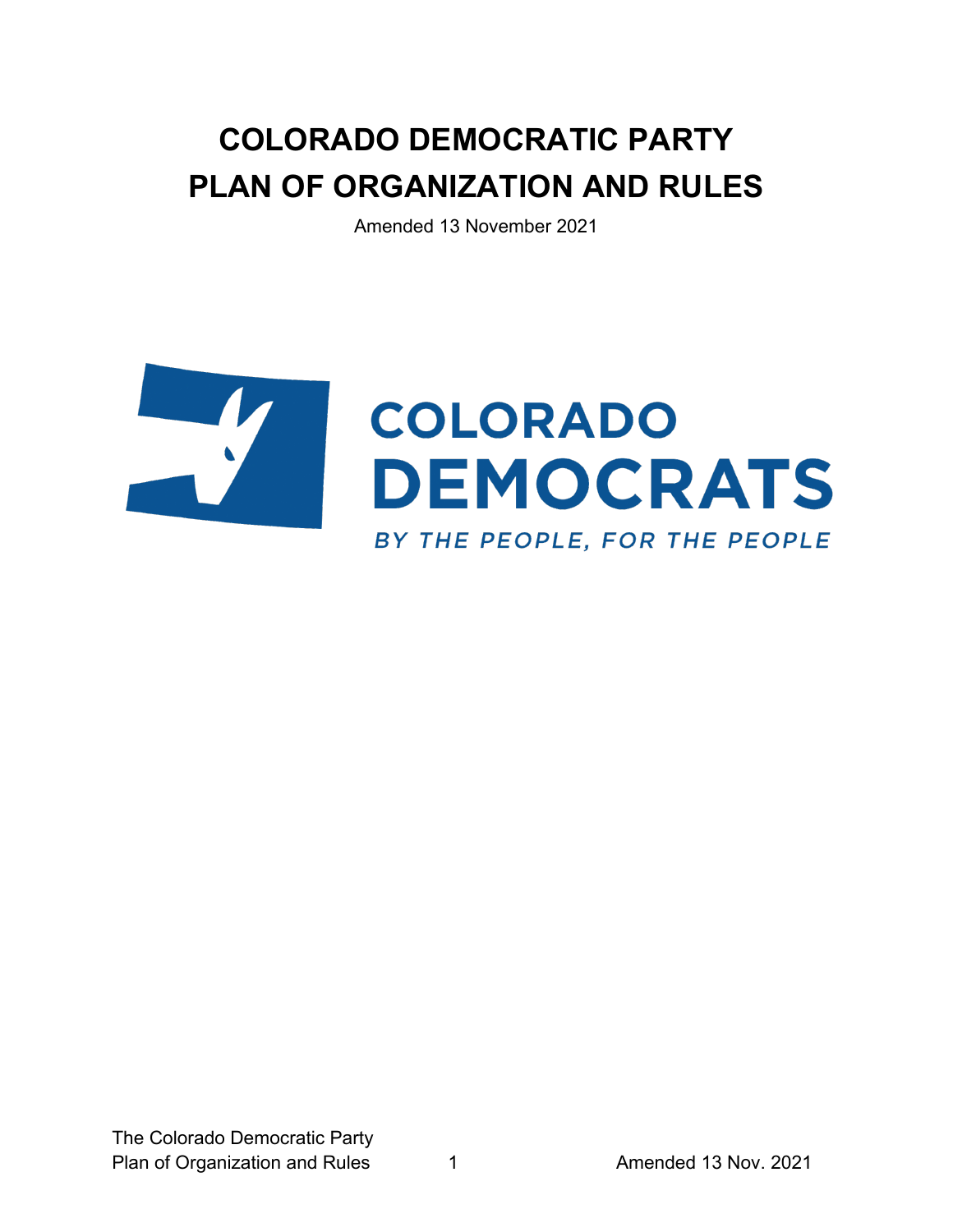# COLORADO DEMOCRATIC PARTY
# PLAN OF ORGANIZATION AND RULES

Amended 13 November 2021

COLORADO
DEMOCRATS
BY THE PEOPLE, FOR THE PEOPLE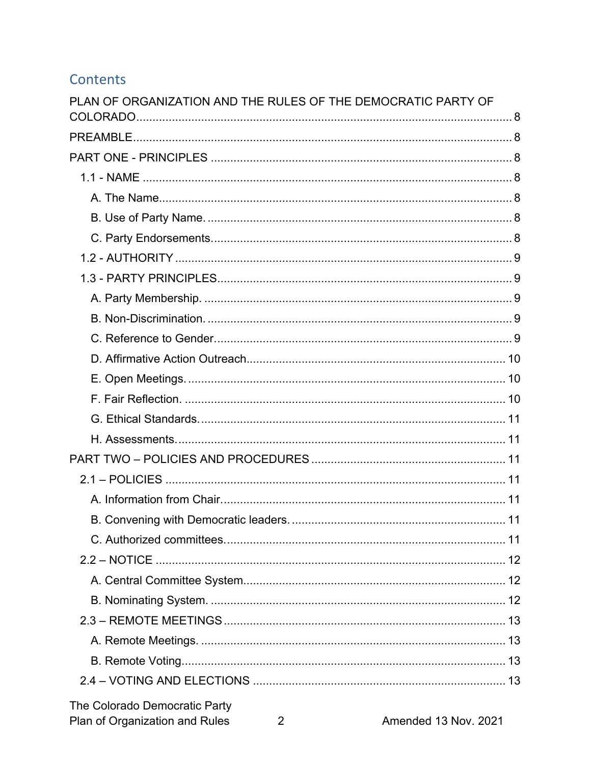## Contents

PLAN OF ORGANIZATION AND THE RULES OF THE DEMOCRATIC PARTY OF COLORADO ..... 8

PREAMBLE ..... 8

PART ONE - PRINCIPLES ..... 8

- 1.1 - NAME ..... 8
  - A. The Name ..... 8
  - B. Use of Party Name. ..... 8
  - C. Party Endorsements ..... 8
- 1.2 - AUTHORITY ..... 9
- 1.3 - PARTY PRINCIPLES ..... 9
  - A. Party Membership. ..... 9
  - B. Non-Discrimination. ..... 9
  - C. Reference to Gender ..... 9
  - D. Affirmative Action Outreach ..... 10
  - E. Open Meetings. ..... 10
  - F. Fair Reflection. ..... 10
  - G. Ethical Standards. ..... 11
  - H. Assessments. ..... 11

PART TWO – POLICIES AND PROCEDURES ..... 11

- 2.1 – POLICIES ..... 11
  - A. Information from Chair. ..... 11
  - B. Convening with Democratic leaders. ..... 11
  - C. Authorized committees. ..... 11
- 2.2 – NOTICE ..... 12
  - A. Central Committee System ..... 12
  - B. Nominating System. ..... 12
- 2.3 – REMOTE MEETINGS ..... 13
  - A. Remote Meetings. ..... 13
  - B. Remote Voting ..... 13
- 2.4 – VOTING AND ELECTIONS ..... 13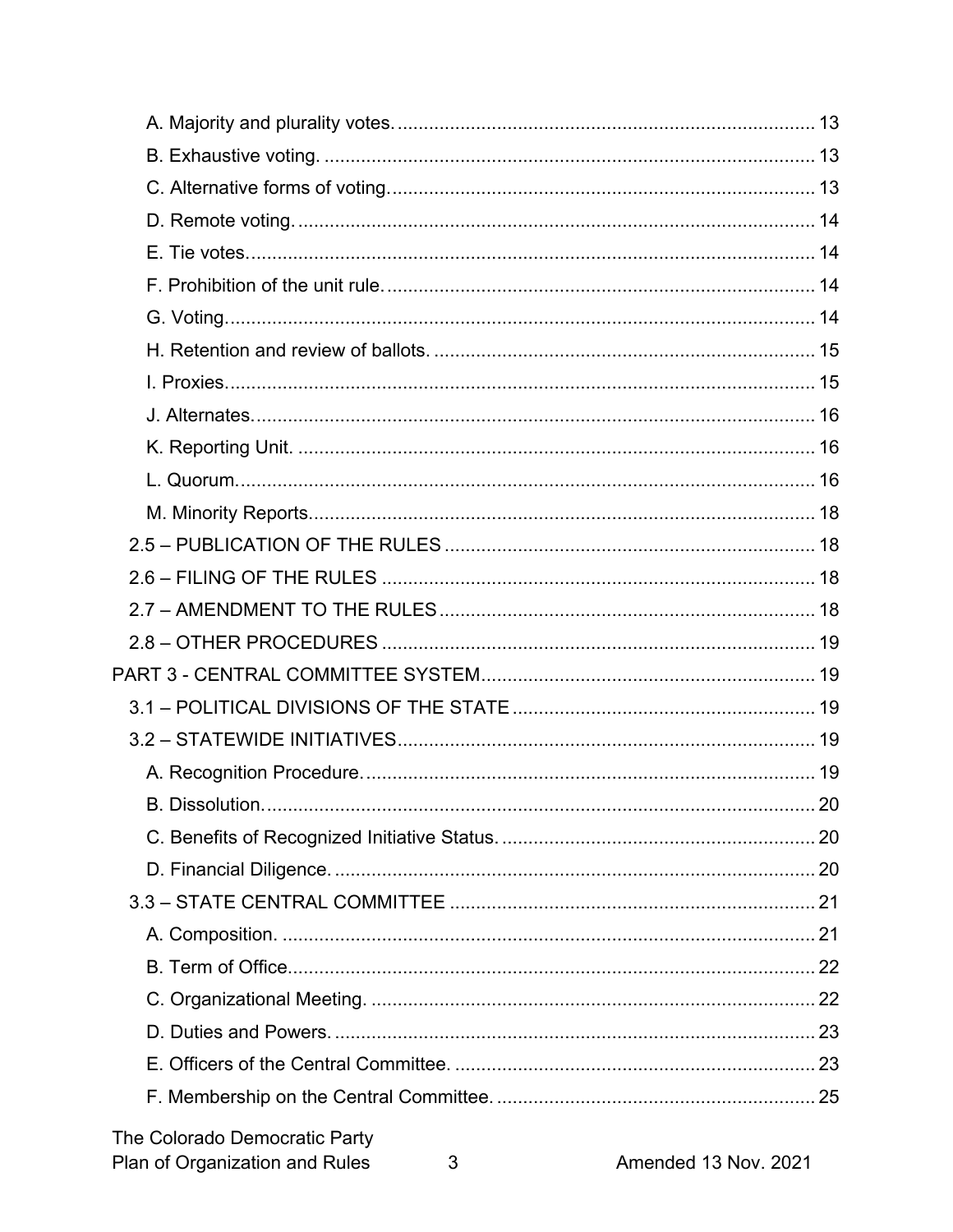A. Majority and plurality votes. .......... 13
B. Exhaustive voting. .......... 13
C. Alternative forms of voting. .......... 13
D. Remote voting. .......... 14
E. Tie votes. .......... 14
F. Prohibition of the unit rule. .......... 14
G. Voting. .......... 14
H. Retention and review of ballots. .......... 15
I. Proxies. .......... 15
J. Alternates. .......... 16
K. Reporting Unit. .......... 16
L. Quorum. .......... 16
M. Minority Reports. .......... 18

2.5 – PUBLICATION OF THE RULES .......... 18
2.6 – FILING OF THE RULES .......... 18
2.7 – AMENDMENT TO THE RULES .......... 18
2.8 – OTHER PROCEDURES .......... 19

PART 3 - CENTRAL COMMITTEE SYSTEM .......... 19

3.1 – POLITICAL DIVISIONS OF THE STATE .......... 19
3.2 – STATEWIDE INITIATIVES .......... 19
A. Recognition Procedure. .......... 19
B. Dissolution. .......... 20
C. Benefits of Recognized Initiative Status. .......... 20
D. Financial Diligence. .......... 20

3.3 – STATE CENTRAL COMMITTEE .......... 21
A. Composition. .......... 21
B. Term of Office. .......... 22
C. Organizational Meeting. .......... 22
D. Duties and Powers. .......... 23
E. Officers of the Central Committee. .......... 23
F. Membership on the Central Committee. .......... 25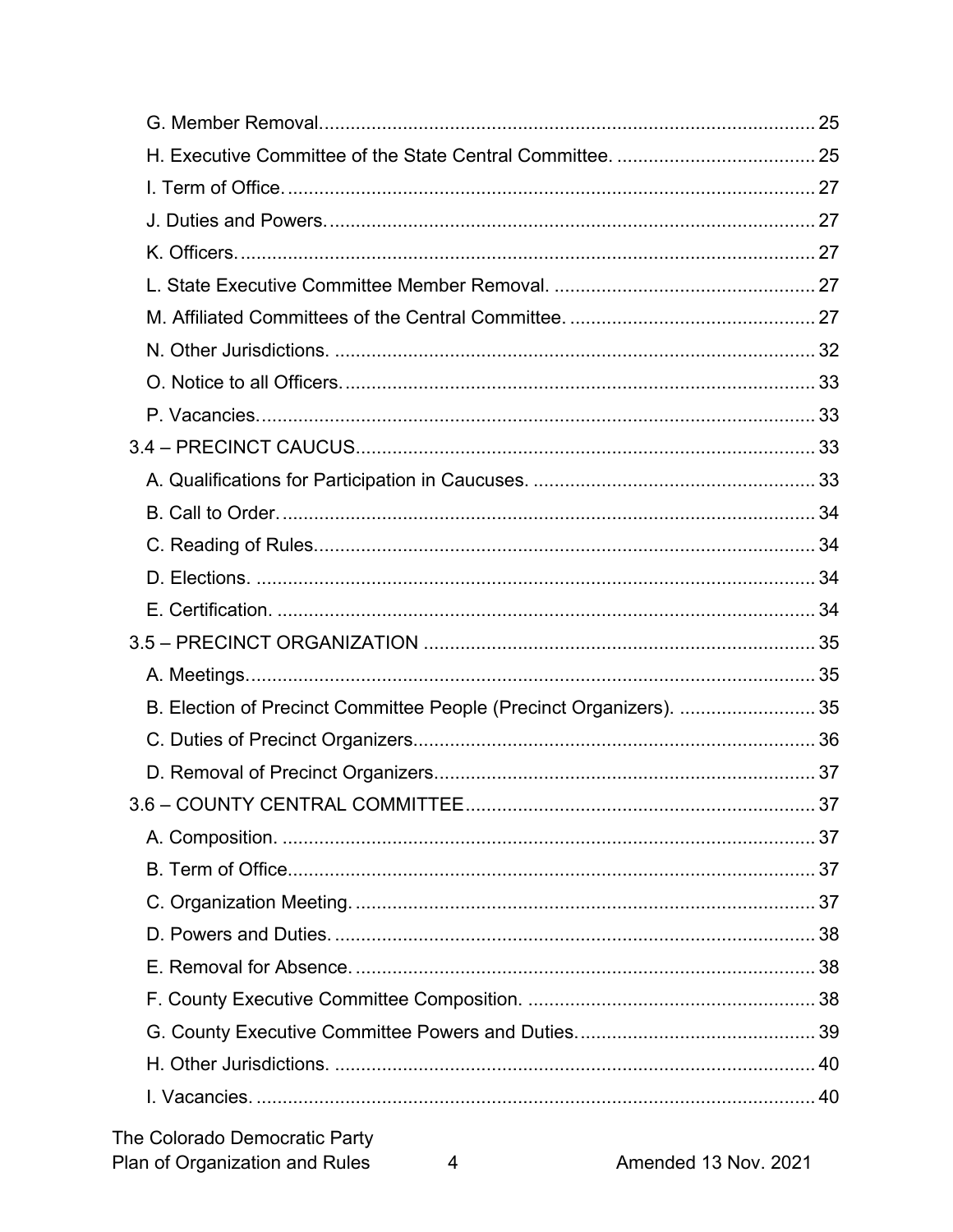G. Member Removal....................................................................................... 25

H. Executive Committee of the State Central Committee. ..................................... 25

I. Term of Office. ............................................................................................ 27

J. Duties and Powers. ...................................................................................... 27

K. Officers. ...................................................................................................... 27

L. State Executive Committee Member Removal. ................................................. 27

M. Affiliated Committees of the Central Committee. .............................................. 27

N. Other Jurisdictions. ...................................................................................... 32

O. Notice to all Officers. .................................................................................... 33

P. Vacancies. .................................................................................................... 33

3.4 – PRECINCT CAUCUS ................................................................................... 33

A. Qualifications for Participation in Caucuses. ..................................................... 33

B. Call to Order. ................................................................................................ 34

C. Reading of Rules. .......................................................................................... 34

D. Elections. ..................................................................................................... 34

E. Certification. ................................................................................................. 34

3.5 – PRECINCT ORGANIZATION ......................................................................... 35

A. Meetings. ..................................................................................................... 35

B. Election of Precinct Committee People (Precinct Organizers). .......................... 35

C. Duties of Precinct Organizers. ........................................................................ 36

D. Removal of Precinct Organizers. ..................................................................... 37

3.6 – COUNTY CENTRAL COMMITTEE .................................................................. 37

A. Composition. ................................................................................................. 37

B. Term of Office. .............................................................................................. 37

C. Organization Meeting. .................................................................................... 37

D. Powers and Duties. ........................................................................................ 38

E. Removal for Absence. .................................................................................... 38

F. County Executive Committee Composition. ...................................................... 38

G. County Executive Committee Powers and Duties. ............................................ 39

H. Other Jurisdictions. ....................................................................................... 40

I. Vacancies. ..................................................................................................... 40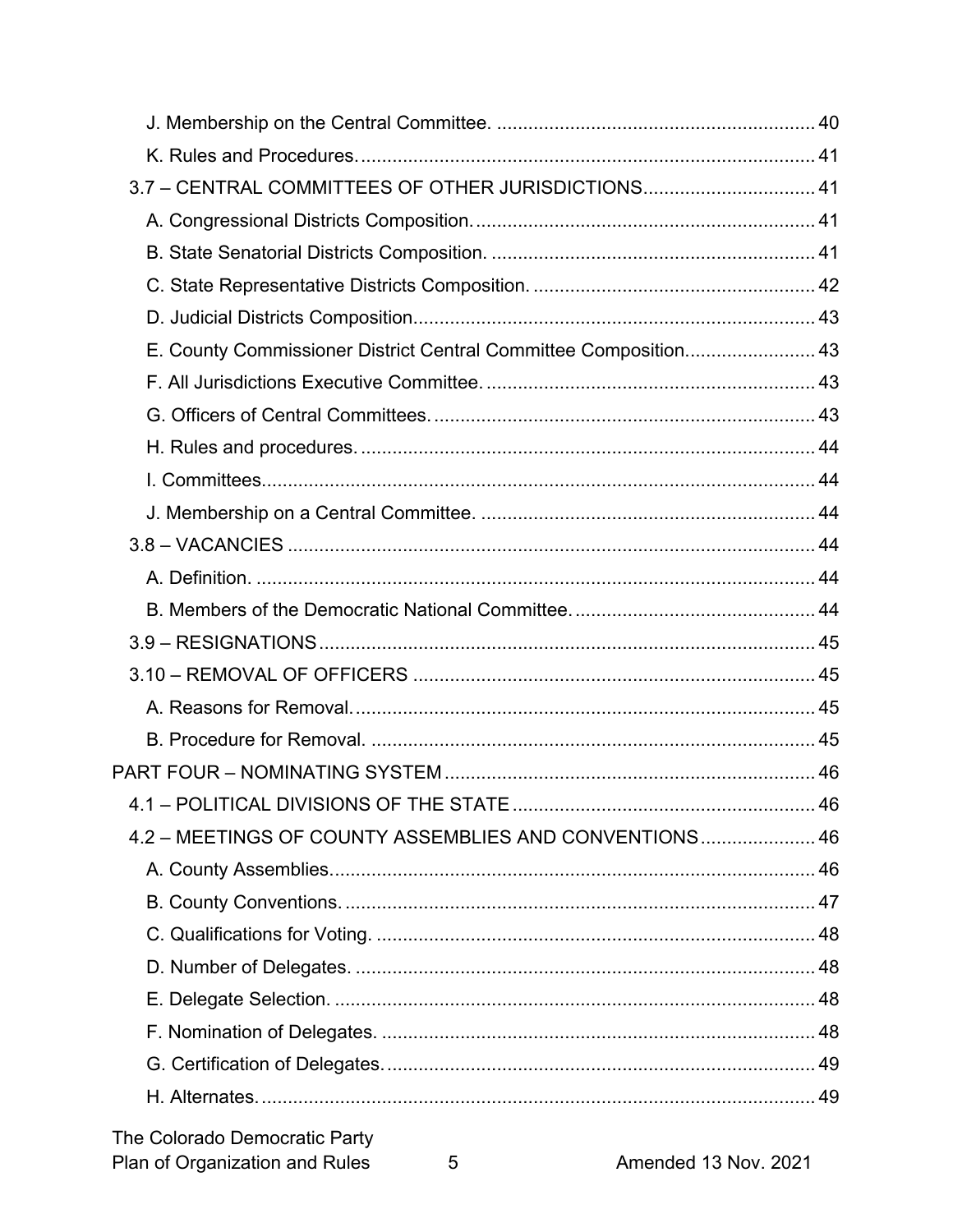J. Membership on the Central Committee. ............................................................ 40

K. Rules and Procedures. ...................................................................................... 41

3.7 – CENTRAL COMMITTEES OF OTHER JURISDICTIONS................................. 41

A. Congressional Districts Composition. ................................................................ 41

B. State Senatorial Districts Composition. ............................................................. 41

C. State Representative Districts Composition. ..................................................... 42

D. Judicial Districts Composition............................................................................ 43

E. County Commissioner District Central Committee Composition......................... 43

F. All Jurisdictions Executive Committee. .............................................................. 43

G. Officers of Central Committees. ........................................................................ 43

H. Rules and procedures. ...................................................................................... 44

I. Committees......................................................................................................... 44

J. Membership on a Central Committee. ................................................................ 44

3.8 – VACANCIES .................................................................................................... 44

A. Definition. .......................................................................................................... 44

B. Members of the Democratic National Committee. ............................................. 44

3.9 – RESIGNATIONS .............................................................................................. 45

3.10 – REMOVAL OF OFFICERS ............................................................................ 45

A. Reasons for Removal. ........................................................................................ 45

B. Procedure for Removal. ..................................................................................... 45

PART FOUR – NOMINATING SYSTEM ..................................................................... 46

4.1 – POLITICAL DIVISIONS OF THE STATE ......................................................... 46

4.2 – MEETINGS OF COUNTY ASSEMBLIES AND CONVENTIONS ...................... 46

A. County Assemblies............................................................................................. 46

B. County Conventions. .......................................................................................... 47

C. Qualifications for Voting. .................................................................................... 48

D. Number of Delegates. ........................................................................................ 48

E. Delegate Selection. ............................................................................................ 48

F. Nomination of Delegates. ................................................................................... 48

G. Certification of Delegates. .................................................................................. 49

H. Alternates. .......................................................................................................... 49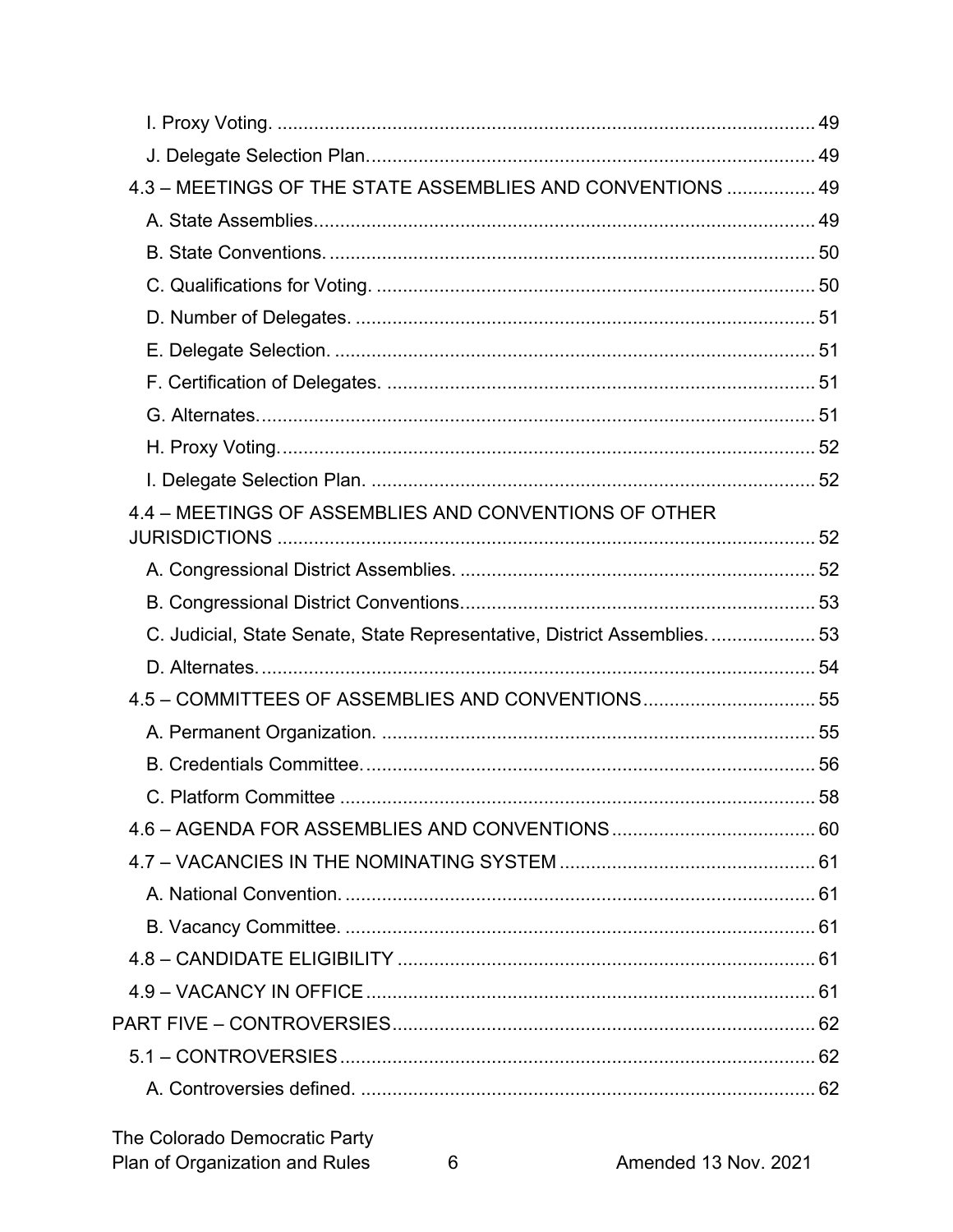I. Proxy Voting. 49

J. Delegate Selection Plan. 49

4.3 – MEETINGS OF THE STATE ASSEMBLIES AND CONVENTIONS 49

A. State Assemblies. 49

B. State Conventions. 50

C. Qualifications for Voting. 50

D. Number of Delegates. 51

E. Delegate Selection. 51

F. Certification of Delegates. 51

G. Alternates. 51

H. Proxy Voting. 52

I. Delegate Selection Plan. 52

4.4 – MEETINGS OF ASSEMBLIES AND CONVENTIONS OF OTHER JURISDICTIONS 52

A. Congressional District Assemblies. 52

B. Congressional District Conventions. 53

C. Judicial, State Senate, State Representative, District Assemblies. 53

D. Alternates. 54

4.5 – COMMITTEES OF ASSEMBLIES AND CONVENTIONS 55

A. Permanent Organization. 55

B. Credentials Committee. 56

C. Platform Committee 58

4.6 – AGENDA FOR ASSEMBLIES AND CONVENTIONS 60

4.7 – VACANCIES IN THE NOMINATING SYSTEM 61

A. National Convention. 61

B. Vacancy Committee. 61

4.8 – CANDIDATE ELIGIBILITY 61

4.9 – VACANCY IN OFFICE 61

PART FIVE – CONTROVERSIES 62

5.1 – CONTROVERSIES 62

A. Controversies defined. 62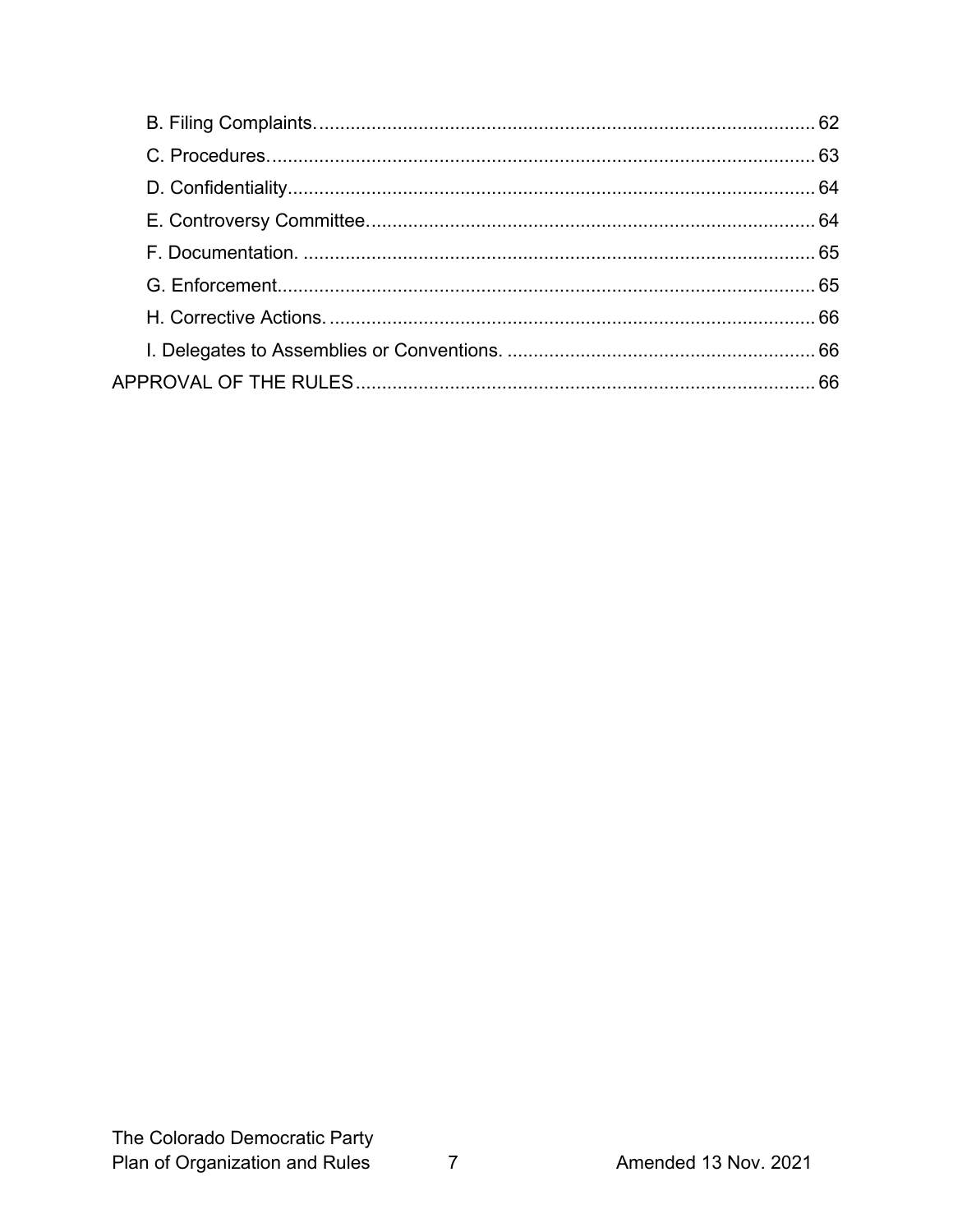B. Filing Complaints. ............................................................................................ 62

C. Procedures. ........................................................................................................ 63

D. Confidentiality .................................................................................................... 64

E. Controversy Committee. ..................................................................................... 64

F. Documentation. ................................................................................................. 65

G. Enforcement. ..................................................................................................... 65

H. Corrective Actions. ............................................................................................ 66

I. Delegates to Assemblies or Conventions. .......................................................... 66

APPROVAL OF THE RULES ...................................................................................... 66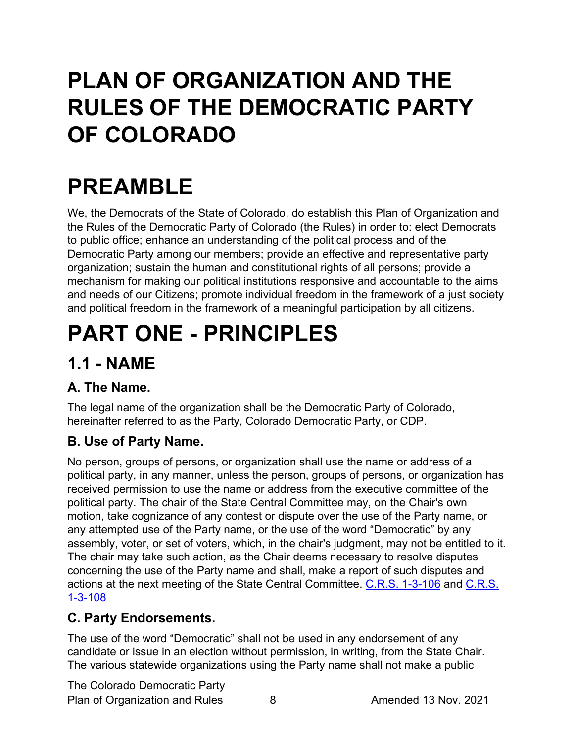# PLAN OF ORGANIZATION AND THE RULES OF THE DEMOCRATIC PARTY OF COLORADO

# PREAMBLE

We, the Democrats of the State of Colorado, do establish this Plan of Organization and the Rules of the Democratic Party of Colorado (the Rules) in order to: elect Democrats to public office; enhance an understanding of the political process and of the Democratic Party among our members; provide an effective and representative party organization; sustain the human and constitutional rights of all persons; provide a mechanism for making our political institutions responsive and accountable to the aims and needs of our Citizens; promote individual freedom in the framework of a just society and political freedom in the framework of a meaningful participation by all citizens.

# PART ONE - PRINCIPLES

## 1.1 - NAME

### A. The Name.

The legal name of the organization shall be the Democratic Party of Colorado, hereinafter referred to as the Party, Colorado Democratic Party, or CDP.

### B. Use of Party Name.

No person, groups of persons, or organization shall use the name or address of a political party, in any manner, unless the person, groups of persons, or organization has received permission to use the name or address from the executive committee of the political party. The chair of the State Central Committee may, on the Chair's own motion, take cognizance of any contest or dispute over the use of the Party name, or any attempted use of the Party name, or the use of the word "Democratic" by any assembly, voter, or set of voters, which, in the chair's judgment, may not be entitled to it. The chair may take such action, as the Chair deems necessary to resolve disputes concerning the use of the Party name and shall, make a report of such disputes and actions at the next meeting of the State Central Committee. C.R.S. 1-3-106 and C.R.S. 1-3-108

### C. Party Endorsements.

The use of the word "Democratic" shall not be used in any endorsement of any candidate or issue in an election without permission, in writing, from the State Chair. The various statewide organizations using the Party name shall not make a public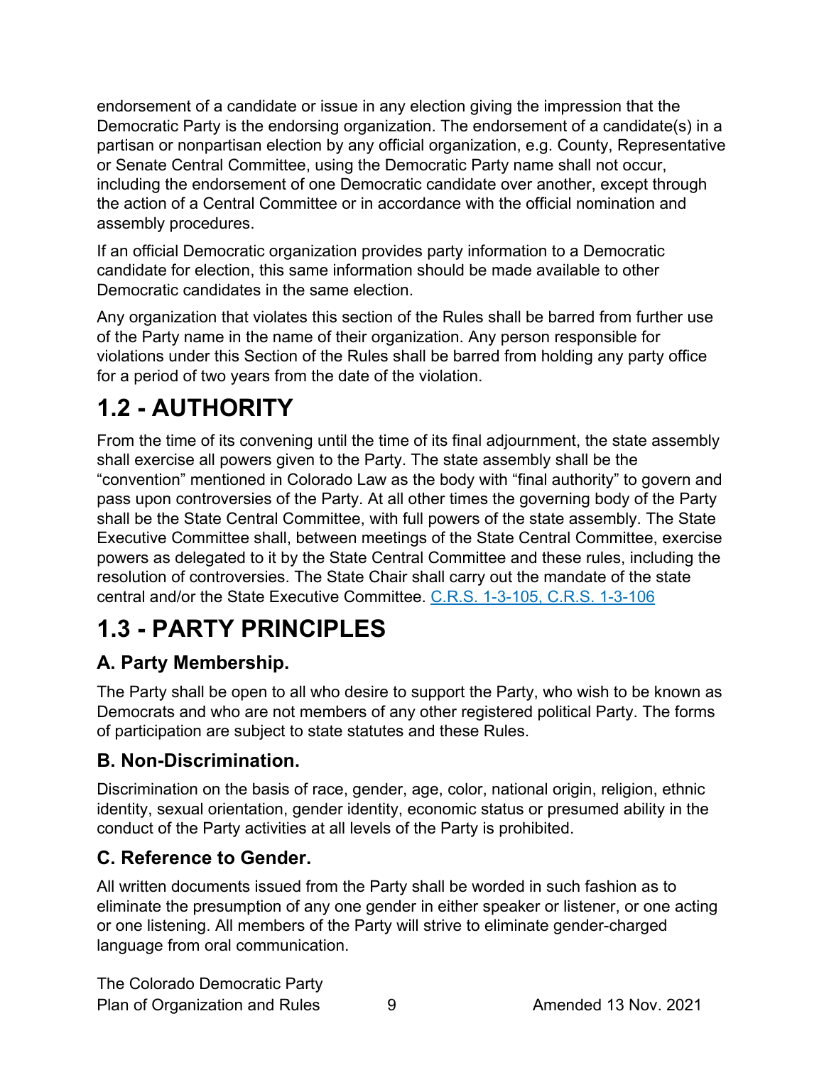endorsement of a candidate or issue in any election giving the impression that the Democratic Party is the endorsing organization. The endorsement of a candidate(s) in a partisan or nonpartisan election by any official organization, e.g. County, Representative or Senate Central Committee, using the Democratic Party name shall not occur, including the endorsement of one Democratic candidate over another, except through the action of a Central Committee or in accordance with the official nomination and assembly procedures.

If an official Democratic organization provides party information to a Democratic candidate for election, this same information should be made available to other Democratic candidates in the same election.

Any organization that violates this section of the Rules shall be barred from further use of the Party name in the name of their organization. Any person responsible for violations under this Section of the Rules shall be barred from holding any party office for a period of two years from the date of the violation.

# 1.2 - AUTHORITY

From the time of its convening until the time of its final adjournment, the state assembly shall exercise all powers given to the Party. The state assembly shall be the "convention" mentioned in Colorado Law as the body with "final authority" to govern and pass upon controversies of the Party. At all other times the governing body of the Party shall be the State Central Committee, with full powers of the state assembly. The State Executive Committee shall, between meetings of the State Central Committee, exercise powers as delegated to it by the State Central Committee and these rules, including the resolution of controversies. The State Chair shall carry out the mandate of the state central and/or the State Executive Committee. C.R.S. 1-3-105, C.R.S. 1-3-106

# 1.3 - PARTY PRINCIPLES

## A. Party Membership.

The Party shall be open to all who desire to support the Party, who wish to be known as Democrats and who are not members of any other registered political Party. The forms of participation are subject to state statutes and these Rules.

## B. Non-Discrimination.

Discrimination on the basis of race, gender, age, color, national origin, religion, ethnic identity, sexual orientation, gender identity, economic status or presumed ability in the conduct of the Party activities at all levels of the Party is prohibited.

## C. Reference to Gender.

All written documents issued from the Party shall be worded in such fashion as to eliminate the presumption of any one gender in either speaker or listener, or one acting or one listening. All members of the Party will strive to eliminate gender-charged language from oral communication.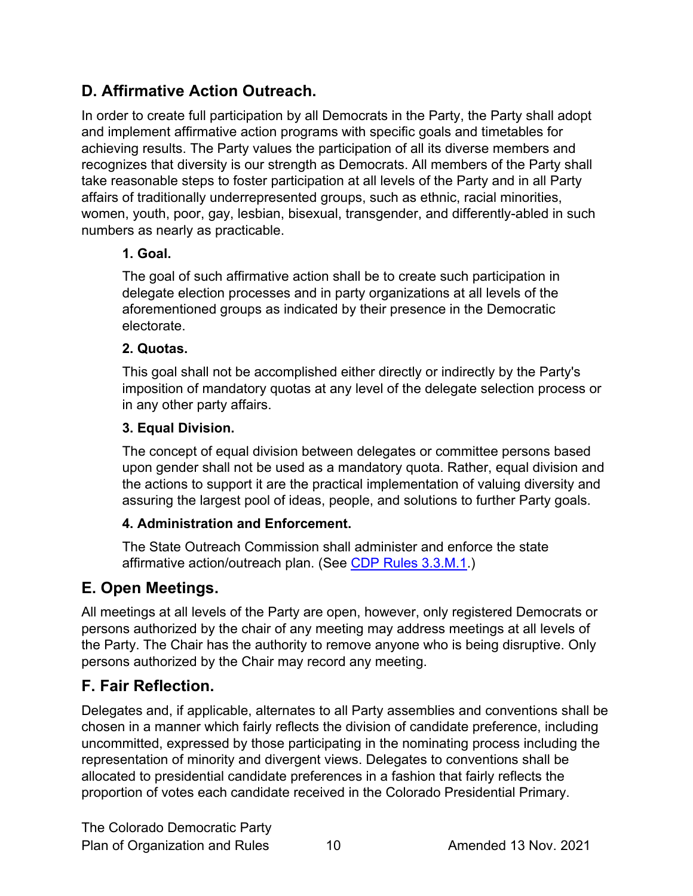## D. Affirmative Action Outreach.

In order to create full participation by all Democrats in the Party, the Party shall adopt and implement affirmative action programs with specific goals and timetables for achieving results. The Party values the participation of all its diverse members and recognizes that diversity is our strength as Democrats. All members of the Party shall take reasonable steps to foster participation at all levels of the Party and in all Party affairs of traditionally underrepresented groups, such as ethnic, racial minorities, women, youth, poor, gay, lesbian, bisexual, transgender, and differently-abled in such numbers as nearly as practicable.

### 1. Goal.

The goal of such affirmative action shall be to create such participation in delegate election processes and in party organizations at all levels of the aforementioned groups as indicated by their presence in the Democratic electorate.

### 2. Quotas.

This goal shall not be accomplished either directly or indirectly by the Party's imposition of mandatory quotas at any level of the delegate selection process or in any other party affairs.

### 3. Equal Division.

The concept of equal division between delegates or committee persons based upon gender shall not be used as a mandatory quota. Rather, equal division and the actions to support it are the practical implementation of valuing diversity and assuring the largest pool of ideas, people, and solutions to further Party goals.

### 4. Administration and Enforcement.

The State Outreach Commission shall administer and enforce the state affirmative action/outreach plan. (See CDP Rules 3.3.M.1.)

## E. Open Meetings.

All meetings at all levels of the Party are open, however, only registered Democrats or persons authorized by the chair of any meeting may address meetings at all levels of the Party. The Chair has the authority to remove anyone who is being disruptive. Only persons authorized by the Chair may record any meeting.

## F. Fair Reflection.

Delegates and, if applicable, alternates to all Party assemblies and conventions shall be chosen in a manner which fairly reflects the division of candidate preference, including uncommitted, expressed by those participating in the nominating process including the representation of minority and divergent views. Delegates to conventions shall be allocated to presidential candidate preferences in a fashion that fairly reflects the proportion of votes each candidate received in the Colorado Presidential Primary.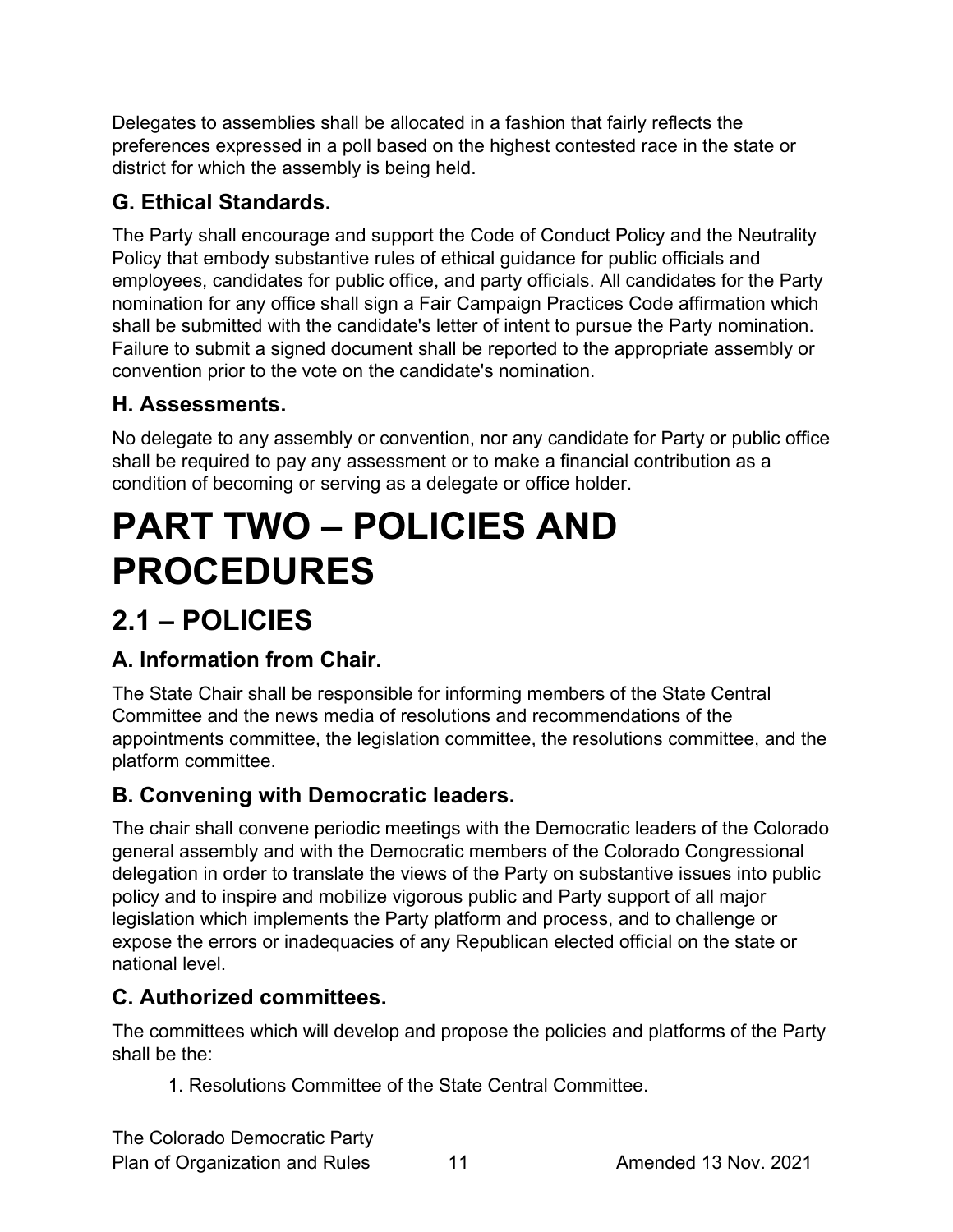Delegates to assemblies shall be allocated in a fashion that fairly reflects the preferences expressed in a poll based on the highest contested race in the state or district for which the assembly is being held.

### G. Ethical Standards.

The Party shall encourage and support the Code of Conduct Policy and the Neutrality Policy that embody substantive rules of ethical guidance for public officials and employees, candidates for public office, and party officials. All candidates for the Party nomination for any office shall sign a Fair Campaign Practices Code affirmation which shall be submitted with the candidate's letter of intent to pursue the Party nomination. Failure to submit a signed document shall be reported to the appropriate assembly or convention prior to the vote on the candidate's nomination.

### H. Assessments.

No delegate to any assembly or convention, nor any candidate for Party or public office shall be required to pay any assessment or to make a financial contribution as a condition of becoming or serving as a delegate or office holder.

# PART TWO – POLICIES AND PROCEDURES

## 2.1 – POLICIES

### A. Information from Chair.

The State Chair shall be responsible for informing members of the State Central Committee and the news media of resolutions and recommendations of the appointments committee, the legislation committee, the resolutions committee, and the platform committee.

### B. Convening with Democratic leaders.

The chair shall convene periodic meetings with the Democratic leaders of the Colorado general assembly and with the Democratic members of the Colorado Congressional delegation in order to translate the views of the Party on substantive issues into public policy and to inspire and mobilize vigorous public and Party support of all major legislation which implements the Party platform and process, and to challenge or expose the errors or inadequacies of any Republican elected official on the state or national level.

### C. Authorized committees.

The committees which will develop and propose the policies and platforms of the Party shall be the:

1. Resolutions Committee of the State Central Committee.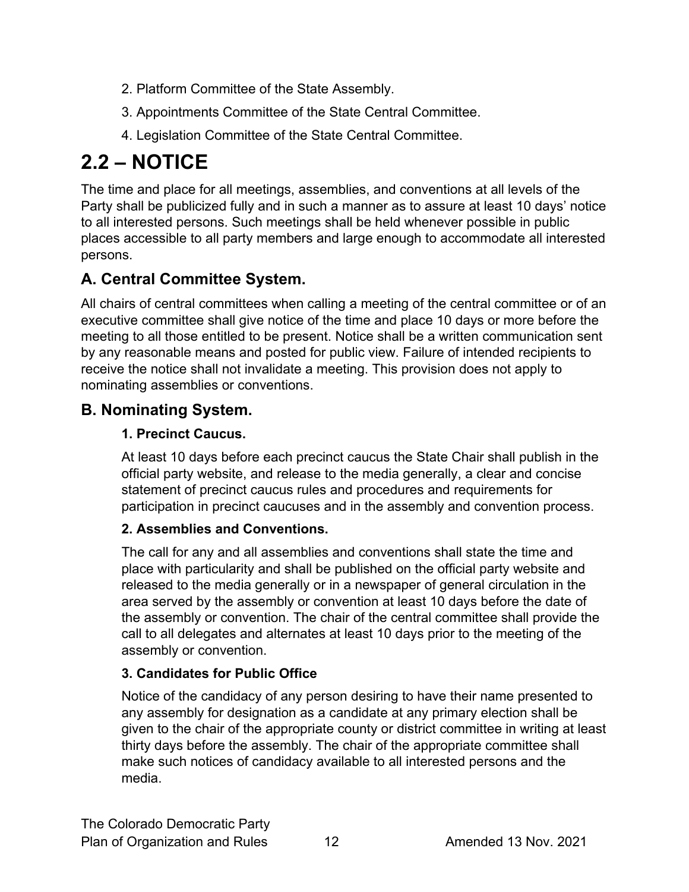2. Platform Committee of the State Assembly.

3. Appointments Committee of the State Central Committee.

4. Legislation Committee of the State Central Committee.

# 2.2 – NOTICE

The time and place for all meetings, assemblies, and conventions at all levels of the Party shall be publicized fully and in such a manner as to assure at least 10 days' notice to all interested persons. Such meetings shall be held whenever possible in public places accessible to all party members and large enough to accommodate all interested persons.

## A. Central Committee System.

All chairs of central committees when calling a meeting of the central committee or of an executive committee shall give notice of the time and place 10 days or more before the meeting to all those entitled to be present. Notice shall be a written communication sent by any reasonable means and posted for public view. Failure of intended recipients to receive the notice shall not invalidate a meeting. This provision does not apply to nominating assemblies or conventions.

## B. Nominating System.

### 1. Precinct Caucus.

At least 10 days before each precinct caucus the State Chair shall publish in the official party website, and release to the media generally, a clear and concise statement of precinct caucus rules and procedures and requirements for participation in precinct caucuses and in the assembly and convention process.

### 2. Assemblies and Conventions.

The call for any and all assemblies and conventions shall state the time and place with particularity and shall be published on the official party website and released to the media generally or in a newspaper of general circulation in the area served by the assembly or convention at least 10 days before the date of the assembly or convention. The chair of the central committee shall provide the call to all delegates and alternates at least 10 days prior to the meeting of the assembly or convention.

### 3. Candidates for Public Office

Notice of the candidacy of any person desiring to have their name presented to any assembly for designation as a candidate at any primary election shall be given to the chair of the appropriate county or district committee in writing at least thirty days before the assembly. The chair of the appropriate committee shall make such notices of candidacy available to all interested persons and the media.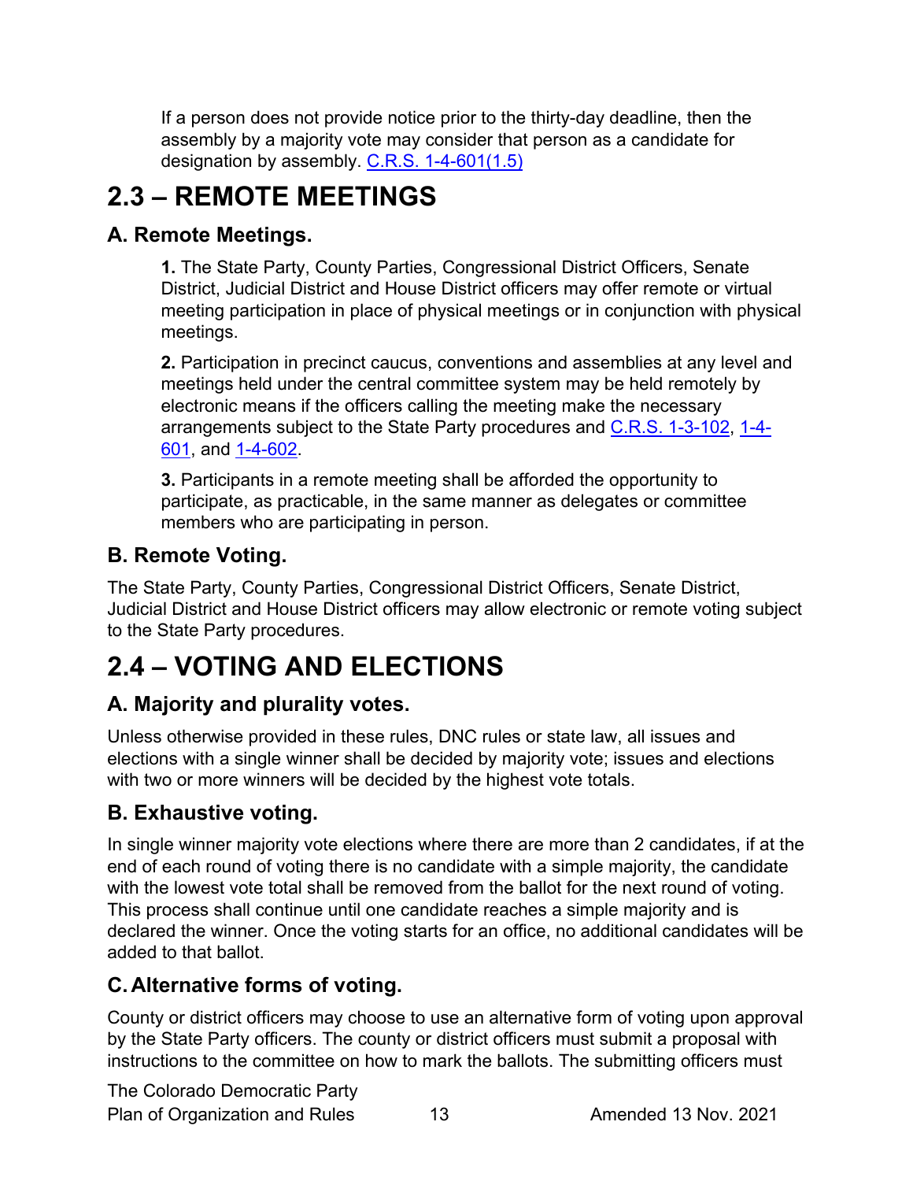If a person does not provide notice prior to the thirty-day deadline, then the assembly by a majority vote may consider that person as a candidate for designation by assembly. [C.R.S. 1-4-601(1.5)]

# 2.3 – REMOTE MEETINGS

## A. Remote Meetings.

**1.** The State Party, County Parties, Congressional District Officers, Senate District, Judicial District and House District officers may offer remote or virtual meeting participation in place of physical meetings or in conjunction with physical meetings.

**2.** Participation in precinct caucus, conventions and assemblies at any level and meetings held under the central committee system may be held remotely by electronic means if the officers calling the meeting make the necessary arrangements subject to the State Party procedures and [C.R.S. 1-3-102], [1-4-601], and [1-4-602].

**3.** Participants in a remote meeting shall be afforded the opportunity to participate, as practicable, in the same manner as delegates or committee members who are participating in person.

## B. Remote Voting.

The State Party, County Parties, Congressional District Officers, Senate District, Judicial District and House District officers may allow electronic or remote voting subject to the State Party procedures.

# 2.4 – VOTING AND ELECTIONS

## A. Majority and plurality votes.

Unless otherwise provided in these rules, DNC rules or state law, all issues and elections with a single winner shall be decided by majority vote; issues and elections with two or more winners will be decided by the highest vote totals.

## B. Exhaustive voting.

In single winner majority vote elections where there are more than 2 candidates, if at the end of each round of voting there is no candidate with a simple majority, the candidate with the lowest vote total shall be removed from the ballot for the next round of voting. This process shall continue until one candidate reaches a simple majority and is declared the winner. Once the voting starts for an office, no additional candidates will be added to that ballot.

## C. Alternative forms of voting.

County or district officers may choose to use an alternative form of voting upon approval by the State Party officers. The county or district officers must submit a proposal with instructions to the committee on how to mark the ballots. The submitting officers must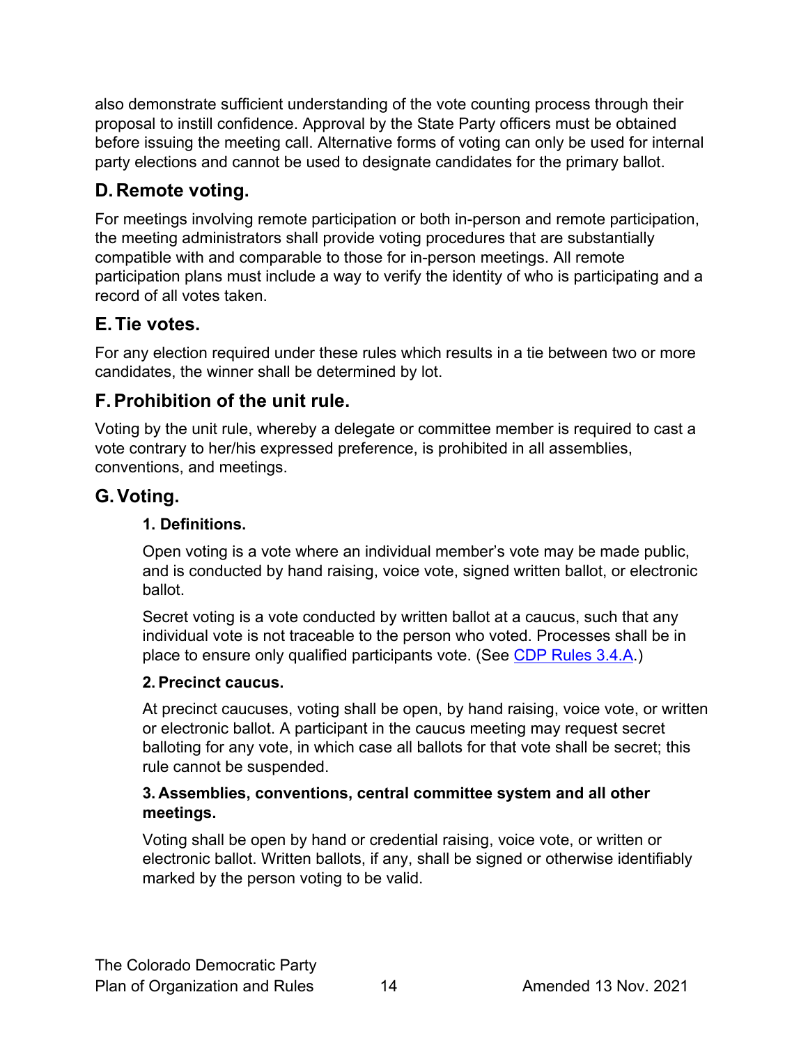also demonstrate sufficient understanding of the vote counting process through their proposal to instill confidence. Approval by the State Party officers must be obtained before issuing the meeting call. Alternative forms of voting can only be used for internal party elections and cannot be used to designate candidates for the primary ballot.

## D. Remote voting.

For meetings involving remote participation or both in-person and remote participation, the meeting administrators shall provide voting procedures that are substantially compatible with and comparable to those for in-person meetings. All remote participation plans must include a way to verify the identity of who is participating and a record of all votes taken.

## E. Tie votes.

For any election required under these rules which results in a tie between two or more candidates, the winner shall be determined by lot.

## F. Prohibition of the unit rule.

Voting by the unit rule, whereby a delegate or committee member is required to cast a vote contrary to her/his expressed preference, is prohibited in all assemblies, conventions, and meetings.

## G. Voting.

### 1. Definitions.

Open voting is a vote where an individual member's vote may be made public, and is conducted by hand raising, voice vote, signed written ballot, or electronic ballot.

Secret voting is a vote conducted by written ballot at a caucus, such that any individual vote is not traceable to the person who voted. Processes shall be in place to ensure only qualified participants vote. (See [CDP Rules 3.4.A](#).)

### 2. Precinct caucus.

At precinct caucuses, voting shall be open, by hand raising, voice vote, or written or electronic ballot. A participant in the caucus meeting may request secret balloting for any vote, in which case all ballots for that vote shall be secret; this rule cannot be suspended.

### 3. Assemblies, conventions, central committee system and all other meetings.

Voting shall be open by hand or credential raising, voice vote, or written or electronic ballot. Written ballots, if any, shall be signed or otherwise identifiably marked by the person voting to be valid.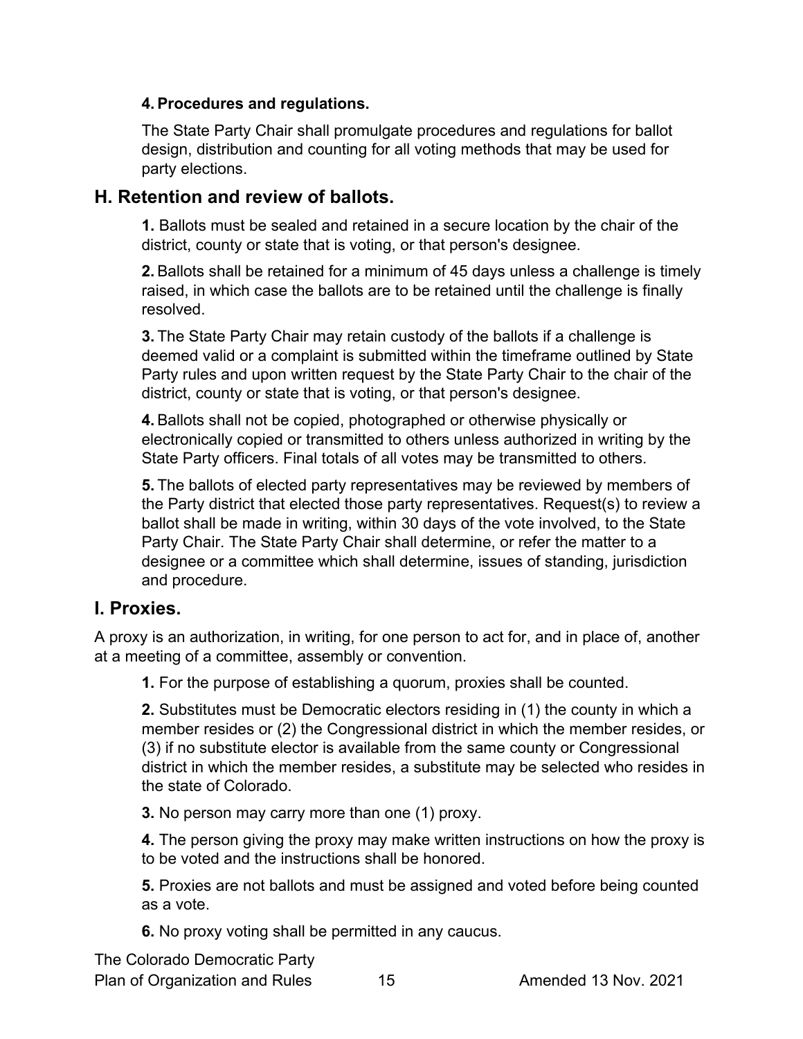**4. Procedures and regulations.**

The State Party Chair shall promulgate procedures and regulations for ballot design, distribution and counting for all voting methods that may be used for party elections.

## H. Retention and review of ballots.

**1.** Ballots must be sealed and retained in a secure location by the chair of the district, county or state that is voting, or that person's designee.

**2.** Ballots shall be retained for a minimum of 45 days unless a challenge is timely raised, in which case the ballots are to be retained until the challenge is finally resolved.

**3.** The State Party Chair may retain custody of the ballots if a challenge is deemed valid or a complaint is submitted within the timeframe outlined by State Party rules and upon written request by the State Party Chair to the chair of the district, county or state that is voting, or that person's designee.

**4.** Ballots shall not be copied, photographed or otherwise physically or electronically copied or transmitted to others unless authorized in writing by the State Party officers. Final totals of all votes may be transmitted to others.

**5.** The ballots of elected party representatives may be reviewed by members of the Party district that elected those party representatives. Request(s) to review a ballot shall be made in writing, within 30 days of the vote involved, to the State Party Chair. The State Party Chair shall determine, or refer the matter to a designee or a committee which shall determine, issues of standing, jurisdiction and procedure.

## I. Proxies.

A proxy is an authorization, in writing, for one person to act for, and in place of, another at a meeting of a committee, assembly or convention.

**1.** For the purpose of establishing a quorum, proxies shall be counted.

**2.** Substitutes must be Democratic electors residing in (1) the county in which a member resides or (2) the Congressional district in which the member resides, or (3) if no substitute elector is available from the same county or Congressional district in which the member resides, a substitute may be selected who resides in the state of Colorado.

**3.** No person may carry more than one (1) proxy.

**4.** The person giving the proxy may make written instructions on how the proxy is to be voted and the instructions shall be honored.

**5.** Proxies are not ballots and must be assigned and voted before being counted as a vote.

**6.** No proxy voting shall be permitted in any caucus.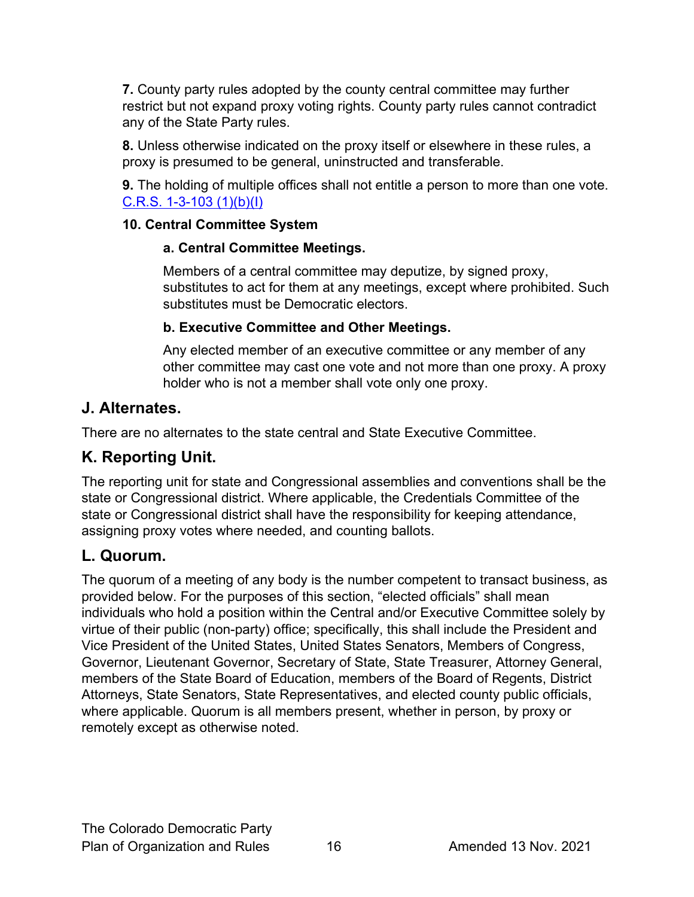**7.** County party rules adopted by the county central committee may further restrict but not expand proxy voting rights. County party rules cannot contradict any of the State Party rules.

**8.** Unless otherwise indicated on the proxy itself or elsewhere in these rules, a proxy is presumed to be general, uninstructed and transferable.

**9.** The holding of multiple offices shall not entitle a person to more than one vote. C.R.S. 1-3-103 (1)(b)(I)

**10. Central Committee System**

**a. Central Committee Meetings.**

Members of a central committee may deputize, by signed proxy, substitutes to act for them at any meetings, except where prohibited. Such substitutes must be Democratic electors.

**b. Executive Committee and Other Meetings.**

Any elected member of an executive committee or any member of any other committee may cast one vote and not more than one proxy. A proxy holder who is not a member shall vote only one proxy.

## J. Alternates.

There are no alternates to the state central and State Executive Committee.

## K. Reporting Unit.

The reporting unit for state and Congressional assemblies and conventions shall be the state or Congressional district. Where applicable, the Credentials Committee of the state or Congressional district shall have the responsibility for keeping attendance, assigning proxy votes where needed, and counting ballots.

## L. Quorum.

The quorum of a meeting of any body is the number competent to transact business, as provided below. For the purposes of this section, “elected officials” shall mean individuals who hold a position within the Central and/or Executive Committee solely by virtue of their public (non-party) office; specifically, this shall include the President and Vice President of the United States, United States Senators, Members of Congress, Governor, Lieutenant Governor, Secretary of State, State Treasurer, Attorney General, members of the State Board of Education, members of the Board of Regents, District Attorneys, State Senators, State Representatives, and elected county public officials, where applicable. Quorum is all members present, whether in person, by proxy or remotely except as otherwise noted.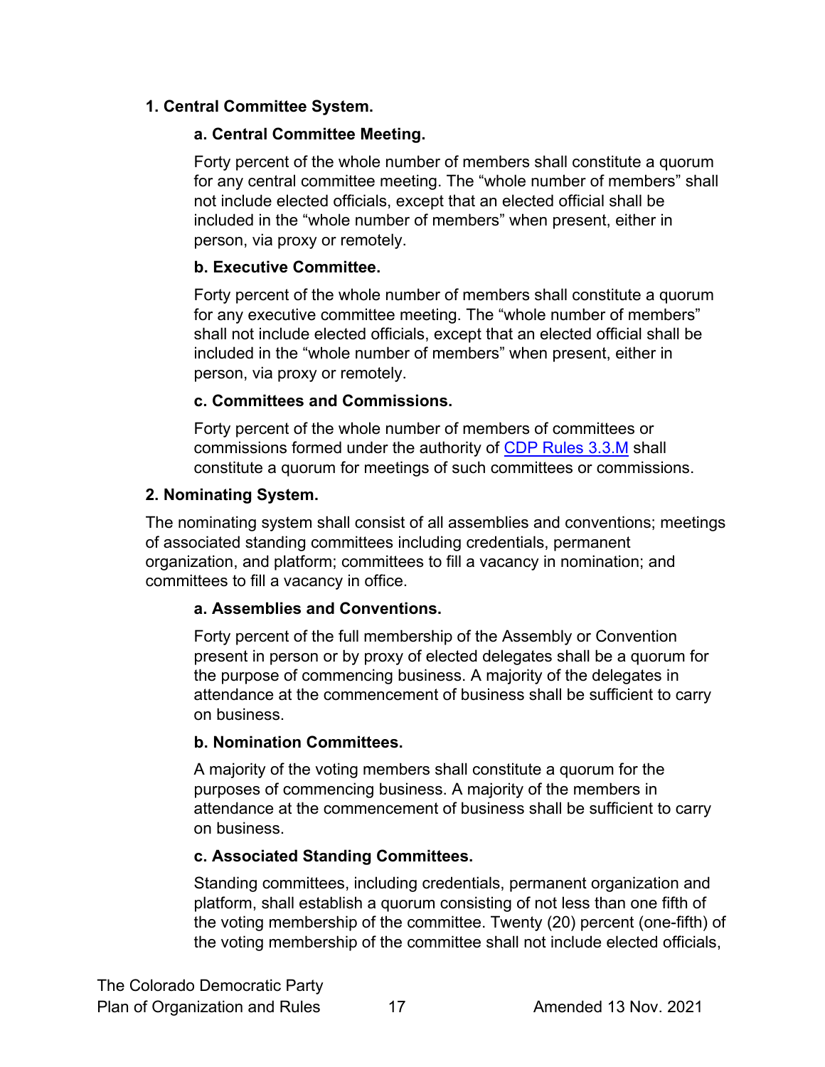### 1. Central Committee System.

#### a. Central Committee Meeting.

Forty percent of the whole number of members shall constitute a quorum for any central committee meeting. The “whole number of members” shall not include elected officials, except that an elected official shall be included in the “whole number of members” when present, either in person, via proxy or remotely.

#### b. Executive Committee.

Forty percent of the whole number of members shall constitute a quorum for any executive committee meeting. The “whole number of members” shall not include elected officials, except that an elected official shall be included in the “whole number of members” when present, either in person, via proxy or remotely.

#### c. Committees and Commissions.

Forty percent of the whole number of members of committees or commissions formed under the authority of CDP Rules 3.3.M shall constitute a quorum for meetings of such committees or commissions.

### 2. Nominating System.

The nominating system shall consist of all assemblies and conventions; meetings of associated standing committees including credentials, permanent organization, and platform; committees to fill a vacancy in nomination; and committees to fill a vacancy in office.

#### a. Assemblies and Conventions.

Forty percent of the full membership of the Assembly or Convention present in person or by proxy of elected delegates shall be a quorum for the purpose of commencing business. A majority of the delegates in attendance at the commencement of business shall be sufficient to carry on business.

#### b. Nomination Committees.

A majority of the voting members shall constitute a quorum for the purposes of commencing business. A majority of the members in attendance at the commencement of business shall be sufficient to carry on business.

#### c. Associated Standing Committees.

Standing committees, including credentials, permanent organization and platform, shall establish a quorum consisting of not less than one fifth of the voting membership of the committee. Twenty (20) percent (one-fifth) of the voting membership of the committee shall not include elected officials,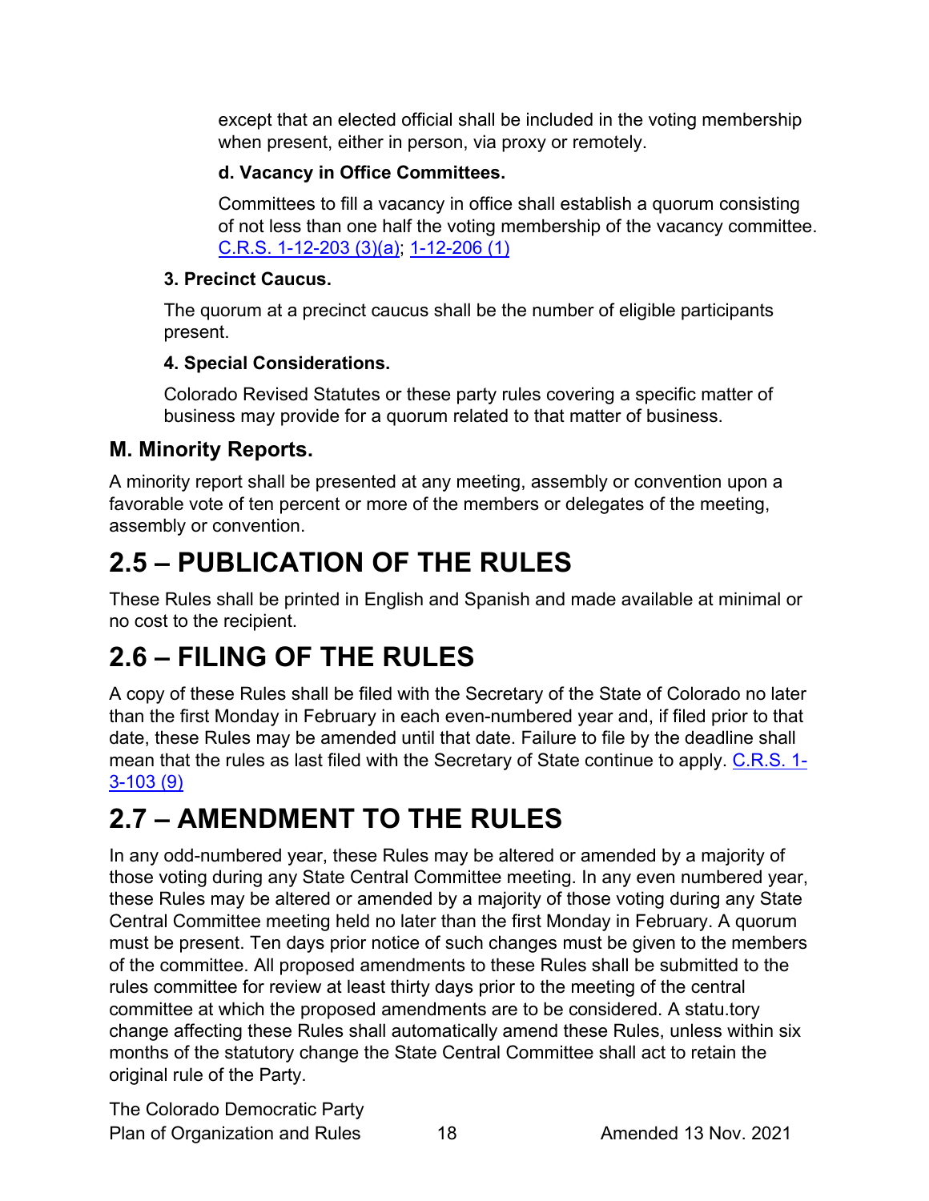except that an elected official shall be included in the voting membership when present, either in person, via proxy or remotely.

**d. Vacancy in Office Committees.**

Committees to fill a vacancy in office shall establish a quorum consisting of not less than one half the voting membership of the vacancy committee. C.R.S. 1-12-203 (3)(a); 1-12-206 (1)

**3. Precinct Caucus.**

The quorum at a precinct caucus shall be the number of eligible participants present.

**4. Special Considerations.**

Colorado Revised Statutes or these party rules covering a specific matter of business may provide for a quorum related to that matter of business.

### M. Minority Reports.

A minority report shall be presented at any meeting, assembly or convention upon a favorable vote of ten percent or more of the members or delegates of the meeting, assembly or convention.

# 2.5 – PUBLICATION OF THE RULES

These Rules shall be printed in English and Spanish and made available at minimal or no cost to the recipient.

# 2.6 – FILING OF THE RULES

A copy of these Rules shall be filed with the Secretary of the State of Colorado no later than the first Monday in February in each even-numbered year and, if filed prior to that date, these Rules may be amended until that date. Failure to file by the deadline shall mean that the rules as last filed with the Secretary of State continue to apply. C.R.S. 1-3-103 (9)

# 2.7 – AMENDMENT TO THE RULES

In any odd-numbered year, these Rules may be altered or amended by a majority of those voting during any State Central Committee meeting. In any even numbered year, these Rules may be altered or amended by a majority of those voting during any State Central Committee meeting held no later than the first Monday in February. A quorum must be present. Ten days prior notice of such changes must be given to the members of the committee. All proposed amendments to these Rules shall be submitted to the rules committee for review at least thirty days prior to the meeting of the central committee at which the proposed amendments are to be considered. A statu.tory change affecting these Rules shall automatically amend these Rules, unless within six months of the statutory change the State Central Committee shall act to retain the original rule of the Party.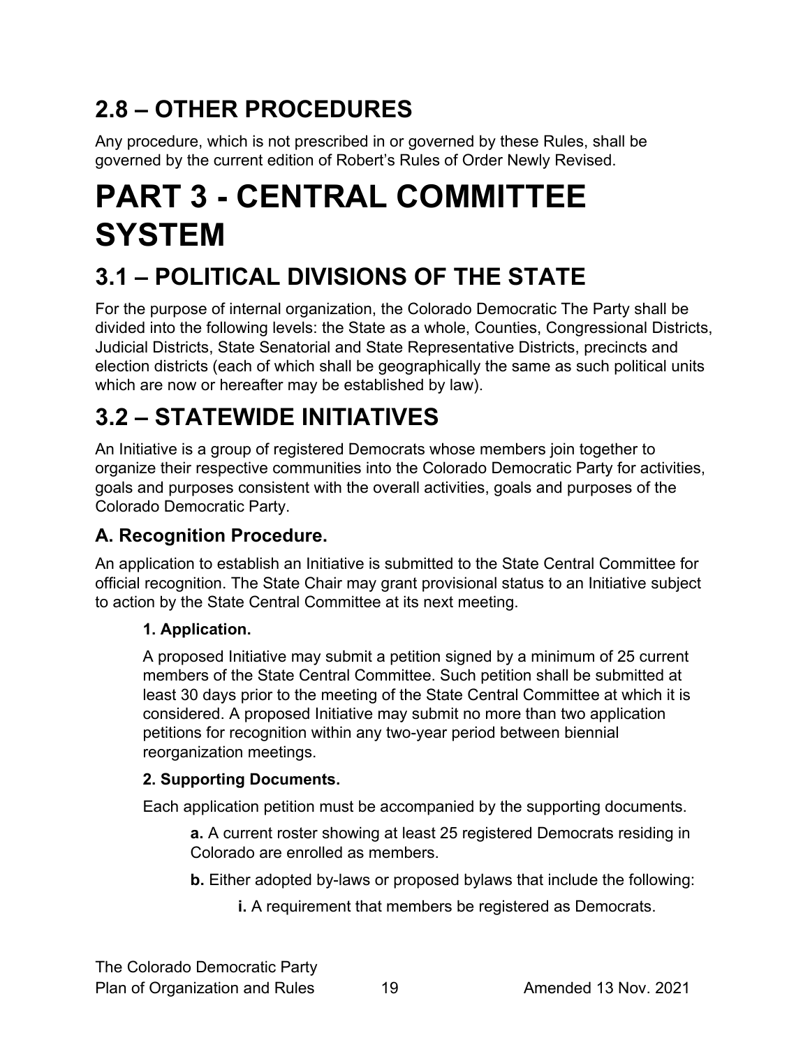## 2.8 – OTHER PROCEDURES

Any procedure, which is not prescribed in or governed by these Rules, shall be governed by the current edition of Robert's Rules of Order Newly Revised.

# PART 3 - CENTRAL COMMITTEE SYSTEM

## 3.1 – POLITICAL DIVISIONS OF THE STATE

For the purpose of internal organization, the Colorado Democratic The Party shall be divided into the following levels: the State as a whole, Counties, Congressional Districts, Judicial Districts, State Senatorial and State Representative Districts, precincts and election districts (each of which shall be geographically the same as such political units which are now or hereafter may be established by law).

## 3.2 – STATEWIDE INITIATIVES

An Initiative is a group of registered Democrats whose members join together to organize their respective communities into the Colorado Democratic Party for activities, goals and purposes consistent with the overall activities, goals and purposes of the Colorado Democratic Party.

### A. Recognition Procedure.

An application to establish an Initiative is submitted to the State Central Committee for official recognition. The State Chair may grant provisional status to an Initiative subject to action by the State Central Committee at its next meeting.

**1. Application.**

A proposed Initiative may submit a petition signed by a minimum of 25 current members of the State Central Committee. Such petition shall be submitted at least 30 days prior to the meeting of the State Central Committee at which it is considered. A proposed Initiative may submit no more than two application petitions for recognition within any two-year period between biennial reorganization meetings.

**2. Supporting Documents.**

Each application petition must be accompanied by the supporting documents.

**a.** A current roster showing at least 25 registered Democrats residing in Colorado are enrolled as members.

**b.** Either adopted by-laws or proposed bylaws that include the following:

**i.** A requirement that members be registered as Democrats.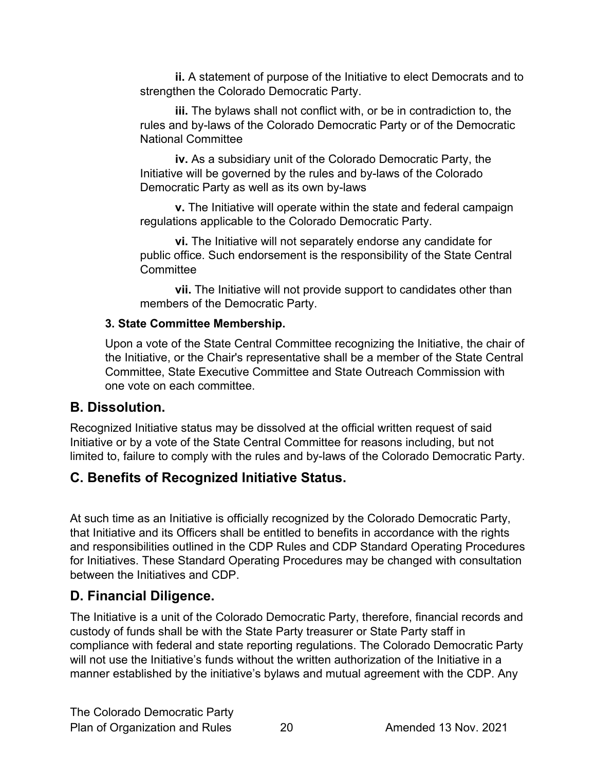**ii.** A statement of purpose of the Initiative to elect Democrats and to strengthen the Colorado Democratic Party.

**iii.** The bylaws shall not conflict with, or be in contradiction to, the rules and by-laws of the Colorado Democratic Party or of the Democratic National Committee

**iv.** As a subsidiary unit of the Colorado Democratic Party, the Initiative will be governed by the rules and by-laws of the Colorado Democratic Party as well as its own by-laws

**v.** The Initiative will operate within the state and federal campaign regulations applicable to the Colorado Democratic Party.

**vi.** The Initiative will not separately endorse any candidate for public office. Such endorsement is the responsibility of the State Central Committee

**vii.** The Initiative will not provide support to candidates other than members of the Democratic Party.

**3. State Committee Membership.**

Upon a vote of the State Central Committee recognizing the Initiative, the chair of the Initiative, or the Chair's representative shall be a member of the State Central Committee, State Executive Committee and State Outreach Commission with one vote on each committee.

## B. Dissolution.

Recognized Initiative status may be dissolved at the official written request of said Initiative or by a vote of the State Central Committee for reasons including, but not limited to, failure to comply with the rules and by-laws of the Colorado Democratic Party.

## C. Benefits of Recognized Initiative Status.

At such time as an Initiative is officially recognized by the Colorado Democratic Party, that Initiative and its Officers shall be entitled to benefits in accordance with the rights and responsibilities outlined in the CDP Rules and CDP Standard Operating Procedures for Initiatives. These Standard Operating Procedures may be changed with consultation between the Initiatives and CDP.

## D. Financial Diligence.

The Initiative is a unit of the Colorado Democratic Party, therefore, financial records and custody of funds shall be with the State Party treasurer or State Party staff in compliance with federal and state reporting regulations. The Colorado Democratic Party will not use the Initiative's funds without the written authorization of the Initiative in a manner established by the initiative's bylaws and mutual agreement with the CDP. Any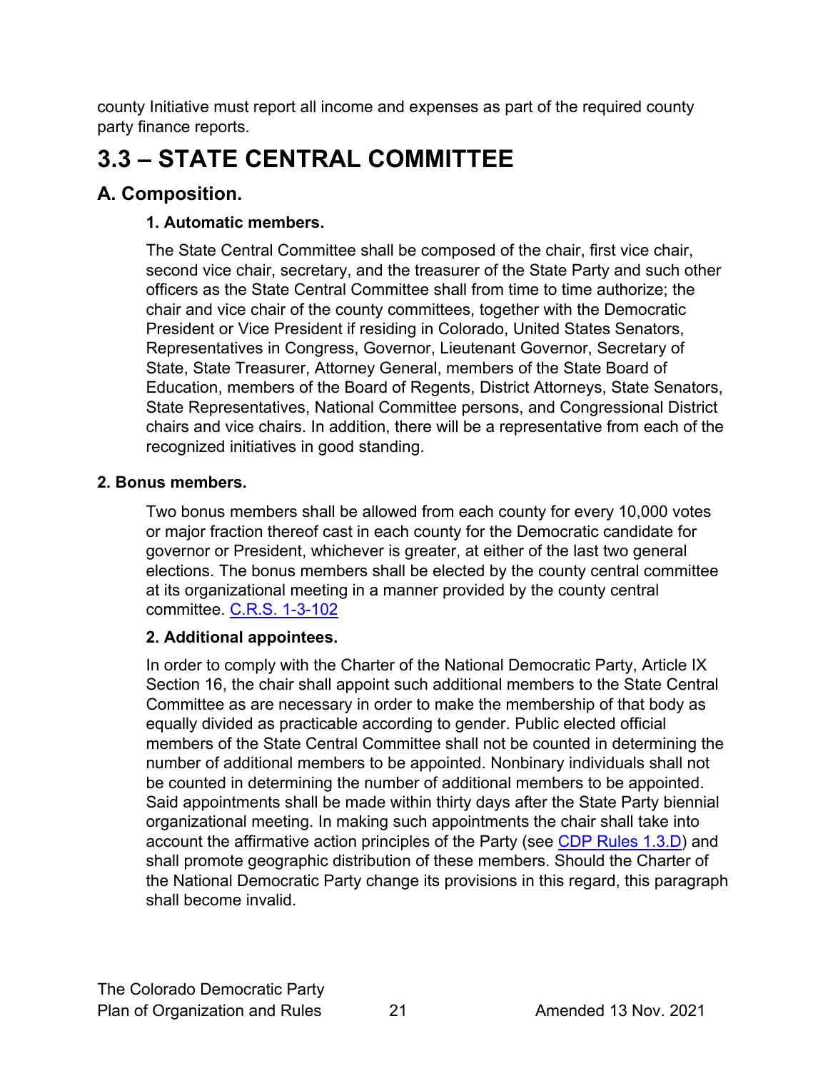county Initiative must report all income and expenses as part of the required county party finance reports.

# 3.3 – STATE CENTRAL COMMITTEE

## A. Composition.

### 1. Automatic members.

The State Central Committee shall be composed of the chair, first vice chair, second vice chair, secretary, and the treasurer of the State Party and such other officers as the State Central Committee shall from time to time authorize; the chair and vice chair of the county committees, together with the Democratic President or Vice President if residing in Colorado, United States Senators, Representatives in Congress, Governor, Lieutenant Governor, Secretary of State, State Treasurer, Attorney General, members of the State Board of Education, members of the Board of Regents, District Attorneys, State Senators, State Representatives, National Committee persons, and Congressional District chairs and vice chairs. In addition, there will be a representative from each of the recognized initiatives in good standing.

### 2. Bonus members.

Two bonus members shall be allowed from each county for every 10,000 votes or major fraction thereof cast in each county for the Democratic candidate for governor or President, whichever is greater, at either of the last two general elections. The bonus members shall be elected by the county central committee at its organizational meeting in a manner provided by the county central committee. [C.R.S. 1-3-102]

### 2. Additional appointees.

In order to comply with the Charter of the National Democratic Party, Article IX Section 16, the chair shall appoint such additional members to the State Central Committee as are necessary in order to make the membership of that body as equally divided as practicable according to gender. Public elected official members of the State Central Committee shall not be counted in determining the number of additional members to be appointed. Nonbinary individuals shall not be counted in determining the number of additional members to be appointed. Said appointments shall be made within thirty days after the State Party biennial organizational meeting. In making such appointments the chair shall take into account the affirmative action principles of the Party (see [CDP Rules 1.3.D]) and shall promote geographic distribution of these members. Should the Charter of the National Democratic Party change its provisions in this regard, this paragraph shall become invalid.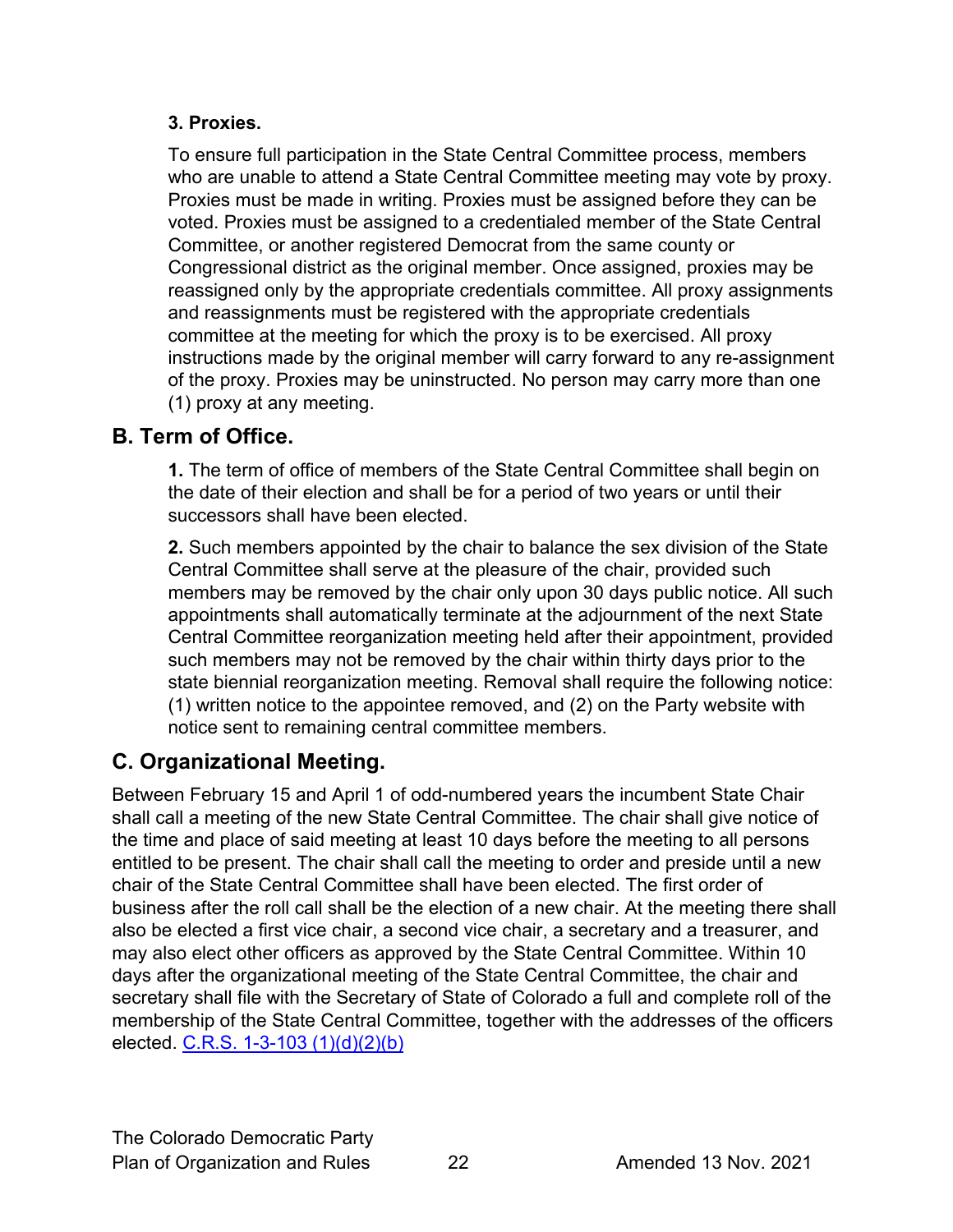#### 3. Proxies.

To ensure full participation in the State Central Committee process, members who are unable to attend a State Central Committee meeting may vote by proxy. Proxies must be made in writing. Proxies must be assigned before they can be voted. Proxies must be assigned to a credentialed member of the State Central Committee, or another registered Democrat from the same county or Congressional district as the original member. Once assigned, proxies may be reassigned only by the appropriate credentials committee. All proxy assignments and reassignments must be registered with the appropriate credentials committee at the meeting for which the proxy is to be exercised. All proxy instructions made by the original member will carry forward to any re-assignment of the proxy. Proxies may be uninstructed. No person may carry more than one (1) proxy at any meeting.

## B. Term of Office.

**1.** The term of office of members of the State Central Committee shall begin on the date of their election and shall be for a period of two years or until their successors shall have been elected.

**2.** Such members appointed by the chair to balance the sex division of the State Central Committee shall serve at the pleasure of the chair, provided such members may be removed by the chair only upon 30 days public notice. All such appointments shall automatically terminate at the adjournment of the next State Central Committee reorganization meeting held after their appointment, provided such members may not be removed by the chair within thirty days prior to the state biennial reorganization meeting. Removal shall require the following notice: (1) written notice to the appointee removed, and (2) on the Party website with notice sent to remaining central committee members.

## C. Organizational Meeting.

Between February 15 and April 1 of odd-numbered years the incumbent State Chair shall call a meeting of the new State Central Committee. The chair shall give notice of the time and place of said meeting at least 10 days before the meeting to all persons entitled to be present. The chair shall call the meeting to order and preside until a new chair of the State Central Committee shall have been elected. The first order of business after the roll call shall be the election of a new chair. At the meeting there shall also be elected a first vice chair, a second vice chair, a secretary and a treasurer, and may also elect other officers as approved by the State Central Committee. Within 10 days after the organizational meeting of the State Central Committee, the chair and secretary shall file with the Secretary of State of Colorado a full and complete roll of the membership of the State Central Committee, together with the addresses of the officers elected. C.R.S. 1-3-103 (1)(d)(2)(b)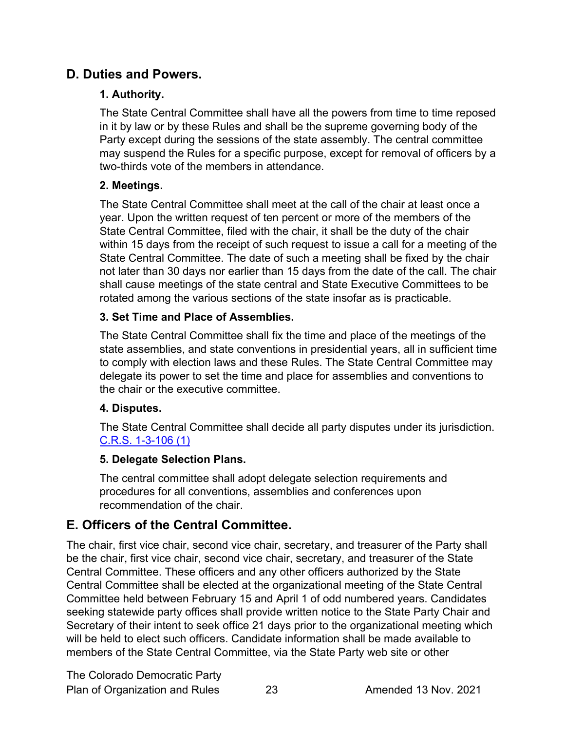## D. Duties and Powers.

### 1. Authority.

The State Central Committee shall have all the powers from time to time reposed in it by law or by these Rules and shall be the supreme governing body of the Party except during the sessions of the state assembly. The central committee may suspend the Rules for a specific purpose, except for removal of officers by a two-thirds vote of the members in attendance.

### 2. Meetings.

The State Central Committee shall meet at the call of the chair at least once a year. Upon the written request of ten percent or more of the members of the State Central Committee, filed with the chair, it shall be the duty of the chair within 15 days from the receipt of such request to issue a call for a meeting of the State Central Committee. The date of such a meeting shall be fixed by the chair not later than 30 days nor earlier than 15 days from the date of the call. The chair shall cause meetings of the state central and State Executive Committees to be rotated among the various sections of the state insofar as is practicable.

### 3. Set Time and Place of Assemblies.

The State Central Committee shall fix the time and place of the meetings of the state assemblies, and state conventions in presidential years, all in sufficient time to comply with election laws and these Rules. The State Central Committee may delegate its power to set the time and place for assemblies and conventions to the chair or the executive committee.

### 4. Disputes.

The State Central Committee shall decide all party disputes under its jurisdiction. C.R.S. 1-3-106 (1)

### 5. Delegate Selection Plans.

The central committee shall adopt delegate selection requirements and procedures for all conventions, assemblies and conferences upon recommendation of the chair.

## E. Officers of the Central Committee.

The chair, first vice chair, second vice chair, secretary, and treasurer of the Party shall be the chair, first vice chair, second vice chair, secretary, and treasurer of the State Central Committee. These officers and any other officers authorized by the State Central Committee shall be elected at the organizational meeting of the State Central Committee held between February 15 and April 1 of odd numbered years. Candidates seeking statewide party offices shall provide written notice to the State Party Chair and Secretary of their intent to seek office 21 days prior to the organizational meeting which will be held to elect such officers. Candidate information shall be made available to members of the State Central Committee, via the State Party web site or other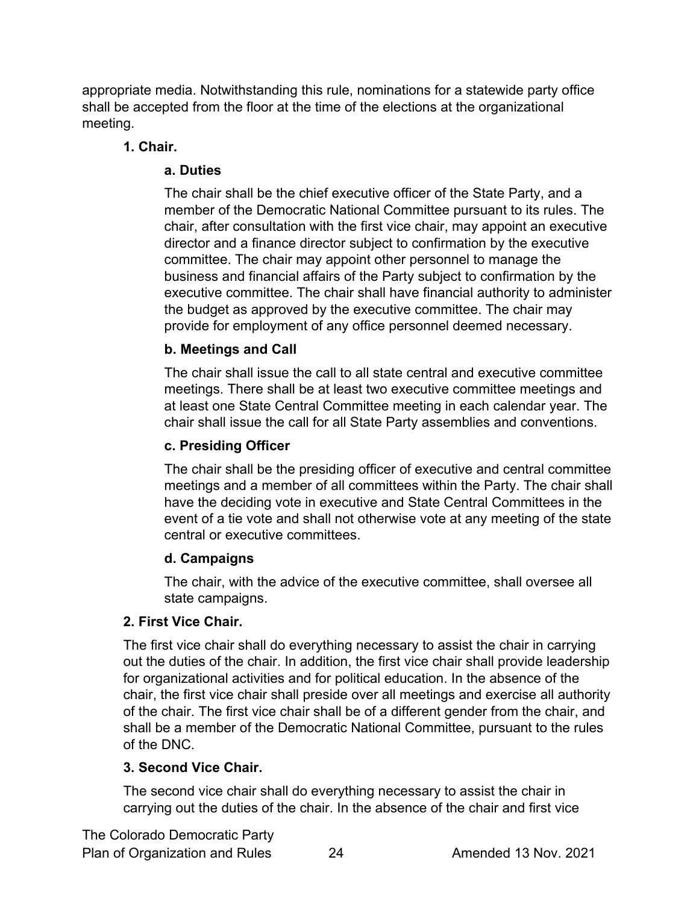appropriate media. Notwithstanding this rule, nominations for a statewide party office shall be accepted from the floor at the time of the elections at the organizational meeting.

**1. Chair.**

**a. Duties**

The chair shall be the chief executive officer of the State Party, and a member of the Democratic National Committee pursuant to its rules. The chair, after consultation with the first vice chair, may appoint an executive director and a finance director subject to confirmation by the executive committee. The chair may appoint other personnel to manage the business and financial affairs of the Party subject to confirmation by the executive committee. The chair shall have financial authority to administer the budget as approved by the executive committee. The chair may provide for employment of any office personnel deemed necessary.

**b. Meetings and Call**

The chair shall issue the call to all state central and executive committee meetings. There shall be at least two executive committee meetings and at least one State Central Committee meeting in each calendar year. The chair shall issue the call for all State Party assemblies and conventions.

**c. Presiding Officer**

The chair shall be the presiding officer of executive and central committee meetings and a member of all committees within the Party. The chair shall have the deciding vote in executive and State Central Committees in the event of a tie vote and shall not otherwise vote at any meeting of the state central or executive committees.

**d. Campaigns**

The chair, with the advice of the executive committee, shall oversee all state campaigns.

**2. First Vice Chair.**

The first vice chair shall do everything necessary to assist the chair in carrying out the duties of the chair. In addition, the first vice chair shall provide leadership for organizational activities and for political education. In the absence of the chair, the first vice chair shall preside over all meetings and exercise all authority of the chair. The first vice chair shall be of a different gender from the chair, and shall be a member of the Democratic National Committee, pursuant to the rules of the DNC.

**3. Second Vice Chair.**

The second vice chair shall do everything necessary to assist the chair in carrying out the duties of the chair. In the absence of the chair and first vice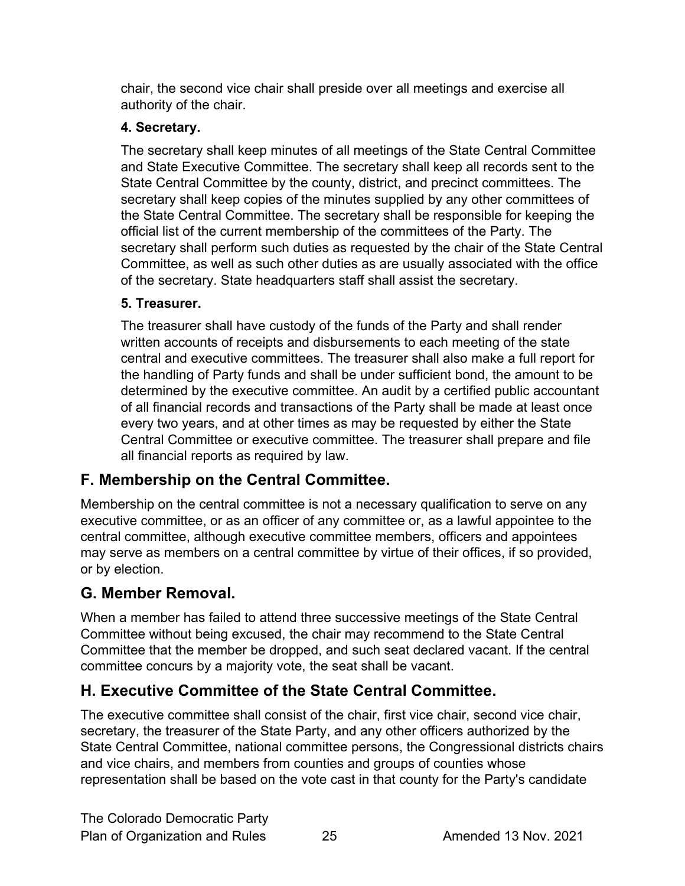chair, the second vice chair shall preside over all meetings and exercise all authority of the chair.

#### 4. Secretary.

The secretary shall keep minutes of all meetings of the State Central Committee and State Executive Committee. The secretary shall keep all records sent to the State Central Committee by the county, district, and precinct committees. The secretary shall keep copies of the minutes supplied by any other committees of the State Central Committee. The secretary shall be responsible for keeping the official list of the current membership of the committees of the Party. The secretary shall perform such duties as requested by the chair of the State Central Committee, as well as such other duties as are usually associated with the office of the secretary. State headquarters staff shall assist the secretary.

#### 5. Treasurer.

The treasurer shall have custody of the funds of the Party and shall render written accounts of receipts and disbursements to each meeting of the state central and executive committees. The treasurer shall also make a full report for the handling of Party funds and shall be under sufficient bond, the amount to be determined by the executive committee. An audit by a certified public accountant of all financial records and transactions of the Party shall be made at least once every two years, and at other times as may be requested by either the State Central Committee or executive committee. The treasurer shall prepare and file all financial reports as required by law.

## F. Membership on the Central Committee.

Membership on the central committee is not a necessary qualification to serve on any executive committee, or as an officer of any committee or, as a lawful appointee to the central committee, although executive committee members, officers and appointees may serve as members on a central committee by virtue of their offices, if so provided, or by election.

## G. Member Removal.

When a member has failed to attend three successive meetings of the State Central Committee without being excused, the chair may recommend to the State Central Committee that the member be dropped, and such seat declared vacant. If the central committee concurs by a majority vote, the seat shall be vacant.

## H. Executive Committee of the State Central Committee.

The executive committee shall consist of the chair, first vice chair, second vice chair, secretary, the treasurer of the State Party, and any other officers authorized by the State Central Committee, national committee persons, the Congressional districts chairs and vice chairs, and members from counties and groups of counties whose representation shall be based on the vote cast in that county for the Party's candidate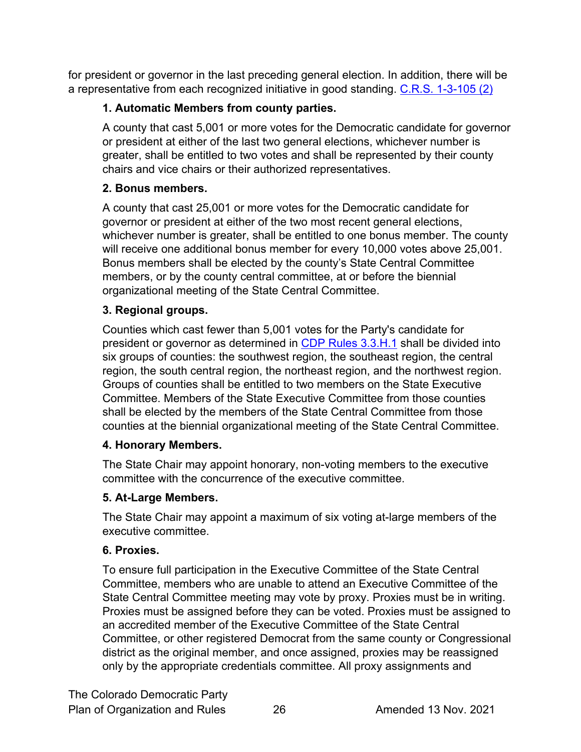for president or governor in the last preceding general election. In addition, there will be a representative from each recognized initiative in good standing. [C.R.S. 1-3-105 (2)]()

**1. Automatic Members from county parties.**

A county that cast 5,001 or more votes for the Democratic candidate for governor or president at either of the last two general elections, whichever number is greater, shall be entitled to two votes and shall be represented by their county chairs and vice chairs or their authorized representatives.

**2. Bonus members.**

A county that cast 25,001 or more votes for the Democratic candidate for governor or president at either of the two most recent general elections, whichever number is greater, shall be entitled to one bonus member. The county will receive one additional bonus member for every 10,000 votes above 25,001. Bonus members shall be elected by the county's State Central Committee members, or by the county central committee, at or before the biennial organizational meeting of the State Central Committee.

**3. Regional groups.**

Counties which cast fewer than 5,001 votes for the Party's candidate for president or governor as determined in [CDP Rules 3.3.H.1]() shall be divided into six groups of counties: the southwest region, the southeast region, the central region, the south central region, the northeast region, and the northwest region. Groups of counties shall be entitled to two members on the State Executive Committee. Members of the State Executive Committee from those counties shall be elected by the members of the State Central Committee from those counties at the biennial organizational meeting of the State Central Committee.

**4. Honorary Members.**

The State Chair may appoint honorary, non-voting members to the executive committee with the concurrence of the executive committee.

**5. At-Large Members.**

The State Chair may appoint a maximum of six voting at-large members of the executive committee.

**6. Proxies.**

To ensure full participation in the Executive Committee of the State Central Committee, members who are unable to attend an Executive Committee of the State Central Committee meeting may vote by proxy. Proxies must be in writing. Proxies must be assigned before they can be voted. Proxies must be assigned to an accredited member of the Executive Committee of the State Central Committee, or other registered Democrat from the same county or Congressional district as the original member, and once assigned, proxies may be reassigned only by the appropriate credentials committee. All proxy assignments and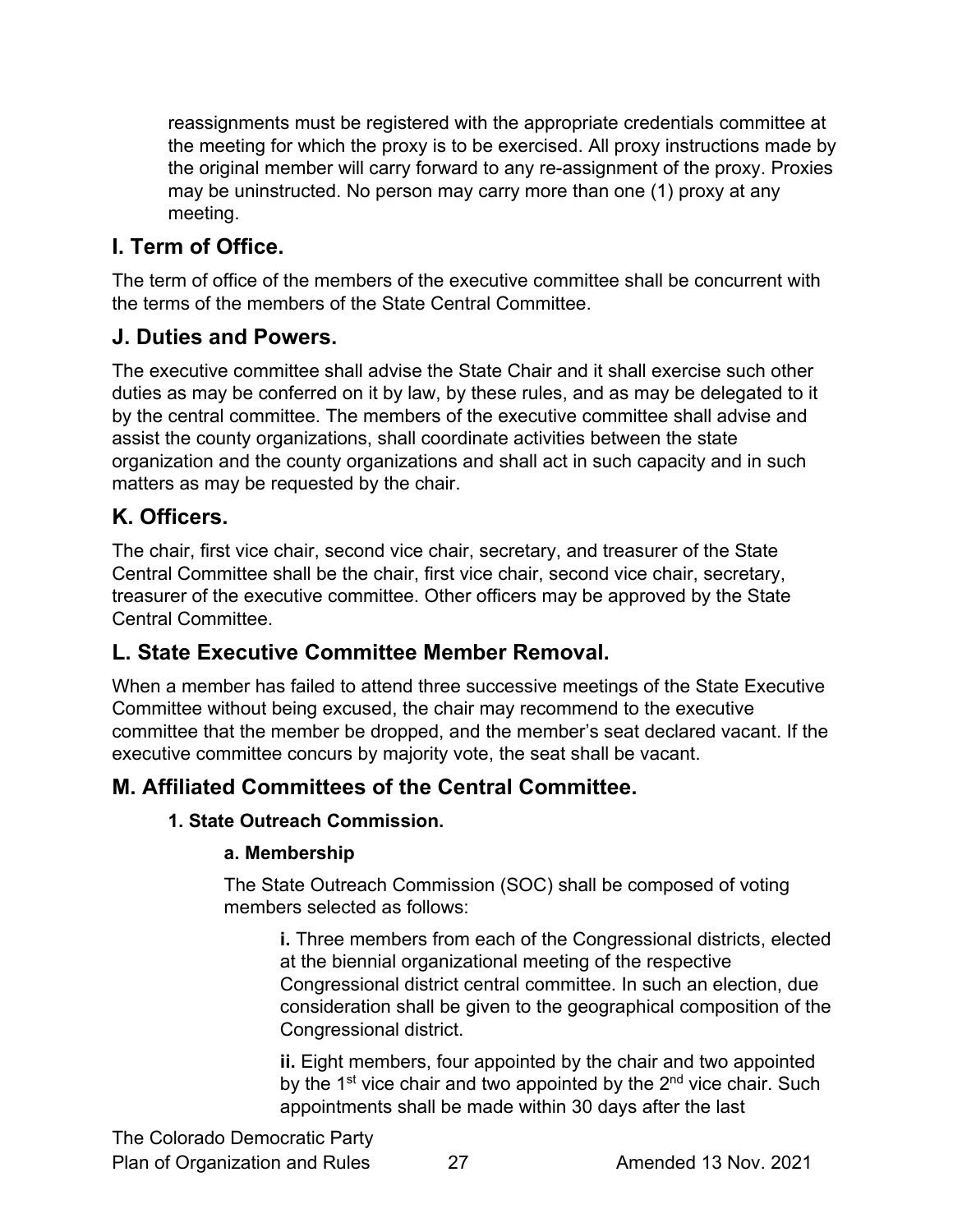reassignments must be registered with the appropriate credentials committee at the meeting for which the proxy is to be exercised. All proxy instructions made by the original member will carry forward to any re-assignment of the proxy. Proxies may be uninstructed. No person may carry more than one (1) proxy at any meeting.

## I. Term of Office.

The term of office of the members of the executive committee shall be concurrent with the terms of the members of the State Central Committee.

## J. Duties and Powers.

The executive committee shall advise the State Chair and it shall exercise such other duties as may be conferred on it by law, by these rules, and as may be delegated to it by the central committee. The members of the executive committee shall advise and assist the county organizations, shall coordinate activities between the state organization and the county organizations and shall act in such capacity and in such matters as may be requested by the chair.

## K. Officers.

The chair, first vice chair, second vice chair, secretary, and treasurer of the State Central Committee shall be the chair, first vice chair, second vice chair, secretary, treasurer of the executive committee. Other officers may be approved by the State Central Committee.

## L. State Executive Committee Member Removal.

When a member has failed to attend three successive meetings of the State Executive Committee without being excused, the chair may recommend to the executive committee that the member be dropped, and the member's seat declared vacant. If the executive committee concurs by majority vote, the seat shall be vacant.

## M. Affiliated Committees of the Central Committee.

### 1. State Outreach Commission.

#### a. Membership

The State Outreach Commission (SOC) shall be composed of voting members selected as follows:

**i.** Three members from each of the Congressional districts, elected at the biennial organizational meeting of the respective Congressional district central committee. In such an election, due consideration shall be given to the geographical composition of the Congressional district.

**ii.** Eight members, four appointed by the chair and two appointed by the 1st vice chair and two appointed by the 2nd vice chair. Such appointments shall be made within 30 days after the last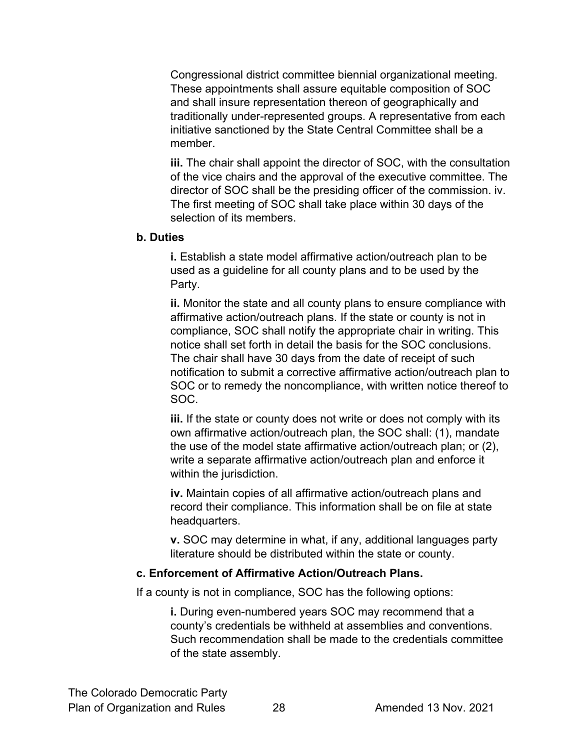Congressional district committee biennial organizational meeting. These appointments shall assure equitable composition of SOC and shall insure representation thereon of geographically and traditionally under-represented groups. A representative from each initiative sanctioned by the State Central Committee shall be a member.

**iii.** The chair shall appoint the director of SOC, with the consultation of the vice chairs and the approval of the executive committee. The director of SOC shall be the presiding officer of the commission. iv. The first meeting of SOC shall take place within 30 days of the selection of its members.

**b. Duties**

**i.** Establish a state model affirmative action/outreach plan to be used as a guideline for all county plans and to be used by the Party.

**ii.** Monitor the state and all county plans to ensure compliance with affirmative action/outreach plans. If the state or county is not in compliance, SOC shall notify the appropriate chair in writing. This notice shall set forth in detail the basis for the SOC conclusions. The chair shall have 30 days from the date of receipt of such notification to submit a corrective affirmative action/outreach plan to SOC or to remedy the noncompliance, with written notice thereof to SOC.

**iii.** If the state or county does not write or does not comply with its own affirmative action/outreach plan, the SOC shall: (1), mandate the use of the model state affirmative action/outreach plan; or (2), write a separate affirmative action/outreach plan and enforce it within the jurisdiction.

**iv.** Maintain copies of all affirmative action/outreach plans and record their compliance. This information shall be on file at state headquarters.

**v.** SOC may determine in what, if any, additional languages party literature should be distributed within the state or county.

**c. Enforcement of Affirmative Action/Outreach Plans.**

If a county is not in compliance, SOC has the following options:

**i.** During even-numbered years SOC may recommend that a county's credentials be withheld at assemblies and conventions. Such recommendation shall be made to the credentials committee of the state assembly.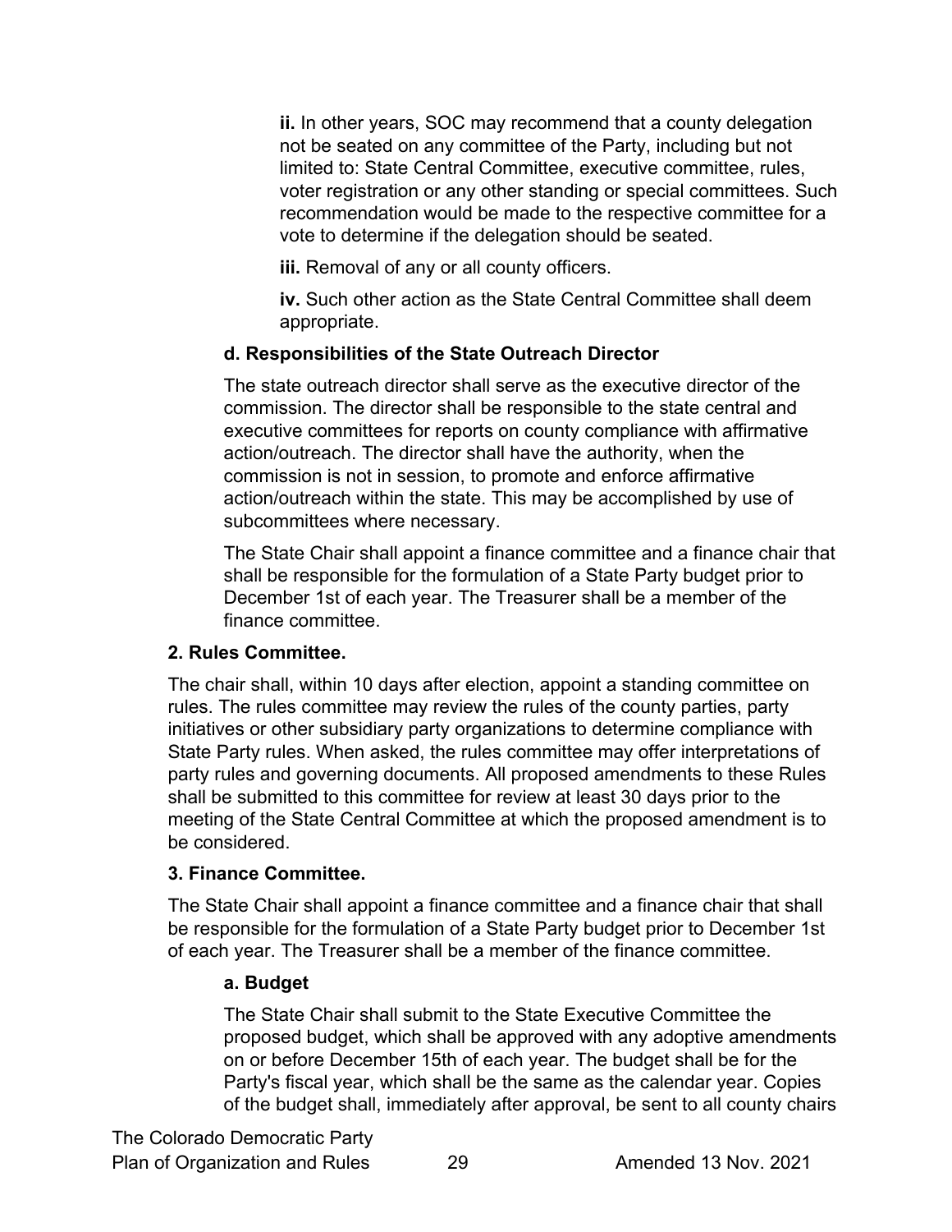**ii.** In other years, SOC may recommend that a county delegation not be seated on any committee of the Party, including but not limited to: State Central Committee, executive committee, rules, voter registration or any other standing or special committees. Such recommendation would be made to the respective committee for a vote to determine if the delegation should be seated.

**iii.** Removal of any or all county officers.

**iv.** Such other action as the State Central Committee shall deem appropriate.

**d. Responsibilities of the State Outreach Director**

The state outreach director shall serve as the executive director of the commission. The director shall be responsible to the state central and executive committees for reports on county compliance with affirmative action/outreach. The director shall have the authority, when the commission is not in session, to promote and enforce affirmative action/outreach within the state. This may be accomplished by use of subcommittees where necessary.

The State Chair shall appoint a finance committee and a finance chair that shall be responsible for the formulation of a State Party budget prior to December 1st of each year. The Treasurer shall be a member of the finance committee.

**2. Rules Committee.**

The chair shall, within 10 days after election, appoint a standing committee on rules. The rules committee may review the rules of the county parties, party initiatives or other subsidiary party organizations to determine compliance with State Party rules. When asked, the rules committee may offer interpretations of party rules and governing documents. All proposed amendments to these Rules shall be submitted to this committee for review at least 30 days prior to the meeting of the State Central Committee at which the proposed amendment is to be considered.

**3. Finance Committee.**

The State Chair shall appoint a finance committee and a finance chair that shall be responsible for the formulation of a State Party budget prior to December 1st of each year. The Treasurer shall be a member of the finance committee.

**a. Budget**

The State Chair shall submit to the State Executive Committee the proposed budget, which shall be approved with any adoptive amendments on or before December 15th of each year. The budget shall be for the Party's fiscal year, which shall be the same as the calendar year. Copies of the budget shall, immediately after approval, be sent to all county chairs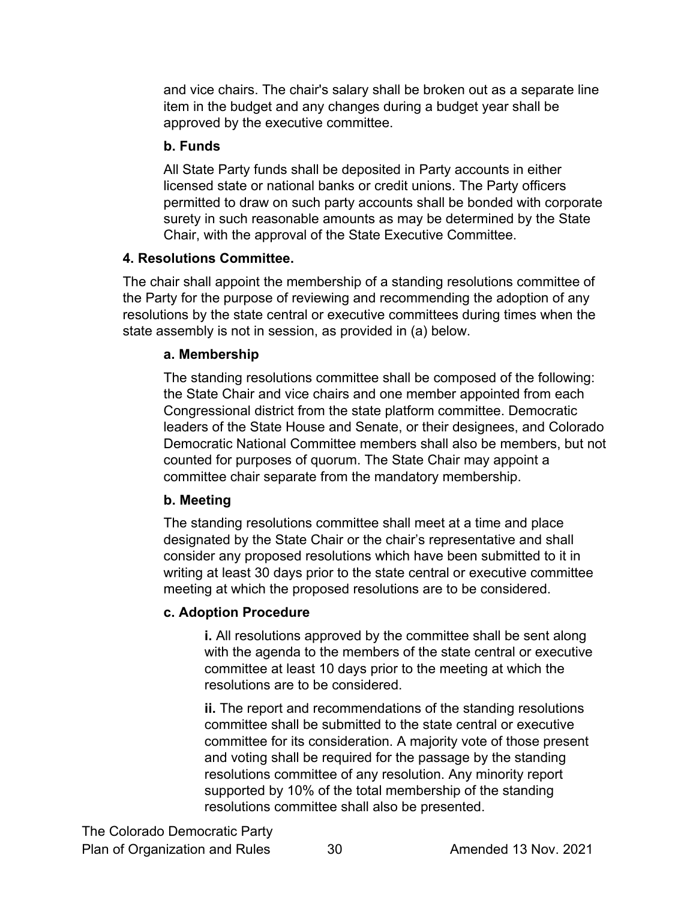and vice chairs. The chair's salary shall be broken out as a separate line item in the budget and any changes during a budget year shall be approved by the executive committee.

**b. Funds**

All State Party funds shall be deposited in Party accounts in either licensed state or national banks or credit unions. The Party officers permitted to draw on such party accounts shall be bonded with corporate surety in such reasonable amounts as may be determined by the State Chair, with the approval of the State Executive Committee.

**4. Resolutions Committee.**

The chair shall appoint the membership of a standing resolutions committee of the Party for the purpose of reviewing and recommending the adoption of any resolutions by the state central or executive committees during times when the state assembly is not in session, as provided in (a) below.

**a. Membership**

The standing resolutions committee shall be composed of the following: the State Chair and vice chairs and one member appointed from each Congressional district from the state platform committee. Democratic leaders of the State House and Senate, or their designees, and Colorado Democratic National Committee members shall also be members, but not counted for purposes of quorum. The State Chair may appoint a committee chair separate from the mandatory membership.

**b. Meeting**

The standing resolutions committee shall meet at a time and place designated by the State Chair or the chair's representative and shall consider any proposed resolutions which have been submitted to it in writing at least 30 days prior to the state central or executive committee meeting at which the proposed resolutions are to be considered.

**c. Adoption Procedure**

**i.** All resolutions approved by the committee shall be sent along with the agenda to the members of the state central or executive committee at least 10 days prior to the meeting at which the resolutions are to be considered.

**ii.** The report and recommendations of the standing resolutions committee shall be submitted to the state central or executive committee for its consideration. A majority vote of those present and voting shall be required for the passage by the standing resolutions committee of any resolution. Any minority report supported by 10% of the total membership of the standing resolutions committee shall also be presented.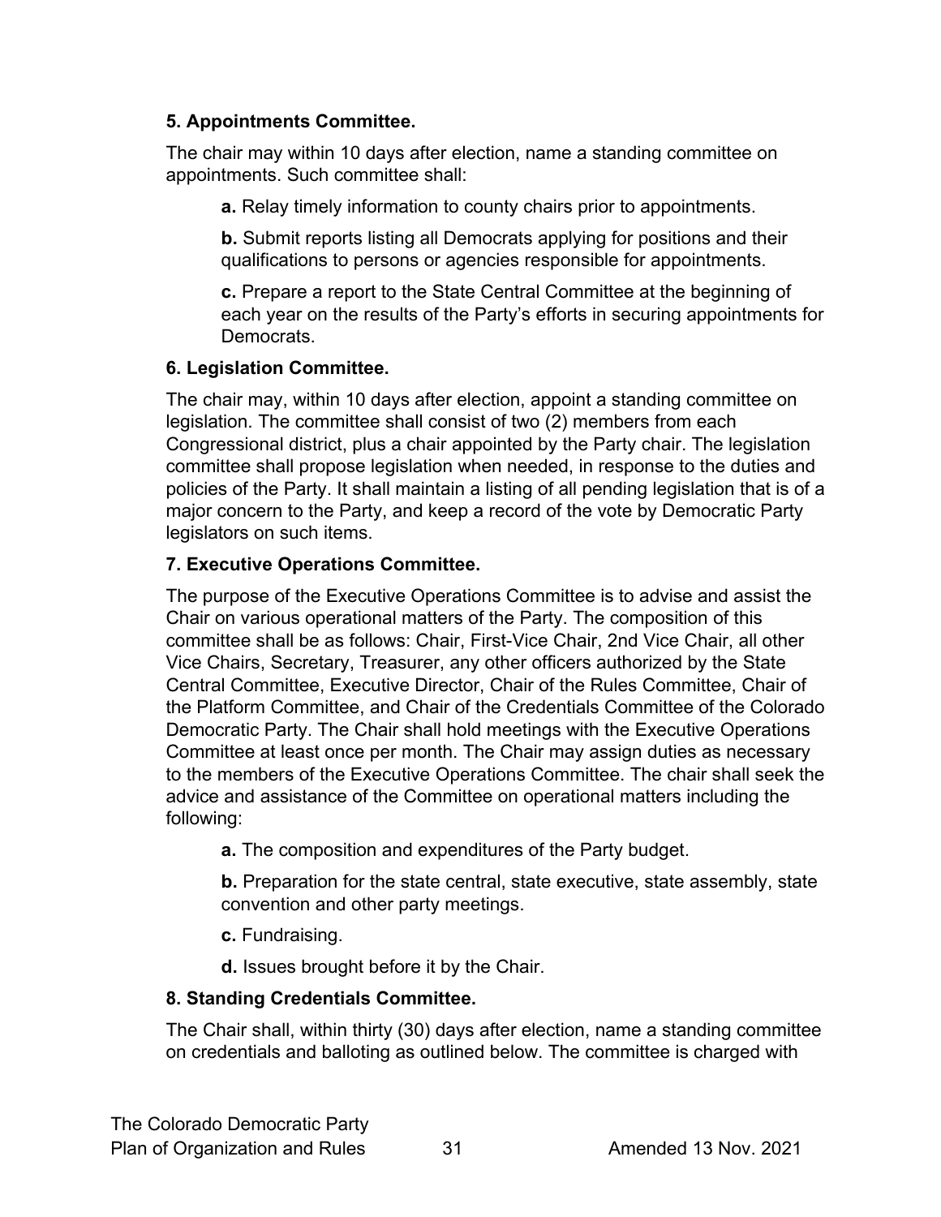**5. Appointments Committee.**

The chair may within 10 days after election, name a standing committee on appointments. Such committee shall:

**a.** Relay timely information to county chairs prior to appointments.

**b.** Submit reports listing all Democrats applying for positions and their qualifications to persons or agencies responsible for appointments.

**c.** Prepare a report to the State Central Committee at the beginning of each year on the results of the Party's efforts in securing appointments for Democrats.

**6. Legislation Committee.**

The chair may, within 10 days after election, appoint a standing committee on legislation. The committee shall consist of two (2) members from each Congressional district, plus a chair appointed by the Party chair. The legislation committee shall propose legislation when needed, in response to the duties and policies of the Party. It shall maintain a listing of all pending legislation that is of a major concern to the Party, and keep a record of the vote by Democratic Party legislators on such items.

**7. Executive Operations Committee.**

The purpose of the Executive Operations Committee is to advise and assist the Chair on various operational matters of the Party. The composition of this committee shall be as follows: Chair, First-Vice Chair, 2nd Vice Chair, all other Vice Chairs, Secretary, Treasurer, any other officers authorized by the State Central Committee, Executive Director, Chair of the Rules Committee, Chair of the Platform Committee, and Chair of the Credentials Committee of the Colorado Democratic Party. The Chair shall hold meetings with the Executive Operations Committee at least once per month. The Chair may assign duties as necessary to the members of the Executive Operations Committee. The chair shall seek the advice and assistance of the Committee on operational matters including the following:

**a.** The composition and expenditures of the Party budget.

**b.** Preparation for the state central, state executive, state assembly, state convention and other party meetings.

**c.** Fundraising.

**d.** Issues brought before it by the Chair.

**8. Standing Credentials Committee.**

The Chair shall, within thirty (30) days after election, name a standing committee on credentials and balloting as outlined below. The committee is charged with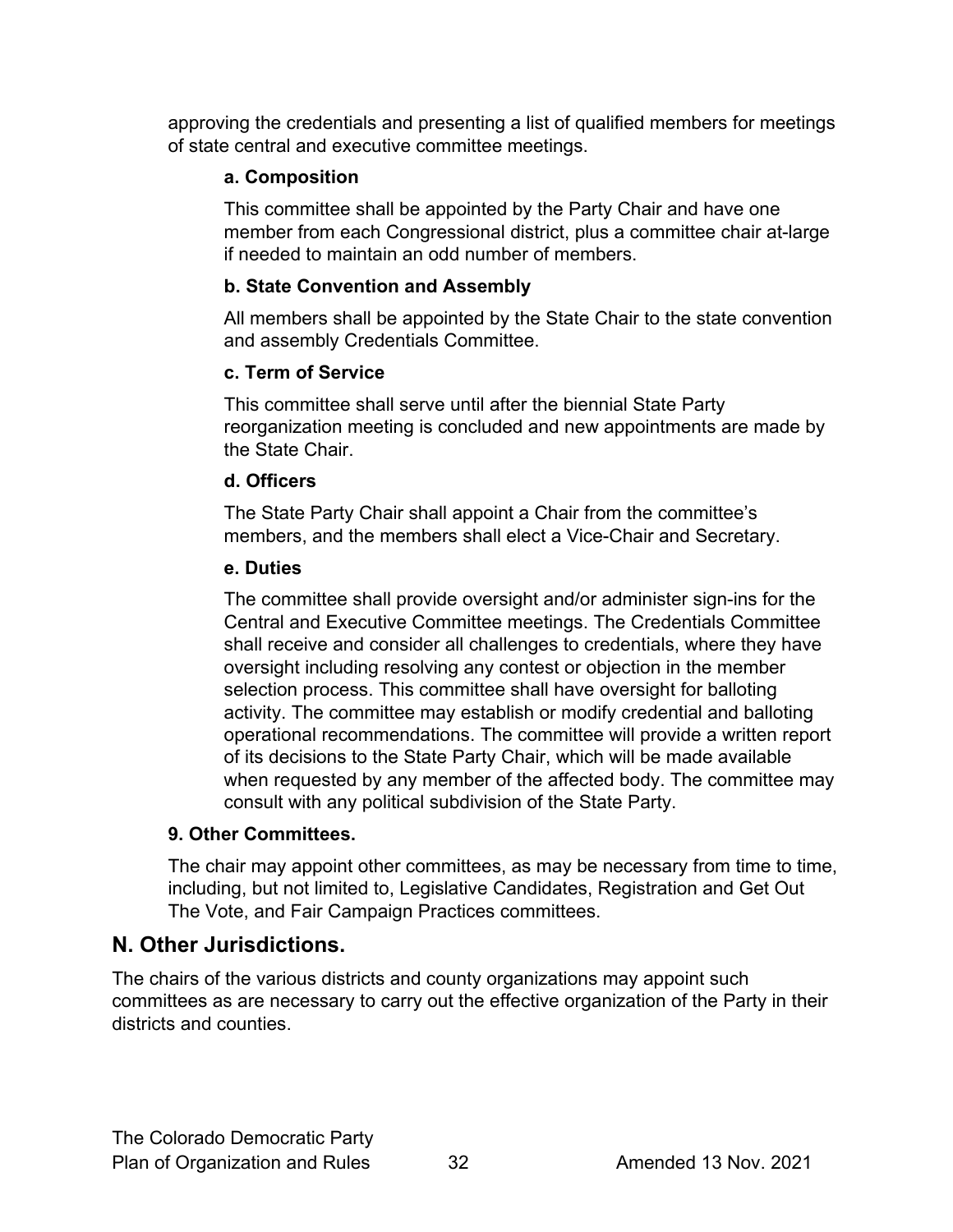approving the credentials and presenting a list of qualified members for meetings of state central and executive committee meetings.

**a. Composition**

This committee shall be appointed by the Party Chair and have one member from each Congressional district, plus a committee chair at-large if needed to maintain an odd number of members.

**b. State Convention and Assembly**

All members shall be appointed by the State Chair to the state convention and assembly Credentials Committee.

**c. Term of Service**

This committee shall serve until after the biennial State Party reorganization meeting is concluded and new appointments are made by the State Chair.

**d. Officers**

The State Party Chair shall appoint a Chair from the committee's members, and the members shall elect a Vice-Chair and Secretary.

**e. Duties**

The committee shall provide oversight and/or administer sign-ins for the Central and Executive Committee meetings. The Credentials Committee shall receive and consider all challenges to credentials, where they have oversight including resolving any contest or objection in the member selection process. This committee shall have oversight for balloting activity. The committee may establish or modify credential and balloting operational recommendations. The committee will provide a written report of its decisions to the State Party Chair, which will be made available when requested by any member of the affected body. The committee may consult with any political subdivision of the State Party.

**9. Other Committees.**

The chair may appoint other committees, as may be necessary from time to time, including, but not limited to, Legislative Candidates, Registration and Get Out The Vote, and Fair Campaign Practices committees.

## N. Other Jurisdictions.

The chairs of the various districts and county organizations may appoint such committees as are necessary to carry out the effective organization of the Party in their districts and counties.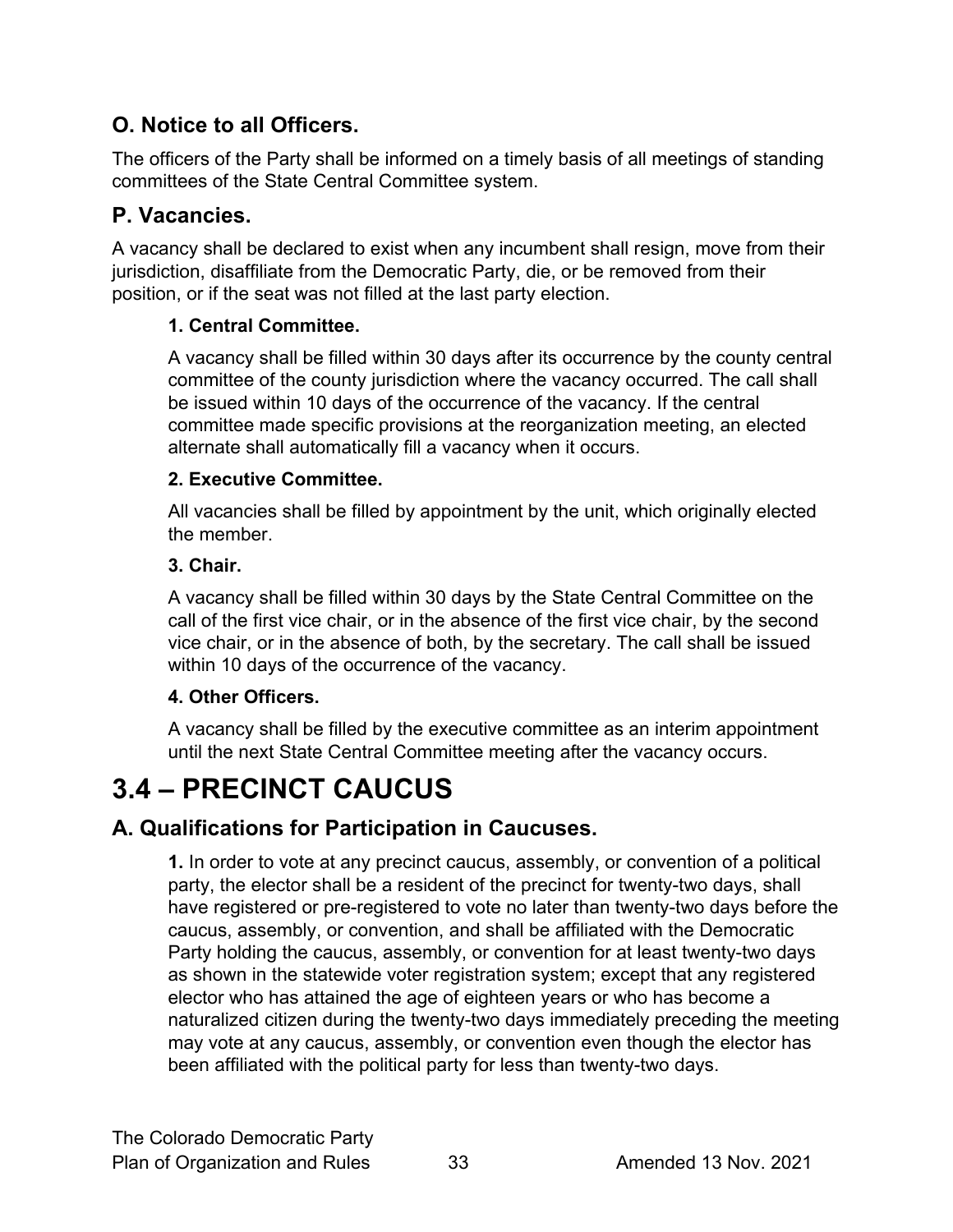### O. Notice to all Officers.

The officers of the Party shall be informed on a timely basis of all meetings of standing committees of the State Central Committee system.

### P. Vacancies.

A vacancy shall be declared to exist when any incumbent shall resign, move from their jurisdiction, disaffiliate from the Democratic Party, die, or be removed from their position, or if the seat was not filled at the last party election.

#### 1. Central Committee.

A vacancy shall be filled within 30 days after its occurrence by the county central committee of the county jurisdiction where the vacancy occurred. The call shall be issued within 10 days of the occurrence of the vacancy. If the central committee made specific provisions at the reorganization meeting, an elected alternate shall automatically fill a vacancy when it occurs.

#### 2. Executive Committee.

All vacancies shall be filled by appointment by the unit, which originally elected the member.

#### 3. Chair.

A vacancy shall be filled within 30 days by the State Central Committee on the call of the first vice chair, or in the absence of the first vice chair, by the second vice chair, or in the absence of both, by the secretary. The call shall be issued within 10 days of the occurrence of the vacancy.

#### 4. Other Officers.

A vacancy shall be filled by the executive committee as an interim appointment until the next State Central Committee meeting after the vacancy occurs.

# 3.4 – PRECINCT CAUCUS

## A. Qualifications for Participation in Caucuses.

**1.** In order to vote at any precinct caucus, assembly, or convention of a political party, the elector shall be a resident of the precinct for twenty-two days, shall have registered or pre-registered to vote no later than twenty-two days before the caucus, assembly, or convention, and shall be affiliated with the Democratic Party holding the caucus, assembly, or convention for at least twenty-two days as shown in the statewide voter registration system; except that any registered elector who has attained the age of eighteen years or who has become a naturalized citizen during the twenty-two days immediately preceding the meeting may vote at any caucus, assembly, or convention even though the elector has been affiliated with the political party for less than twenty-two days.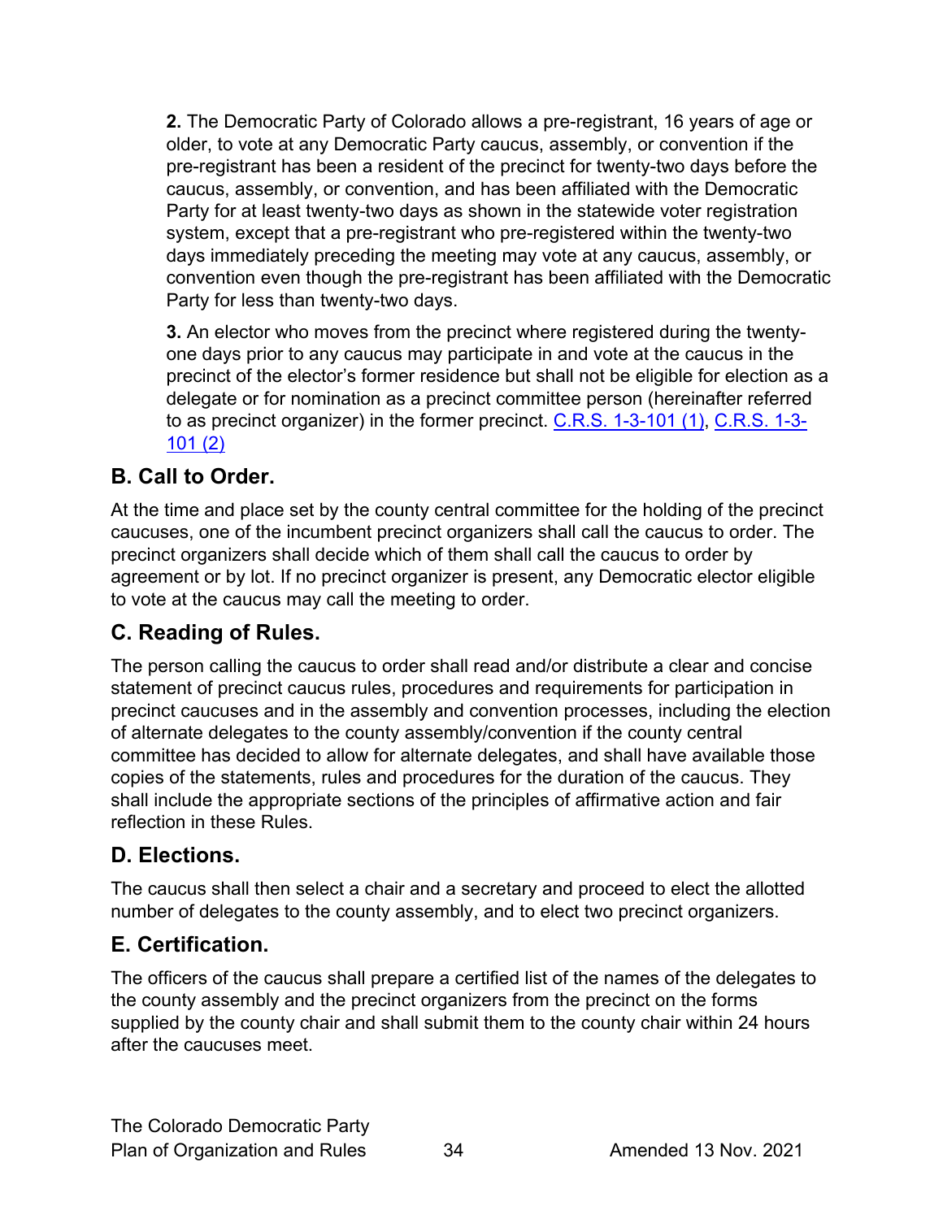**2.** The Democratic Party of Colorado allows a pre-registrant, 16 years of age or older, to vote at any Democratic Party caucus, assembly, or convention if the pre-registrant has been a resident of the precinct for twenty-two days before the caucus, assembly, or convention, and has been affiliated with the Democratic Party for at least twenty-two days as shown in the statewide voter registration system, except that a pre-registrant who pre-registered within the twenty-two days immediately preceding the meeting may vote at any caucus, assembly, or convention even though the pre-registrant has been affiliated with the Democratic Party for less than twenty-two days.

**3.** An elector who moves from the precinct where registered during the twenty-one days prior to any caucus may participate in and vote at the caucus in the precinct of the elector's former residence but shall not be eligible for election as a delegate or for nomination as a precinct committee person (hereinafter referred to as precinct organizer) in the former precinct. C.R.S. 1-3-101 (1), C.R.S. 1-3-101 (2)

## B. Call to Order.

At the time and place set by the county central committee for the holding of the precinct caucuses, one of the incumbent precinct organizers shall call the caucus to order. The precinct organizers shall decide which of them shall call the caucus to order by agreement or by lot. If no precinct organizer is present, any Democratic elector eligible to vote at the caucus may call the meeting to order.

## C. Reading of Rules.

The person calling the caucus to order shall read and/or distribute a clear and concise statement of precinct caucus rules, procedures and requirements for participation in precinct caucuses and in the assembly and convention processes, including the election of alternate delegates to the county assembly/convention if the county central committee has decided to allow for alternate delegates, and shall have available those copies of the statements, rules and procedures for the duration of the caucus. They shall include the appropriate sections of the principles of affirmative action and fair reflection in these Rules.

## D. Elections.

The caucus shall then select a chair and a secretary and proceed to elect the allotted number of delegates to the county assembly, and to elect two precinct organizers.

## E. Certification.

The officers of the caucus shall prepare a certified list of the names of the delegates to the county assembly and the precinct organizers from the precinct on the forms supplied by the county chair and shall submit them to the county chair within 24 hours after the caucuses meet.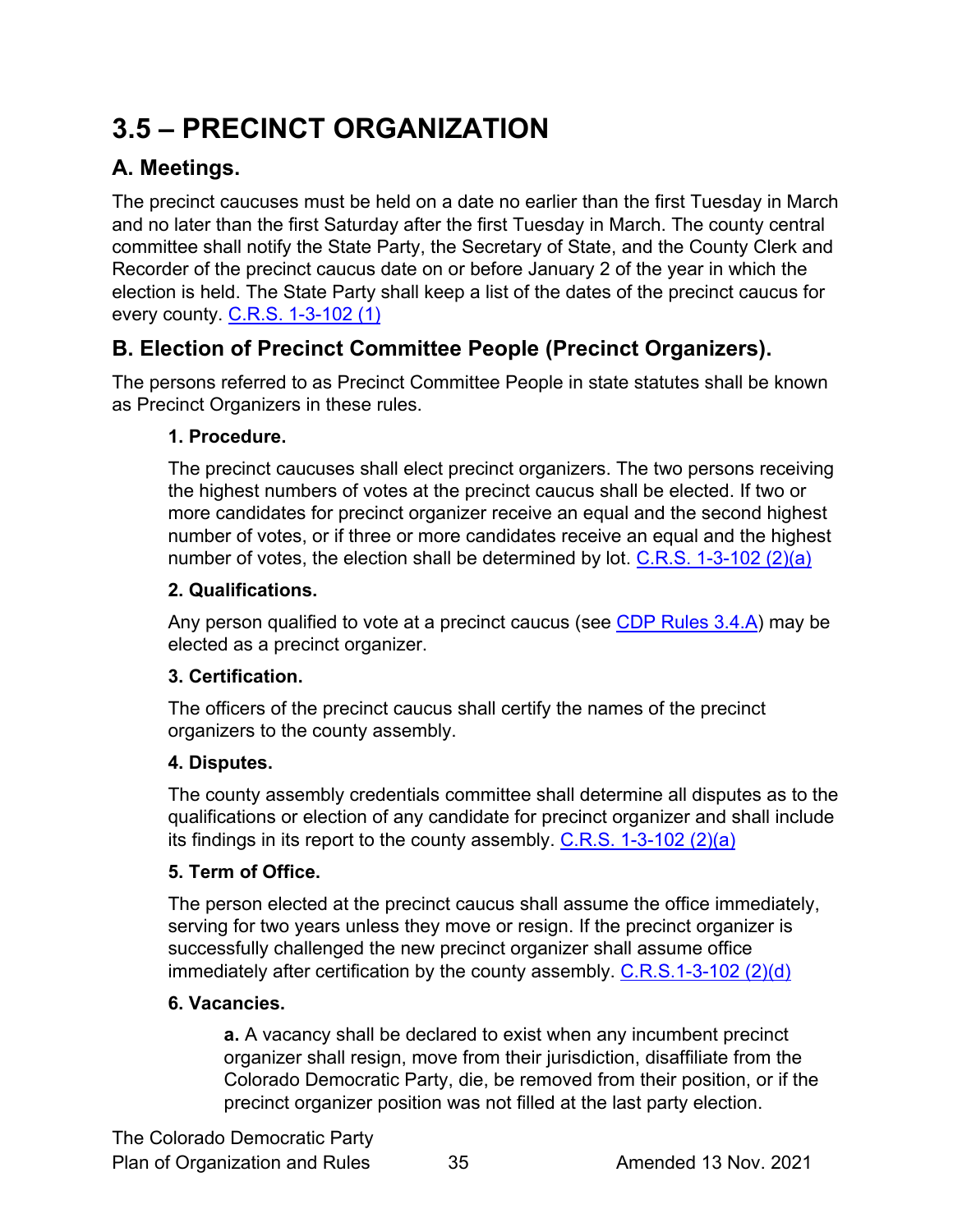# 3.5 – PRECINCT ORGANIZATION

## A. Meetings.

The precinct caucuses must be held on a date no earlier than the first Tuesday in March and no later than the first Saturday after the first Tuesday in March. The county central committee shall notify the State Party, the Secretary of State, and the County Clerk and Recorder of the precinct caucus date on or before January 2 of the year in which the election is held. The State Party shall keep a list of the dates of the precinct caucus for every county. C.R.S. 1-3-102 (1)

## B. Election of Precinct Committee People (Precinct Organizers).

The persons referred to as Precinct Committee People in state statutes shall be known as Precinct Organizers in these rules.

### 1. Procedure.

The precinct caucuses shall elect precinct organizers. The two persons receiving the highest numbers of votes at the precinct caucus shall be elected. If two or more candidates for precinct organizer receive an equal and the second highest number of votes, or if three or more candidates receive an equal and the highest number of votes, the election shall be determined by lot. C.R.S. 1-3-102 (2)(a)

### 2. Qualifications.

Any person qualified to vote at a precinct caucus (see CDP Rules 3.4.A) may be elected as a precinct organizer.

### 3. Certification.

The officers of the precinct caucus shall certify the names of the precinct organizers to the county assembly.

### 4. Disputes.

The county assembly credentials committee shall determine all disputes as to the qualifications or election of any candidate for precinct organizer and shall include its findings in its report to the county assembly. C.R.S. 1-3-102 (2)(a)

### 5. Term of Office.

The person elected at the precinct caucus shall assume the office immediately, serving for two years unless they move or resign. If the precinct organizer is successfully challenged the new precinct organizer shall assume office immediately after certification by the county assembly. C.R.S.1-3-102 (2)(d)

### 6. Vacancies.

**a.** A vacancy shall be declared to exist when any incumbent precinct organizer shall resign, move from their jurisdiction, disaffiliate from the Colorado Democratic Party, die, be removed from their position, or if the precinct organizer position was not filled at the last party election.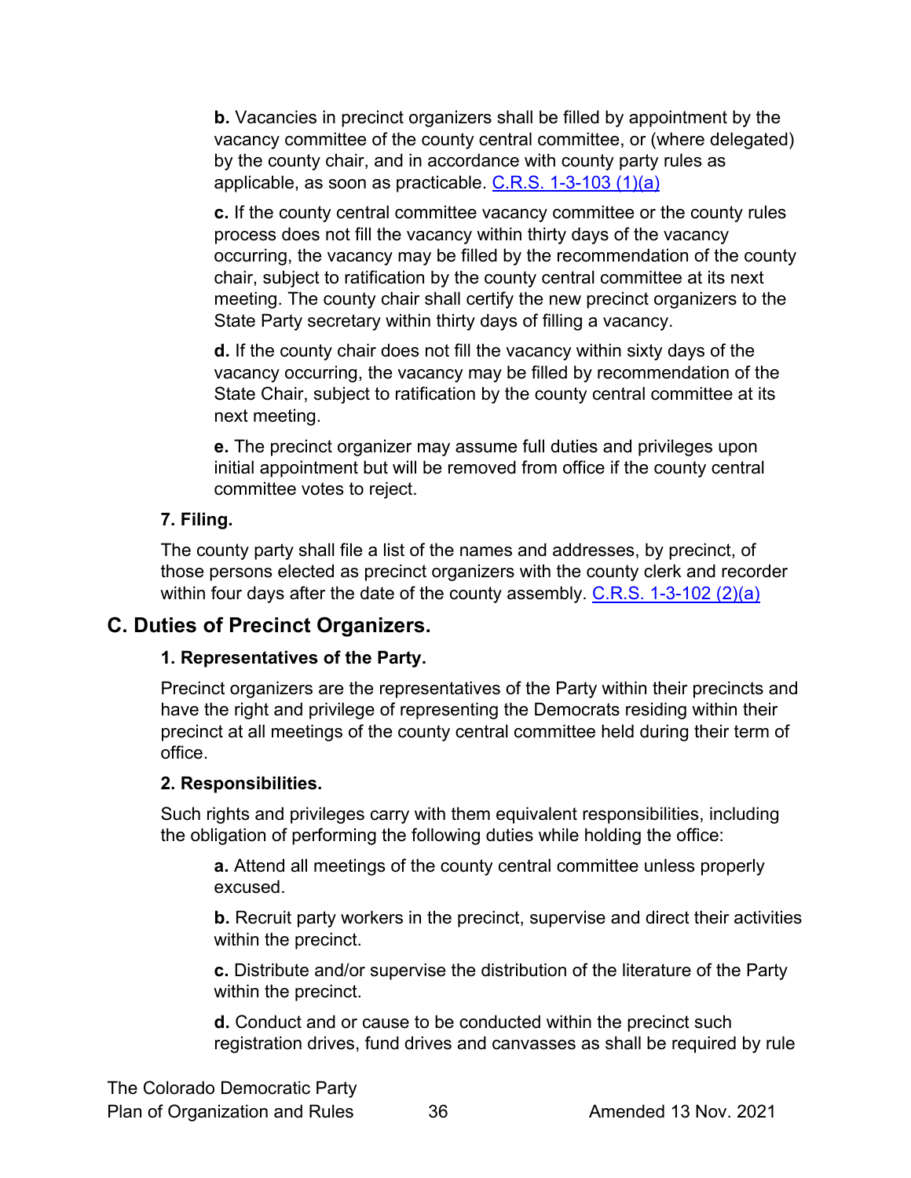**b.** Vacancies in precinct organizers shall be filled by appointment by the vacancy committee of the county central committee, or (where delegated) by the county chair, and in accordance with county party rules as applicable, as soon as practicable. [C.R.S. 1-3-103 (1)(a)]

**c.** If the county central committee vacancy committee or the county rules process does not fill the vacancy within thirty days of the vacancy occurring, the vacancy may be filled by the recommendation of the county chair, subject to ratification by the county central committee at its next meeting. The county chair shall certify the new precinct organizers to the State Party secretary within thirty days of filling a vacancy.

**d.** If the county chair does not fill the vacancy within sixty days of the vacancy occurring, the vacancy may be filled by recommendation of the State Chair, subject to ratification by the county central committee at its next meeting.

**e.** The precinct organizer may assume full duties and privileges upon initial appointment but will be removed from office if the county central committee votes to reject.

**7. Filing.**

The county party shall file a list of the names and addresses, by precinct, of those persons elected as precinct organizers with the county clerk and recorder within four days after the date of the county assembly. [C.R.S. 1-3-102 (2)(a)]

## C. Duties of Precinct Organizers.

**1. Representatives of the Party.**

Precinct organizers are the representatives of the Party within their precincts and have the right and privilege of representing the Democrats residing within their precinct at all meetings of the county central committee held during their term of office.

**2. Responsibilities.**

Such rights and privileges carry with them equivalent responsibilities, including the obligation of performing the following duties while holding the office:

**a.** Attend all meetings of the county central committee unless properly excused.

**b.** Recruit party workers in the precinct, supervise and direct their activities within the precinct.

**c.** Distribute and/or supervise the distribution of the literature of the Party within the precinct.

**d.** Conduct and or cause to be conducted within the precinct such registration drives, fund drives and canvasses as shall be required by rule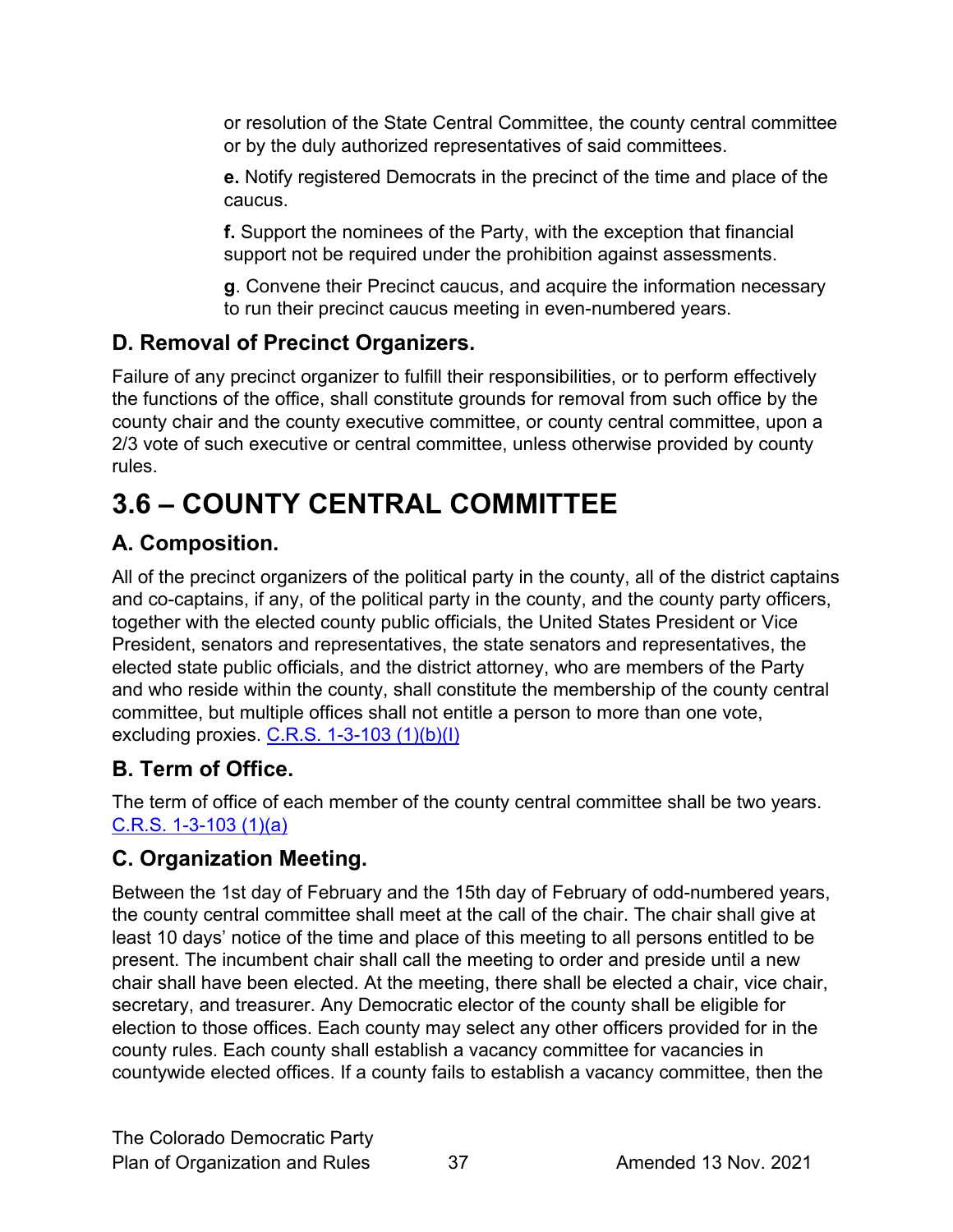or resolution of the State Central Committee, the county central committee or by the duly authorized representatives of said committees.

**e.** Notify registered Democrats in the precinct of the time and place of the caucus.

**f.** Support the nominees of the Party, with the exception that financial support not be required under the prohibition against assessments.

**g**. Convene their Precinct caucus, and acquire the information necessary to run their precinct caucus meeting in even-numbered years.

### D. Removal of Precinct Organizers.

Failure of any precinct organizer to fulfill their responsibilities, or to perform effectively the functions of the office, shall constitute grounds for removal from such office by the county chair and the county executive committee, or county central committee, upon a 2/3 vote of such executive or central committee, unless otherwise provided by county rules.

## 3.6 – COUNTY CENTRAL COMMITTEE

### A. Composition.

All of the precinct organizers of the political party in the county, all of the district captains and co-captains, if any, of the political party in the county, and the county party officers, together with the elected county public officials, the United States President or Vice President, senators and representatives, the state senators and representatives, the elected state public officials, and the district attorney, who are members of the Party and who reside within the county, shall constitute the membership of the county central committee, but multiple offices shall not entitle a person to more than one vote, excluding proxies. C.R.S. 1-3-103 (1)(b)(I)

### B. Term of Office.

The term of office of each member of the county central committee shall be two years. C.R.S. 1-3-103 (1)(a)

### C. Organization Meeting.

Between the 1st day of February and the 15th day of February of odd-numbered years, the county central committee shall meet at the call of the chair. The chair shall give at least 10 days' notice of the time and place of this meeting to all persons entitled to be present. The incumbent chair shall call the meeting to order and preside until a new chair shall have been elected. At the meeting, there shall be elected a chair, vice chair, secretary, and treasurer. Any Democratic elector of the county shall be eligible for election to those offices. Each county may select any other officers provided for in the county rules. Each county shall establish a vacancy committee for vacancies in countywide elected offices. If a county fails to establish a vacancy committee, then the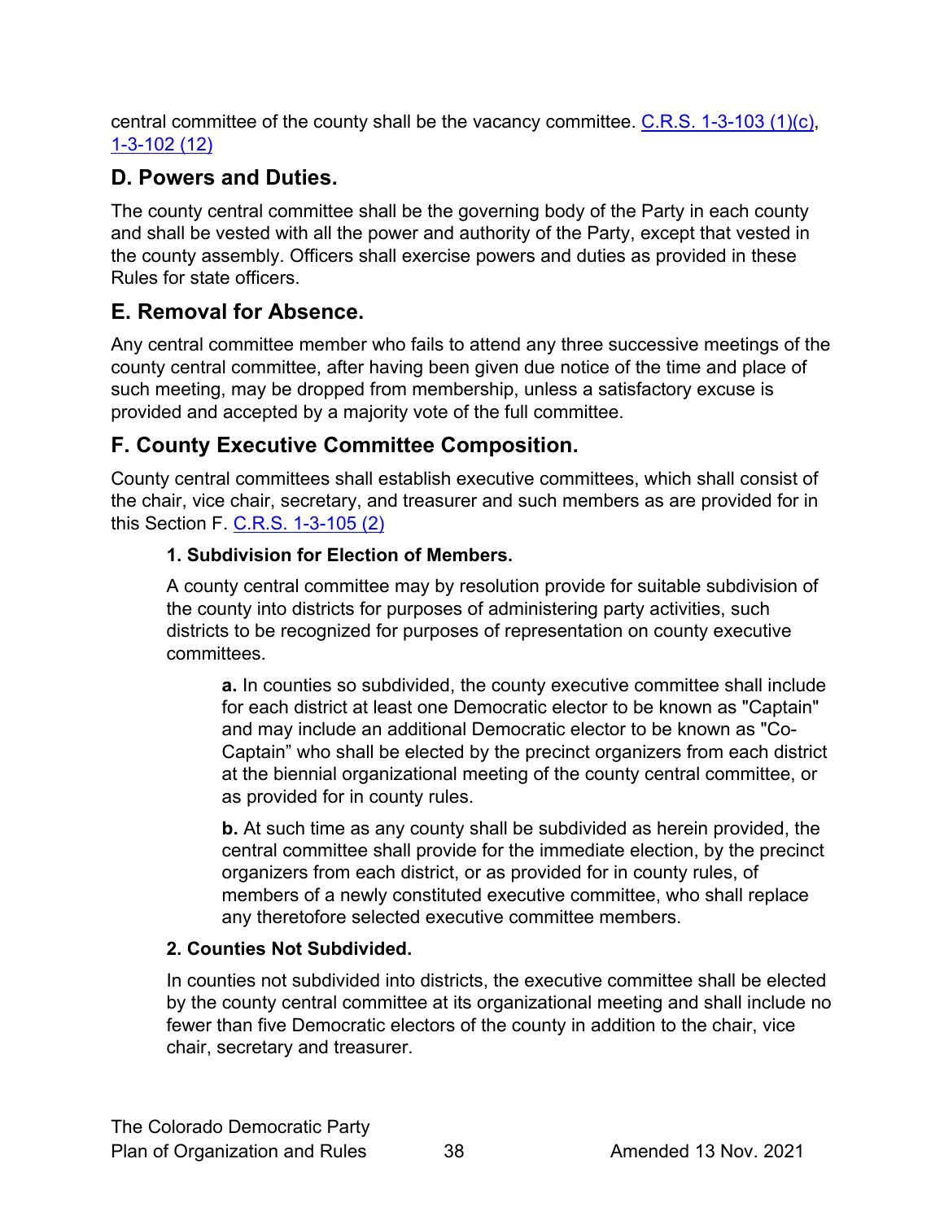central committee of the county shall be the vacancy committee. C.R.S. 1-3-103 (1)(c), 1-3-102 (12)

## D. Powers and Duties.

The county central committee shall be the governing body of the Party in each county and shall be vested with all the power and authority of the Party, except that vested in the county assembly. Officers shall exercise powers and duties as provided in these Rules for state officers.

## E. Removal for Absence.

Any central committee member who fails to attend any three successive meetings of the county central committee, after having been given due notice of the time and place of such meeting, may be dropped from membership, unless a satisfactory excuse is provided and accepted by a majority vote of the full committee.

## F. County Executive Committee Composition.

County central committees shall establish executive committees, which shall consist of the chair, vice chair, secretary, and treasurer and such members as are provided for in this Section F. C.R.S. 1-3-105 (2)

### 1. Subdivision for Election of Members.

A county central committee may by resolution provide for suitable subdivision of the county into districts for purposes of administering party activities, such districts to be recognized for purposes of representation on county executive committees.

**a.** In counties so subdivided, the county executive committee shall include for each district at least one Democratic elector to be known as "Captain" and may include an additional Democratic elector to be known as "Co-Captain" who shall be elected by the precinct organizers from each district at the biennial organizational meeting of the county central committee, or as provided for in county rules.

**b.** At such time as any county shall be subdivided as herein provided, the central committee shall provide for the immediate election, by the precinct organizers from each district, or as provided for in county rules, of members of a newly constituted executive committee, who shall replace any theretofore selected executive committee members.

### 2. Counties Not Subdivided.

In counties not subdivided into districts, the executive committee shall be elected by the county central committee at its organizational meeting and shall include no fewer than five Democratic electors of the county in addition to the chair, vice chair, secretary and treasurer.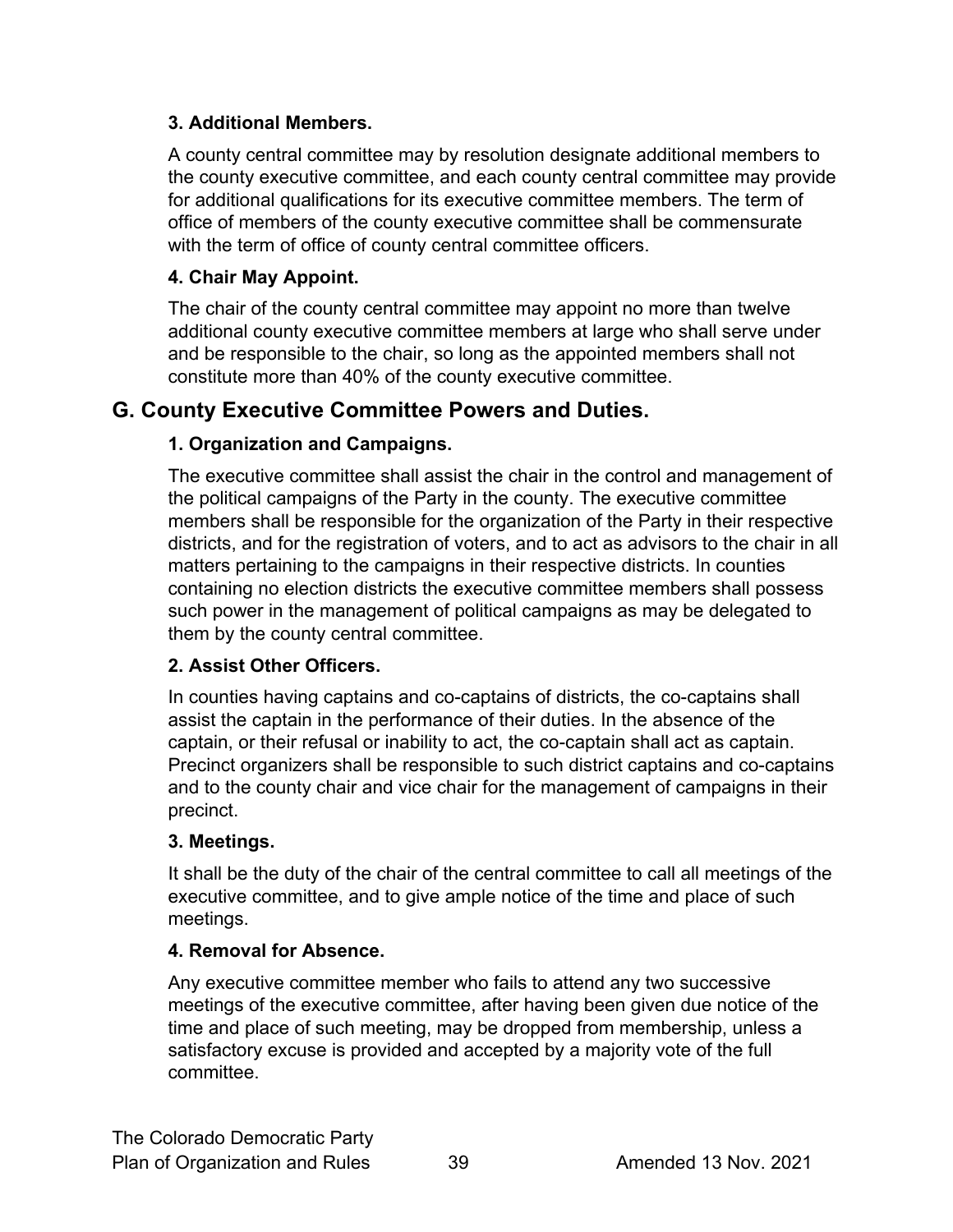#### 3. Additional Members.

A county central committee may by resolution designate additional members to the county executive committee, and each county central committee may provide for additional qualifications for its executive committee members. The term of office of members of the county executive committee shall be commensurate with the term of office of county central committee officers.

#### 4. Chair May Appoint.

The chair of the county central committee may appoint no more than twelve additional county executive committee members at large who shall serve under and be responsible to the chair, so long as the appointed members shall not constitute more than 40% of the county executive committee.

### G. County Executive Committee Powers and Duties.

#### 1. Organization and Campaigns.

The executive committee shall assist the chair in the control and management of the political campaigns of the Party in the county. The executive committee members shall be responsible for the organization of the Party in their respective districts, and for the registration of voters, and to act as advisors to the chair in all matters pertaining to the campaigns in their respective districts. In counties containing no election districts the executive committee members shall possess such power in the management of political campaigns as may be delegated to them by the county central committee.

#### 2. Assist Other Officers.

In counties having captains and co-captains of districts, the co-captains shall assist the captain in the performance of their duties. In the absence of the captain, or their refusal or inability to act, the co-captain shall act as captain. Precinct organizers shall be responsible to such district captains and co-captains and to the county chair and vice chair for the management of campaigns in their precinct.

#### 3. Meetings.

It shall be the duty of the chair of the central committee to call all meetings of the executive committee, and to give ample notice of the time and place of such meetings.

#### 4. Removal for Absence.

Any executive committee member who fails to attend any two successive meetings of the executive committee, after having been given due notice of the time and place of such meeting, may be dropped from membership, unless a satisfactory excuse is provided and accepted by a majority vote of the full committee.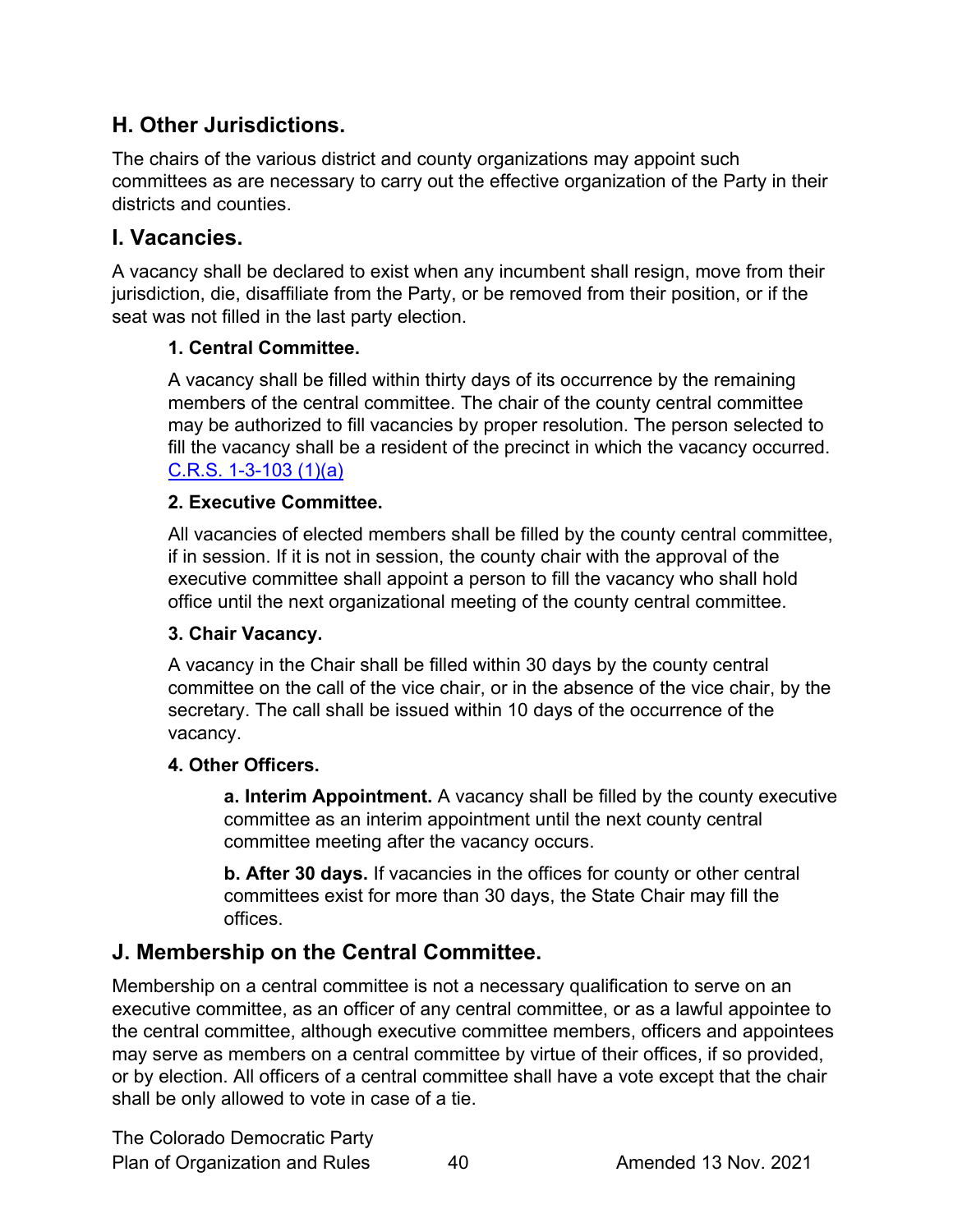## H. Other Jurisdictions.

The chairs of the various district and county organizations may appoint such committees as are necessary to carry out the effective organization of the Party in their districts and counties.

## I. Vacancies.

A vacancy shall be declared to exist when any incumbent shall resign, move from their jurisdiction, die, disaffiliate from the Party, or be removed from their position, or if the seat was not filled in the last party election.

### 1. Central Committee.

A vacancy shall be filled within thirty days of its occurrence by the remaining members of the central committee. The chair of the county central committee may be authorized to fill vacancies by proper resolution. The person selected to fill the vacancy shall be a resident of the precinct in which the vacancy occurred. C.R.S. 1-3-103 (1)(a)

### 2. Executive Committee.

All vacancies of elected members shall be filled by the county central committee, if in session. If it is not in session, the county chair with the approval of the executive committee shall appoint a person to fill the vacancy who shall hold office until the next organizational meeting of the county central committee.

### 3. Chair Vacancy.

A vacancy in the Chair shall be filled within 30 days by the county central committee on the call of the vice chair, or in the absence of the vice chair, by the secretary. The call shall be issued within 10 days of the occurrence of the vacancy.

### 4. Other Officers.

**a. Interim Appointment.** A vacancy shall be filled by the county executive committee as an interim appointment until the next county central committee meeting after the vacancy occurs.

**b. After 30 days.** If vacancies in the offices for county or other central committees exist for more than 30 days, the State Chair may fill the offices.

## J. Membership on the Central Committee.

Membership on a central committee is not a necessary qualification to serve on an executive committee, as an officer of any central committee, or as a lawful appointee to the central committee, although executive committee members, officers and appointees may serve as members on a central committee by virtue of their offices, if so provided, or by election. All officers of a central committee shall have a vote except that the chair shall be only allowed to vote in case of a tie.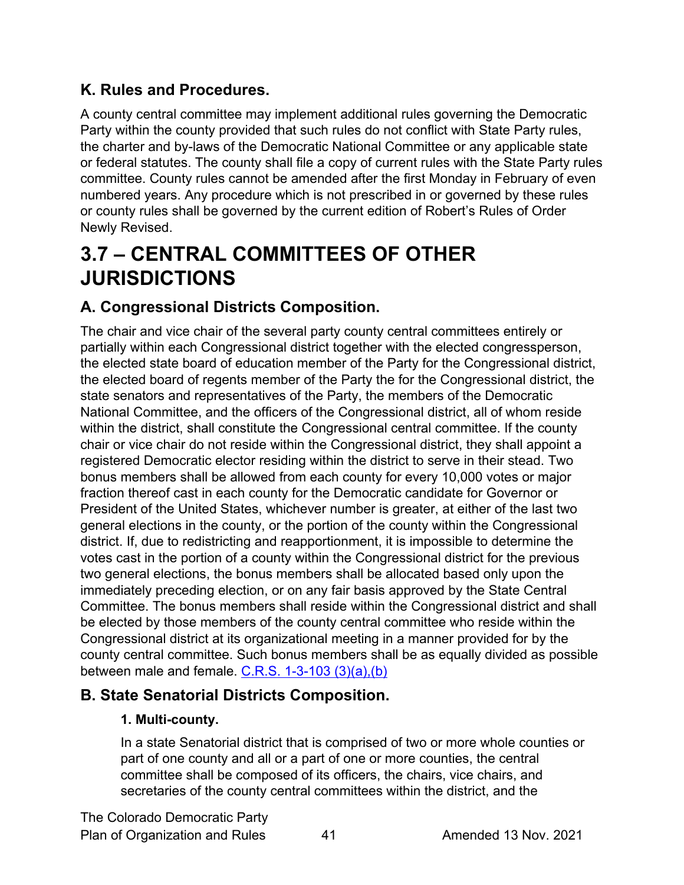### K. Rules and Procedures.

A county central committee may implement additional rules governing the Democratic Party within the county provided that such rules do not conflict with State Party rules, the charter and by-laws of the Democratic National Committee or any applicable state or federal statutes. The county shall file a copy of current rules with the State Party rules committee. County rules cannot be amended after the first Monday in February of even numbered years. Any procedure which is not prescribed in or governed by these rules or county rules shall be governed by the current edition of Robert's Rules of Order Newly Revised.

## 3.7 – CENTRAL COMMITTEES OF OTHER JURISDICTIONS

### A. Congressional Districts Composition.

The chair and vice chair of the several party county central committees entirely or partially within each Congressional district together with the elected congressperson, the elected state board of education member of the Party for the Congressional district, the elected board of regents member of the Party the for the Congressional district, the state senators and representatives of the Party, the members of the Democratic National Committee, and the officers of the Congressional district, all of whom reside within the district, shall constitute the Congressional central committee. If the county chair or vice chair do not reside within the Congressional district, they shall appoint a registered Democratic elector residing within the district to serve in their stead. Two bonus members shall be allowed from each county for every 10,000 votes or major fraction thereof cast in each county for the Democratic candidate for Governor or President of the United States, whichever number is greater, at either of the last two general elections in the county, or the portion of the county within the Congressional district. If, due to redistricting and reapportionment, it is impossible to determine the votes cast in the portion of a county within the Congressional district for the previous two general elections, the bonus members shall be allocated based only upon the immediately preceding election, or on any fair basis approved by the State Central Committee. The bonus members shall reside within the Congressional district and shall be elected by those members of the county central committee who reside within the Congressional district at its organizational meeting in a manner provided for by the county central committee. Such bonus members shall be as equally divided as possible between male and female. C.R.S. 1-3-103 (3)(a),(b)

### B. State Senatorial Districts Composition.

#### 1. Multi-county.

In a state Senatorial district that is comprised of two or more whole counties or part of one county and all or a part of one or more counties, the central committee shall be composed of its officers, the chairs, vice chairs, and secretaries of the county central committees within the district, and the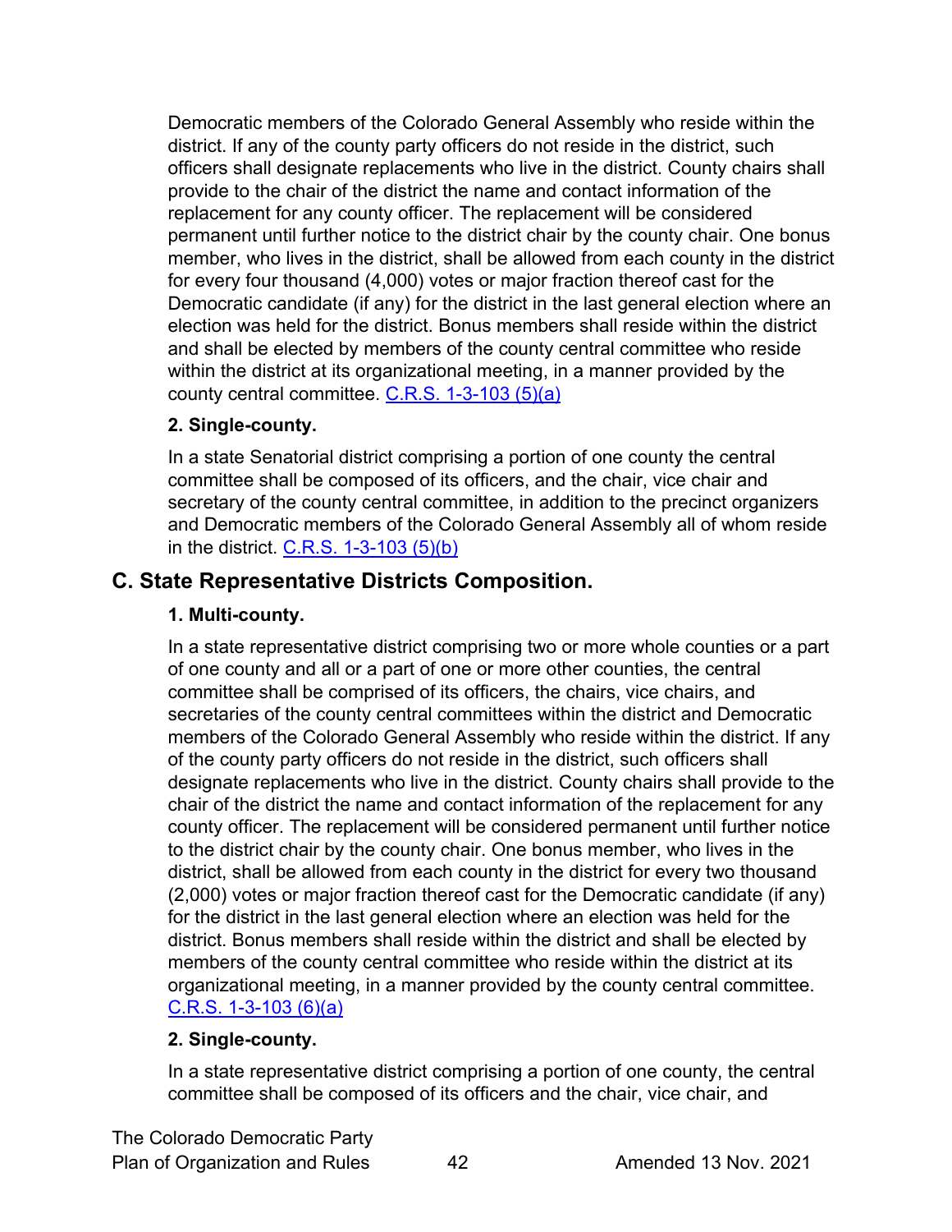Democratic members of the Colorado General Assembly who reside within the district. If any of the county party officers do not reside in the district, such officers shall designate replacements who live in the district. County chairs shall provide to the chair of the district the name and contact information of the replacement for any county officer. The replacement will be considered permanent until further notice to the district chair by the county chair. One bonus member, who lives in the district, shall be allowed from each county in the district for every four thousand (4,000) votes or major fraction thereof cast for the Democratic candidate (if any) for the district in the last general election where an election was held for the district. Bonus members shall reside within the district and shall be elected by members of the county central committee who reside within the district at its organizational meeting, in a manner provided by the county central committee. C.R.S. 1-3-103 (5)(a)

**2. Single-county.**

In a state Senatorial district comprising a portion of one county the central committee shall be composed of its officers, and the chair, vice chair and secretary of the county central committee, in addition to the precinct organizers and Democratic members of the Colorado General Assembly all of whom reside in the district. C.R.S. 1-3-103 (5)(b)

## C. State Representative Districts Composition.

**1. Multi-county.**

In a state representative district comprising two or more whole counties or a part of one county and all or a part of one or more other counties, the central committee shall be comprised of its officers, the chairs, vice chairs, and secretaries of the county central committees within the district and Democratic members of the Colorado General Assembly who reside within the district. If any of the county party officers do not reside in the district, such officers shall designate replacements who live in the district. County chairs shall provide to the chair of the district the name and contact information of the replacement for any county officer. The replacement will be considered permanent until further notice to the district chair by the county chair. One bonus member, who lives in the district, shall be allowed from each county in the district for every two thousand (2,000) votes or major fraction thereof cast for the Democratic candidate (if any) for the district in the last general election where an election was held for the district. Bonus members shall reside within the district and shall be elected by members of the county central committee who reside within the district at its organizational meeting, in a manner provided by the county central committee. C.R.S. 1-3-103 (6)(a)

**2. Single-county.**

In a state representative district comprising a portion of one county, the central committee shall be composed of its officers and the chair, vice chair, and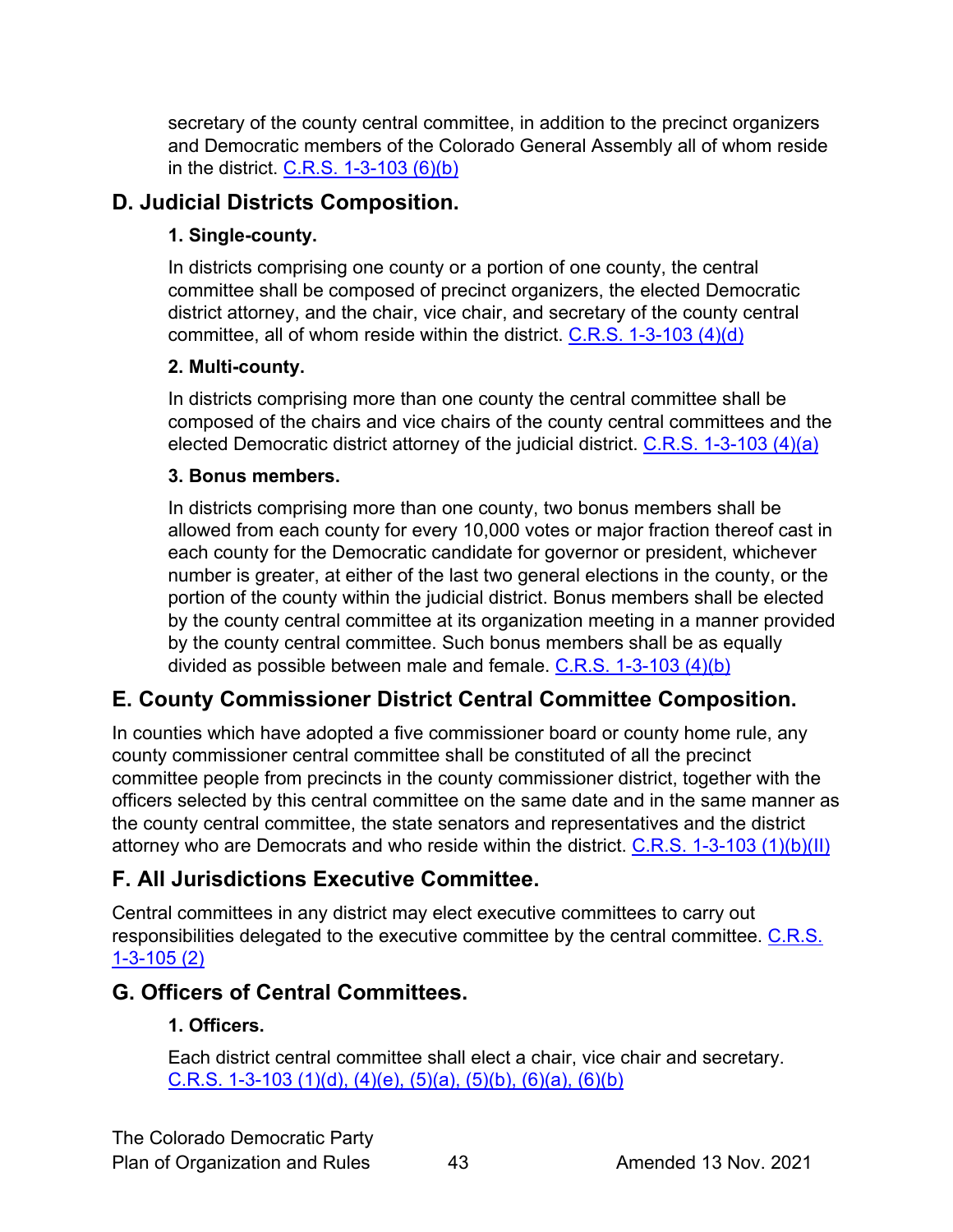secretary of the county central committee, in addition to the precinct organizers and Democratic members of the Colorado General Assembly all of whom reside in the district. C.R.S. 1-3-103 (6)(b)

## D. Judicial Districts Composition.

### 1. Single-county.

In districts comprising one county or a portion of one county, the central committee shall be composed of precinct organizers, the elected Democratic district attorney, and the chair, vice chair, and secretary of the county central committee, all of whom reside within the district. C.R.S. 1-3-103 (4)(d)

### 2. Multi-county.

In districts comprising more than one county the central committee shall be composed of the chairs and vice chairs of the county central committees and the elected Democratic district attorney of the judicial district. C.R.S. 1-3-103 (4)(a)

### 3. Bonus members.

In districts comprising more than one county, two bonus members shall be allowed from each county for every 10,000 votes or major fraction thereof cast in each county for the Democratic candidate for governor or president, whichever number is greater, at either of the last two general elections in the county, or the portion of the county within the judicial district. Bonus members shall be elected by the county central committee at its organization meeting in a manner provided by the county central committee. Such bonus members shall be as equally divided as possible between male and female. C.R.S. 1-3-103 (4)(b)

## E. County Commissioner District Central Committee Composition.

In counties which have adopted a five commissioner board or county home rule, any county commissioner central committee shall be constituted of all the precinct committee people from precincts in the county commissioner district, together with the officers selected by this central committee on the same date and in the same manner as the county central committee, the state senators and representatives and the district attorney who are Democrats and who reside within the district. C.R.S. 1-3-103 (1)(b)(II)

## F. All Jurisdictions Executive Committee.

Central committees in any district may elect executive committees to carry out responsibilities delegated to the executive committee by the central committee. C.R.S. 1-3-105 (2)

## G. Officers of Central Committees.

### 1. Officers.

Each district central committee shall elect a chair, vice chair and secretary. C.R.S. 1-3-103 (1)(d), (4)(e), (5)(a), (5)(b), (6)(a), (6)(b)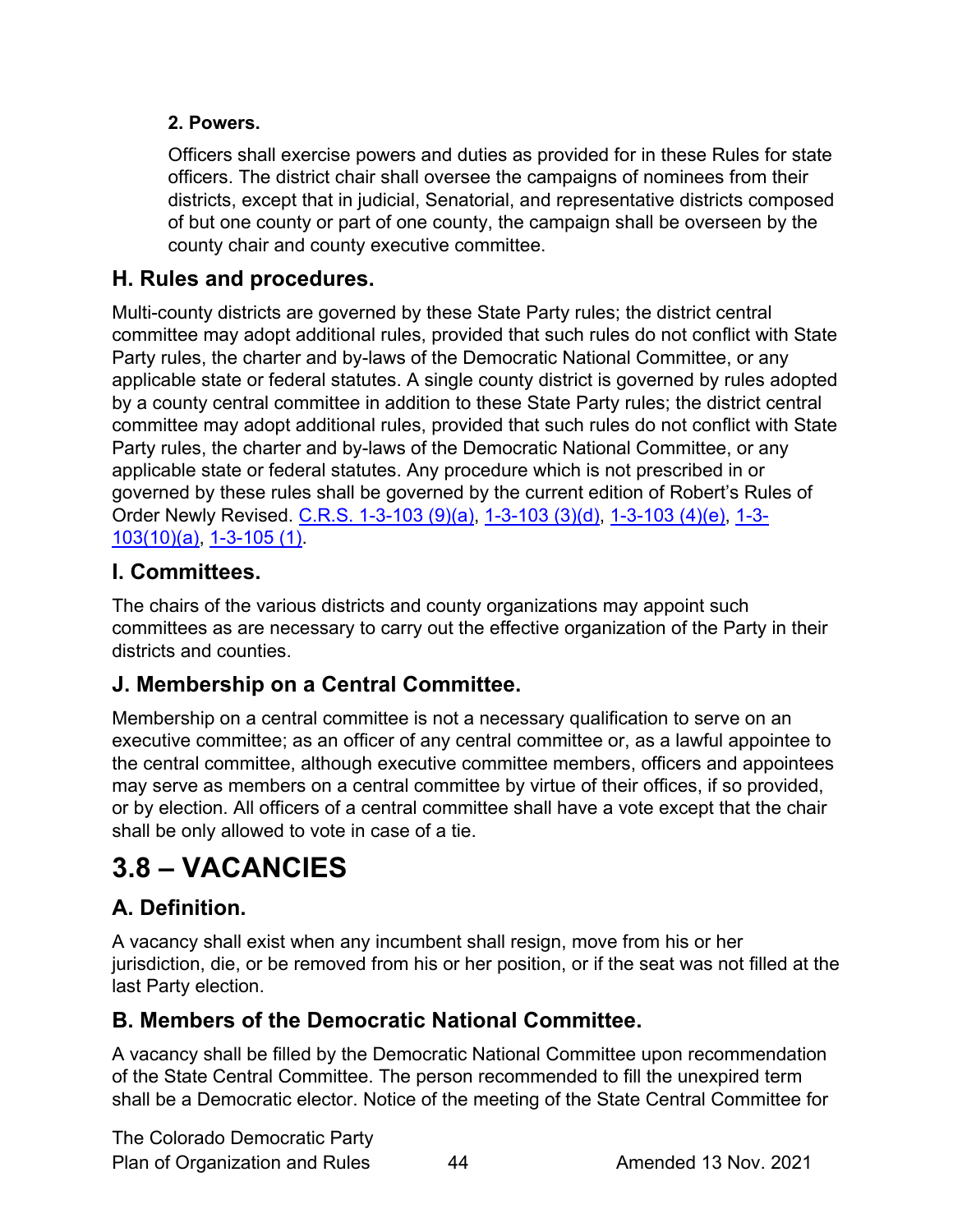**2. Powers.**

Officers shall exercise powers and duties as provided for in these Rules for state officers. The district chair shall oversee the campaigns of nominees from their districts, except that in judicial, Senatorial, and representative districts composed of but one county or part of one county, the campaign shall be overseen by the county chair and county executive committee.

## H. Rules and procedures.

Multi-county districts are governed by these State Party rules; the district central committee may adopt additional rules, provided that such rules do not conflict with State Party rules, the charter and by-laws of the Democratic National Committee, or any applicable state or federal statutes. A single county district is governed by rules adopted by a county central committee in addition to these State Party rules; the district central committee may adopt additional rules, provided that such rules do not conflict with State Party rules, the charter and by-laws of the Democratic National Committee, or any applicable state or federal statutes. Any procedure which is not prescribed in or governed by these rules shall be governed by the current edition of Robert's Rules of Order Newly Revised. C.R.S. 1-3-103 (9)(a), 1-3-103 (3)(d), 1-3-103 (4)(e), 1-3-103(10)(a), 1-3-105 (1).

## I. Committees.

The chairs of the various districts and county organizations may appoint such committees as are necessary to carry out the effective organization of the Party in their districts and counties.

## J. Membership on a Central Committee.

Membership on a central committee is not a necessary qualification to serve on an executive committee; as an officer of any central committee or, as a lawful appointee to the central committee, although executive committee members, officers and appointees may serve as members on a central committee by virtue of their offices, if so provided, or by election. All officers of a central committee shall have a vote except that the chair shall be only allowed to vote in case of a tie.

# 3.8 – VACANCIES

## A. Definition.

A vacancy shall exist when any incumbent shall resign, move from his or her jurisdiction, die, or be removed from his or her position, or if the seat was not filled at the last Party election.

## B. Members of the Democratic National Committee.

A vacancy shall be filled by the Democratic National Committee upon recommendation of the State Central Committee. The person recommended to fill the unexpired term shall be a Democratic elector. Notice of the meeting of the State Central Committee for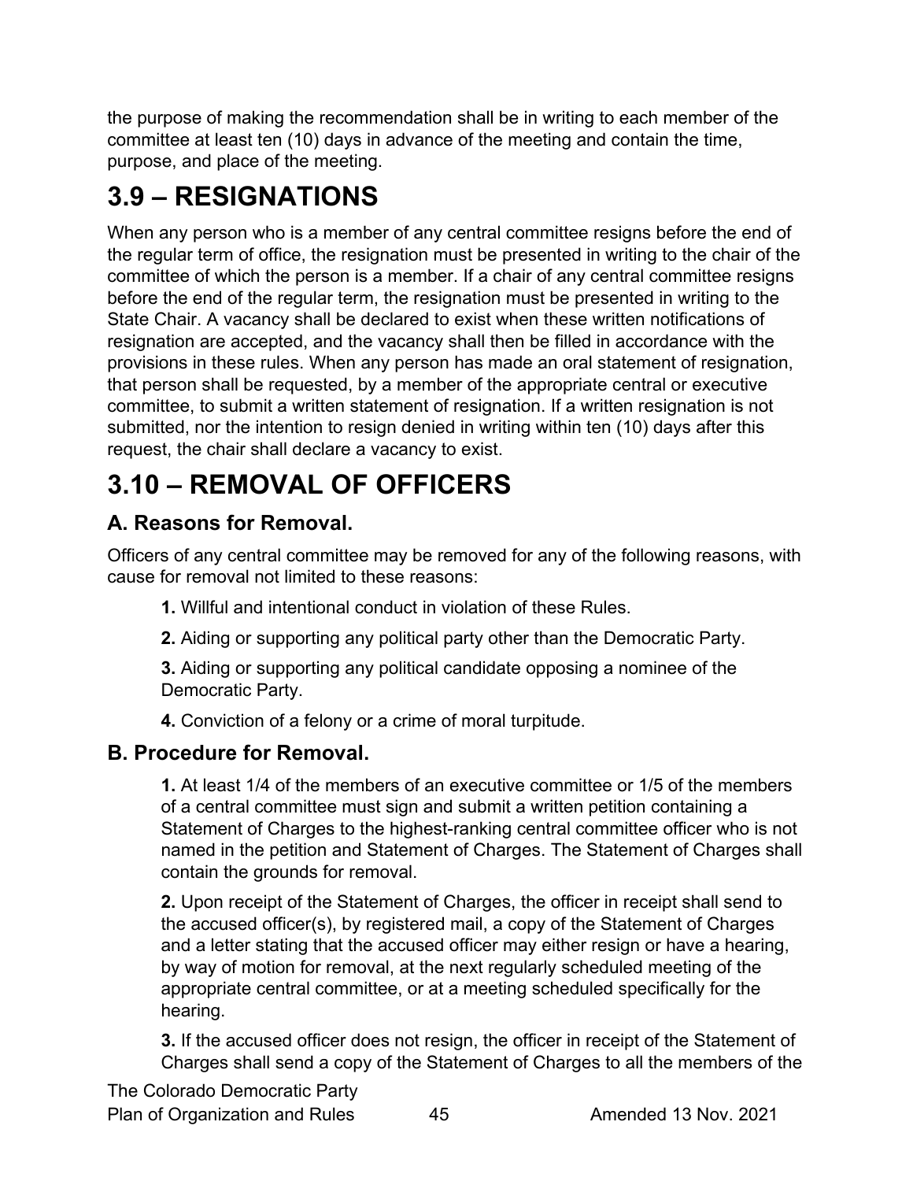the purpose of making the recommendation shall be in writing to each member of the committee at least ten (10) days in advance of the meeting and contain the time, purpose, and place of the meeting.

# 3.9 – RESIGNATIONS

When any person who is a member of any central committee resigns before the end of the regular term of office, the resignation must be presented in writing to the chair of the committee of which the person is a member. If a chair of any central committee resigns before the end of the regular term, the resignation must be presented in writing to the State Chair. A vacancy shall be declared to exist when these written notifications of resignation are accepted, and the vacancy shall then be filled in accordance with the provisions in these rules. When any person has made an oral statement of resignation, that person shall be requested, by a member of the appropriate central or executive committee, to submit a written statement of resignation. If a written resignation is not submitted, nor the intention to resign denied in writing within ten (10) days after this request, the chair shall declare a vacancy to exist.

# 3.10 – REMOVAL OF OFFICERS

## A. Reasons for Removal.

Officers of any central committee may be removed for any of the following reasons, with cause for removal not limited to these reasons:

**1.** Willful and intentional conduct in violation of these Rules.

**2.** Aiding or supporting any political party other than the Democratic Party.

**3.** Aiding or supporting any political candidate opposing a nominee of the Democratic Party.

**4.** Conviction of a felony or a crime of moral turpitude.

## B. Procedure for Removal.

**1.** At least 1/4 of the members of an executive committee or 1/5 of the members of a central committee must sign and submit a written petition containing a Statement of Charges to the highest-ranking central committee officer who is not named in the petition and Statement of Charges. The Statement of Charges shall contain the grounds for removal.

**2.** Upon receipt of the Statement of Charges, the officer in receipt shall send to the accused officer(s), by registered mail, a copy of the Statement of Charges and a letter stating that the accused officer may either resign or have a hearing, by way of motion for removal, at the next regularly scheduled meeting of the appropriate central committee, or at a meeting scheduled specifically for the hearing.

**3.** If the accused officer does not resign, the officer in receipt of the Statement of Charges shall send a copy of the Statement of Charges to all the members of the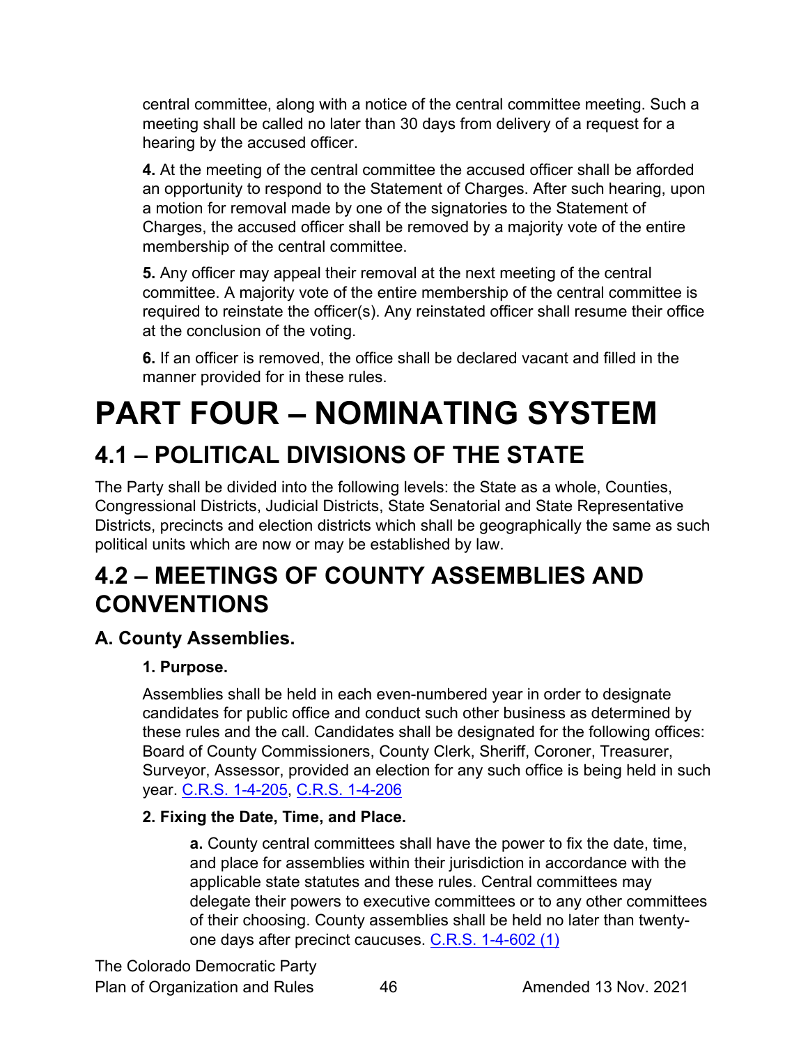central committee, along with a notice of the central committee meeting. Such a meeting shall be called no later than 30 days from delivery of a request for a hearing by the accused officer.

**4.** At the meeting of the central committee the accused officer shall be afforded an opportunity to respond to the Statement of Charges. After such hearing, upon a motion for removal made by one of the signatories to the Statement of Charges, the accused officer shall be removed by a majority vote of the entire membership of the central committee.

**5.** Any officer may appeal their removal at the next meeting of the central committee. A majority vote of the entire membership of the central committee is required to reinstate the officer(s). Any reinstated officer shall resume their office at the conclusion of the voting.

**6.** If an officer is removed, the office shall be declared vacant and filled in the manner provided for in these rules.

# PART FOUR – NOMINATING SYSTEM

## 4.1 – POLITICAL DIVISIONS OF THE STATE

The Party shall be divided into the following levels: the State as a whole, Counties, Congressional Districts, Judicial Districts, State Senatorial and State Representative Districts, precincts and election districts which shall be geographically the same as such political units which are now or may be established by law.

## 4.2 – MEETINGS OF COUNTY ASSEMBLIES AND CONVENTIONS

### A. County Assemblies.

#### 1. Purpose.

Assemblies shall be held in each even-numbered year in order to designate candidates for public office and conduct such other business as determined by these rules and the call. Candidates shall be designated for the following offices: Board of County Commissioners, County Clerk, Sheriff, Coroner, Treasurer, Surveyor, Assessor, provided an election for any such office is being held in such year. C.R.S. 1-4-205, C.R.S. 1-4-206

#### 2. Fixing the Date, Time, and Place.

**a.** County central committees shall have the power to fix the date, time, and place for assemblies within their jurisdiction in accordance with the applicable state statutes and these rules. Central committees may delegate their powers to executive committees or to any other committees of their choosing. County assemblies shall be held no later than twenty-one days after precinct caucuses. C.R.S. 1-4-602 (1)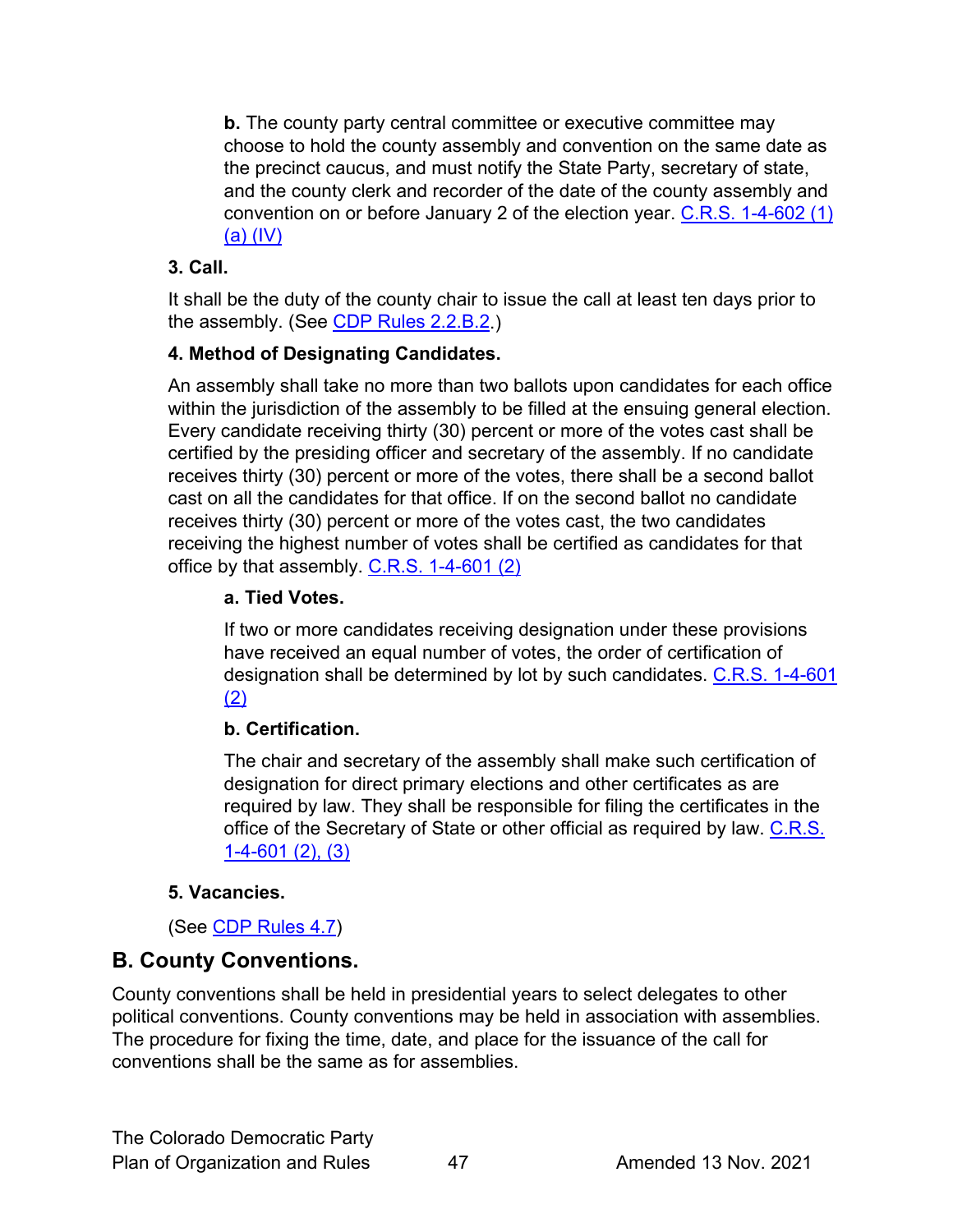**b.** The county party central committee or executive committee may choose to hold the county assembly and convention on the same date as the precinct caucus, and must notify the State Party, secretary of state, and the county clerk and recorder of the date of the county assembly and convention on or before January 2 of the election year. C.R.S. 1-4-602 (1) (a) (IV)

**3. Call.**

It shall be the duty of the county chair to issue the call at least ten days prior to the assembly. (See CDP Rules 2.2.B.2.)

**4. Method of Designating Candidates.**

An assembly shall take no more than two ballots upon candidates for each office within the jurisdiction of the assembly to be filled at the ensuing general election. Every candidate receiving thirty (30) percent or more of the votes cast shall be certified by the presiding officer and secretary of the assembly. If no candidate receives thirty (30) percent or more of the votes, there shall be a second ballot cast on all the candidates for that office. If on the second ballot no candidate receives thirty (30) percent or more of the votes cast, the two candidates receiving the highest number of votes shall be certified as candidates for that office by that assembly. C.R.S. 1-4-601 (2)

**a. Tied Votes.**

If two or more candidates receiving designation under these provisions have received an equal number of votes, the order of certification of designation shall be determined by lot by such candidates. C.R.S. 1-4-601 (2)

**b. Certification.**

The chair and secretary of the assembly shall make such certification of designation for direct primary elections and other certificates as are required by law. They shall be responsible for filing the certificates in the office of the Secretary of State or other official as required by law. C.R.S. 1-4-601 (2), (3)

**5. Vacancies.**

(See CDP Rules 4.7)

## B. County Conventions.

County conventions shall be held in presidential years to select delegates to other political conventions. County conventions may be held in association with assemblies. The procedure for fixing the time, date, and place for the issuance of the call for conventions shall be the same as for assemblies.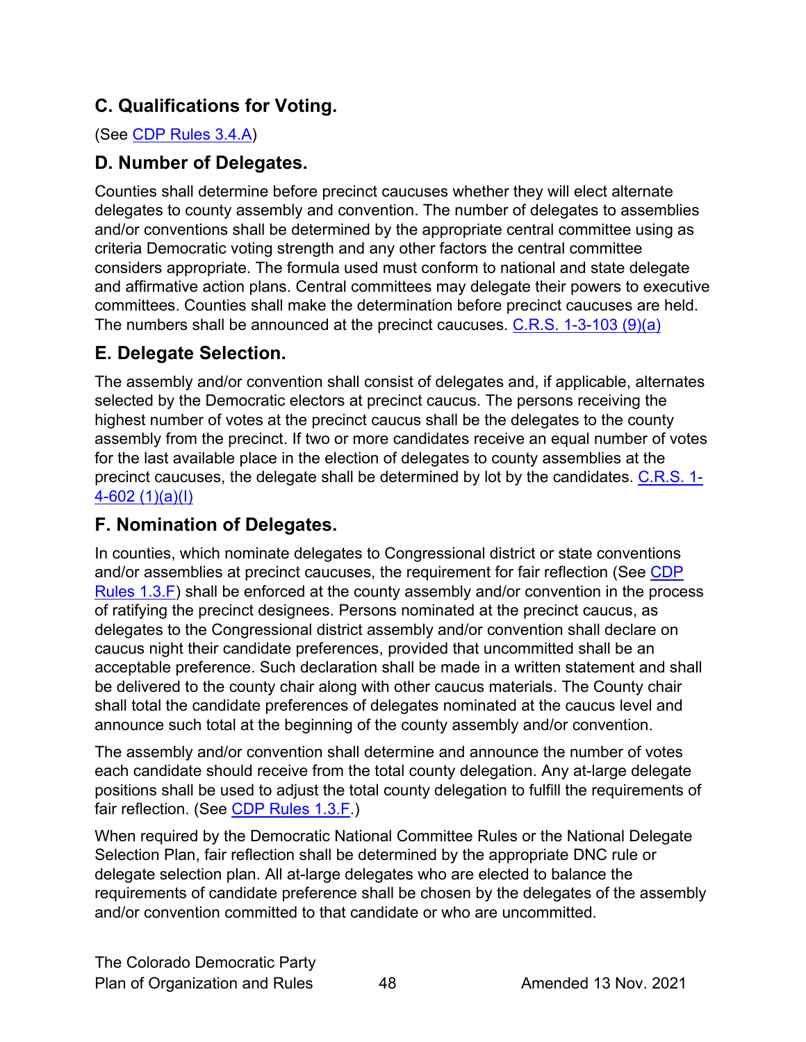### C. Qualifications for Voting.

(See CDP Rules 3.4.A)

### D. Number of Delegates.

Counties shall determine before precinct caucuses whether they will elect alternate delegates to county assembly and convention. The number of delegates to assemblies and/or conventions shall be determined by the appropriate central committee using as criteria Democratic voting strength and any other factors the central committee considers appropriate. The formula used must conform to national and state delegate and affirmative action plans. Central committees may delegate their powers to executive committees. Counties shall make the determination before precinct caucuses are held. The numbers shall be announced at the precinct caucuses. C.R.S. 1-3-103 (9)(a)

### E. Delegate Selection.

The assembly and/or convention shall consist of delegates and, if applicable, alternates selected by the Democratic electors at precinct caucus. The persons receiving the highest number of votes at the precinct caucus shall be the delegates to the county assembly from the precinct. If two or more candidates receive an equal number of votes for the last available place in the election of delegates to county assemblies at the precinct caucuses, the delegate shall be determined by lot by the candidates. C.R.S. 1-4-602 (1)(a)(I)

### F. Nomination of Delegates.

In counties, which nominate delegates to Congressional district or state conventions and/or assemblies at precinct caucuses, the requirement for fair reflection (See CDP Rules 1.3.F) shall be enforced at the county assembly and/or convention in the process of ratifying the precinct designees. Persons nominated at the precinct caucus, as delegates to the Congressional district assembly and/or convention shall declare on caucus night their candidate preferences, provided that uncommitted shall be an acceptable preference. Such declaration shall be made in a written statement and shall be delivered to the county chair along with other caucus materials. The County chair shall total the candidate preferences of delegates nominated at the caucus level and announce such total at the beginning of the county assembly and/or convention.

The assembly and/or convention shall determine and announce the number of votes each candidate should receive from the total county delegation. Any at-large delegate positions shall be used to adjust the total county delegation to fulfill the requirements of fair reflection. (See CDP Rules 1.3.F.)

When required by the Democratic National Committee Rules or the National Delegate Selection Plan, fair reflection shall be determined by the appropriate DNC rule or delegate selection plan. All at-large delegates who are elected to balance the requirements of candidate preference shall be chosen by the delegates of the assembly and/or convention committed to that candidate or who are uncommitted.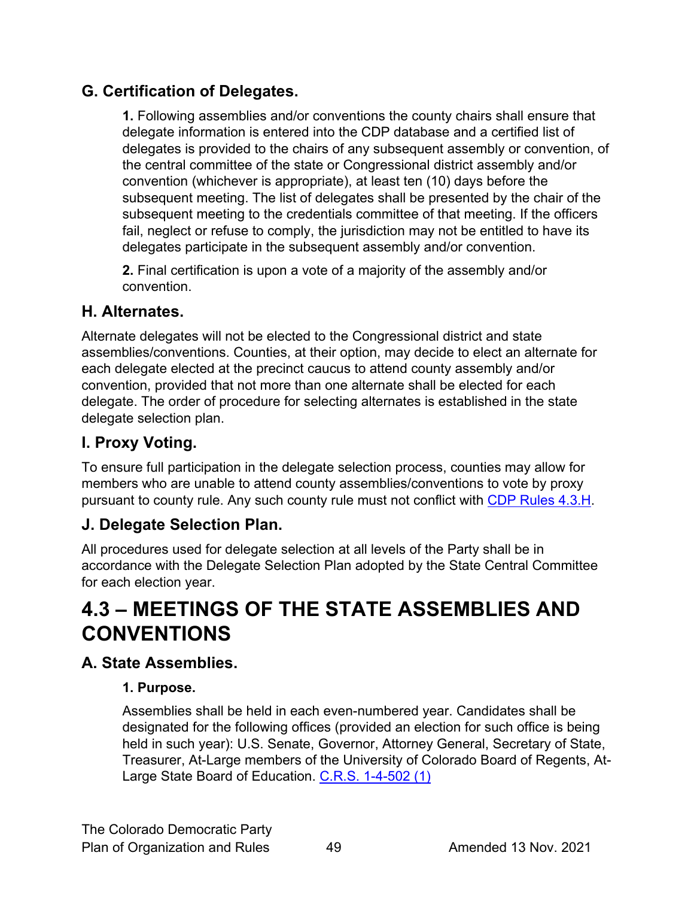### G. Certification of Delegates.

**1.** Following assemblies and/or conventions the county chairs shall ensure that delegate information is entered into the CDP database and a certified list of delegates is provided to the chairs of any subsequent assembly or convention, of the central committee of the state or Congressional district assembly and/or convention (whichever is appropriate), at least ten (10) days before the subsequent meeting. The list of delegates shall be presented by the chair of the subsequent meeting to the credentials committee of that meeting. If the officers fail, neglect or refuse to comply, the jurisdiction may not be entitled to have its delegates participate in the subsequent assembly and/or convention.

**2.** Final certification is upon a vote of a majority of the assembly and/or convention.

### H. Alternates.

Alternate delegates will not be elected to the Congressional district and state assemblies/conventions. Counties, at their option, may decide to elect an alternate for each delegate elected at the precinct caucus to attend county assembly and/or convention, provided that not more than one alternate shall be elected for each delegate. The order of procedure for selecting alternates is established in the state delegate selection plan.

### I. Proxy Voting.

To ensure full participation in the delegate selection process, counties may allow for members who are unable to attend county assemblies/conventions to vote by proxy pursuant to county rule. Any such county rule must not conflict with CDP Rules 4.3.H.

### J. Delegate Selection Plan.

All procedures used for delegate selection at all levels of the Party shall be in accordance with the Delegate Selection Plan adopted by the State Central Committee for each election year.

## 4.3 – MEETINGS OF THE STATE ASSEMBLIES AND CONVENTIONS

### A. State Assemblies.

**1. Purpose.**

Assemblies shall be held in each even-numbered year. Candidates shall be designated for the following offices (provided an election for such office is being held in such year): U.S. Senate, Governor, Attorney General, Secretary of State, Treasurer, At-Large members of the University of Colorado Board of Regents, At-Large State Board of Education. C.R.S. 1-4-502 (1)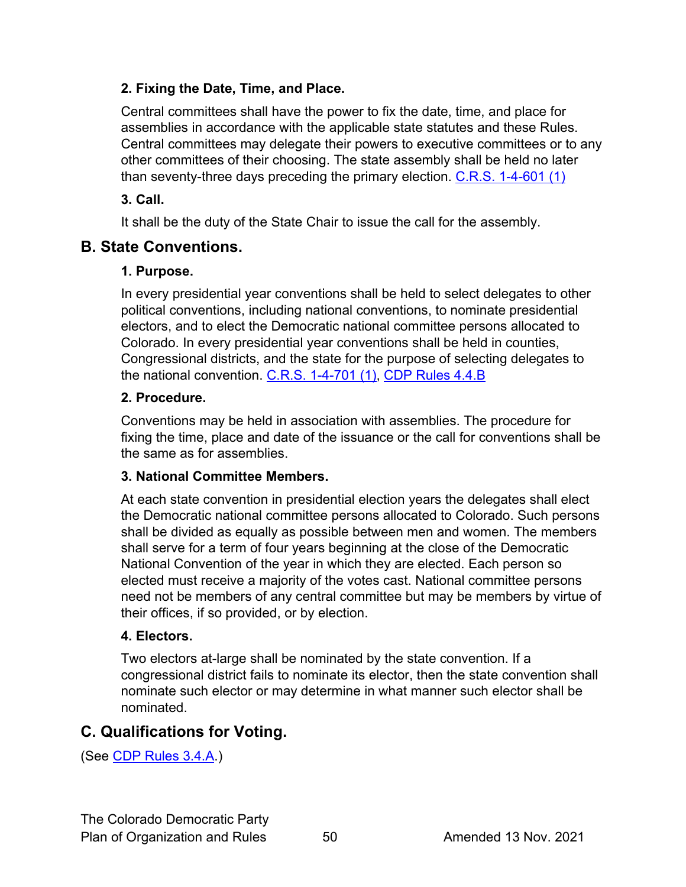#### 2. Fixing the Date, Time, and Place.

Central committees shall have the power to fix the date, time, and place for assemblies in accordance with the applicable state statutes and these Rules. Central committees may delegate their powers to executive committees or to any other committees of their choosing. The state assembly shall be held no later than seventy-three days preceding the primary election. C.R.S. 1-4-601 (1)

#### 3. Call.

It shall be the duty of the State Chair to issue the call for the assembly.

### B. State Conventions.

#### 1. Purpose.

In every presidential year conventions shall be held to select delegates to other political conventions, including national conventions, to nominate presidential electors, and to elect the Democratic national committee persons allocated to Colorado. In every presidential year conventions shall be held in counties, Congressional districts, and the state for the purpose of selecting delegates to the national convention. C.R.S. 1-4-701 (1), CDP Rules 4.4.B

#### 2. Procedure.

Conventions may be held in association with assemblies. The procedure for fixing the time, place and date of the issuance or the call for conventions shall be the same as for assemblies.

#### 3. National Committee Members.

At each state convention in presidential election years the delegates shall elect the Democratic national committee persons allocated to Colorado. Such persons shall be divided as equally as possible between men and women. The members shall serve for a term of four years beginning at the close of the Democratic National Convention of the year in which they are elected. Each person so elected must receive a majority of the votes cast. National committee persons need not be members of any central committee but may be members by virtue of their offices, if so provided, or by election.

#### 4. Electors.

Two electors at-large shall be nominated by the state convention. If a congressional district fails to nominate its elector, then the state convention shall nominate such elector or may determine in what manner such elector shall be nominated.

### C. Qualifications for Voting.

(See CDP Rules 3.4.A.)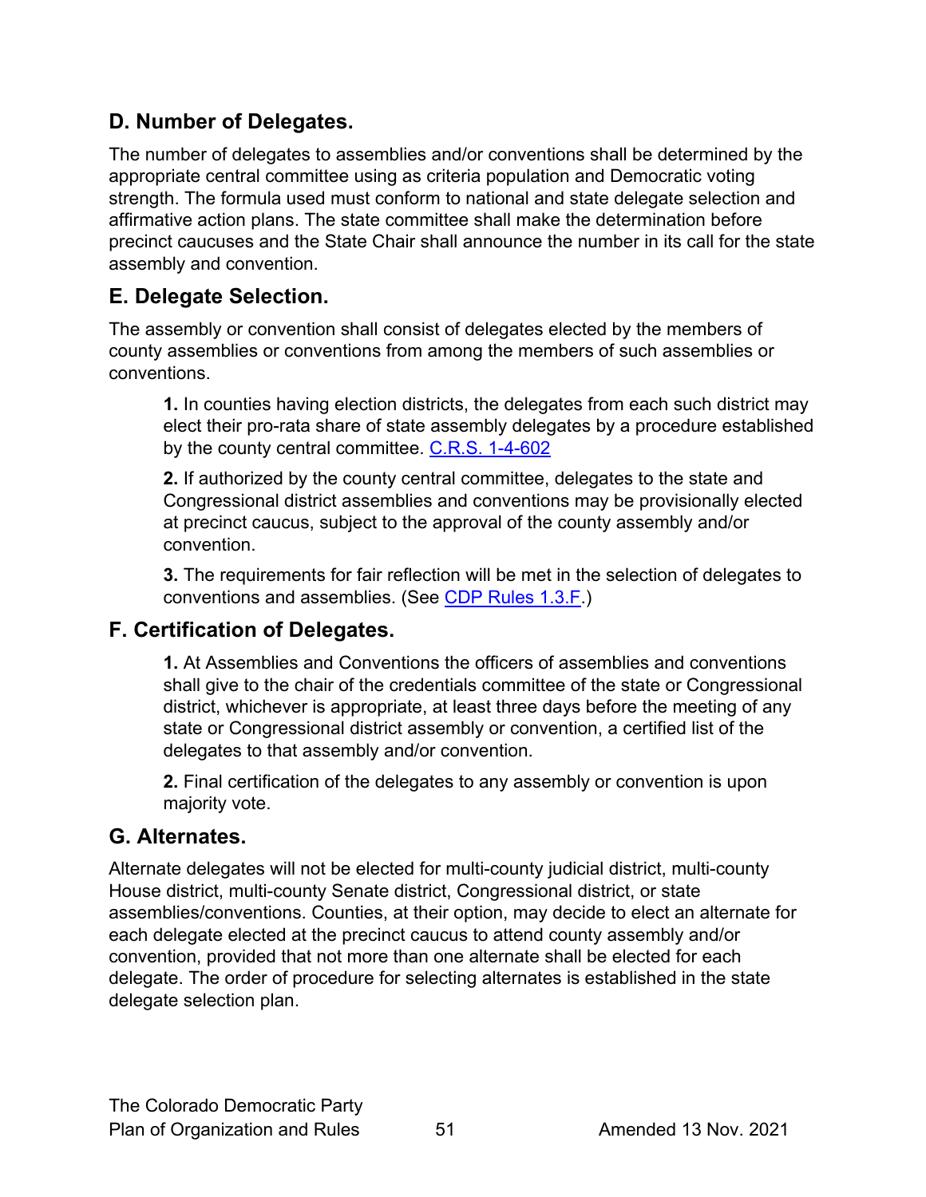## D. Number of Delegates.

The number of delegates to assemblies and/or conventions shall be determined by the appropriate central committee using as criteria population and Democratic voting strength. The formula used must conform to national and state delegate selection and affirmative action plans. The state committee shall make the determination before precinct caucuses and the State Chair shall announce the number in its call for the state assembly and convention.

## E. Delegate Selection.

The assembly or convention shall consist of delegates elected by the members of county assemblies or conventions from among the members of such assemblies or conventions.

> **1.** In counties having election districts, the delegates from each such district may elect their pro-rata share of state assembly delegates by a procedure established by the county central committee. C.R.S. 1-4-602
>
> **2.** If authorized by the county central committee, delegates to the state and Congressional district assemblies and conventions may be provisionally elected at precinct caucus, subject to the approval of the county assembly and/or convention.
>
> **3.** The requirements for fair reflection will be met in the selection of delegates to conventions and assemblies. (See CDP Rules 1.3.F.)

## F. Certification of Delegates.

> **1.** At Assemblies and Conventions the officers of assemblies and conventions shall give to the chair of the credentials committee of the state or Congressional district, whichever is appropriate, at least three days before the meeting of any state or Congressional district assembly or convention, a certified list of the delegates to that assembly and/or convention.
>
> **2.** Final certification of the delegates to any assembly or convention is upon majority vote.

## G. Alternates.

Alternate delegates will not be elected for multi-county judicial district, multi-county House district, multi-county Senate district, Congressional district, or state assemblies/conventions. Counties, at their option, may decide to elect an alternate for each delegate elected at the precinct caucus to attend county assembly and/or convention, provided that not more than one alternate shall be elected for each delegate. The order of procedure for selecting alternates is established in the state delegate selection plan.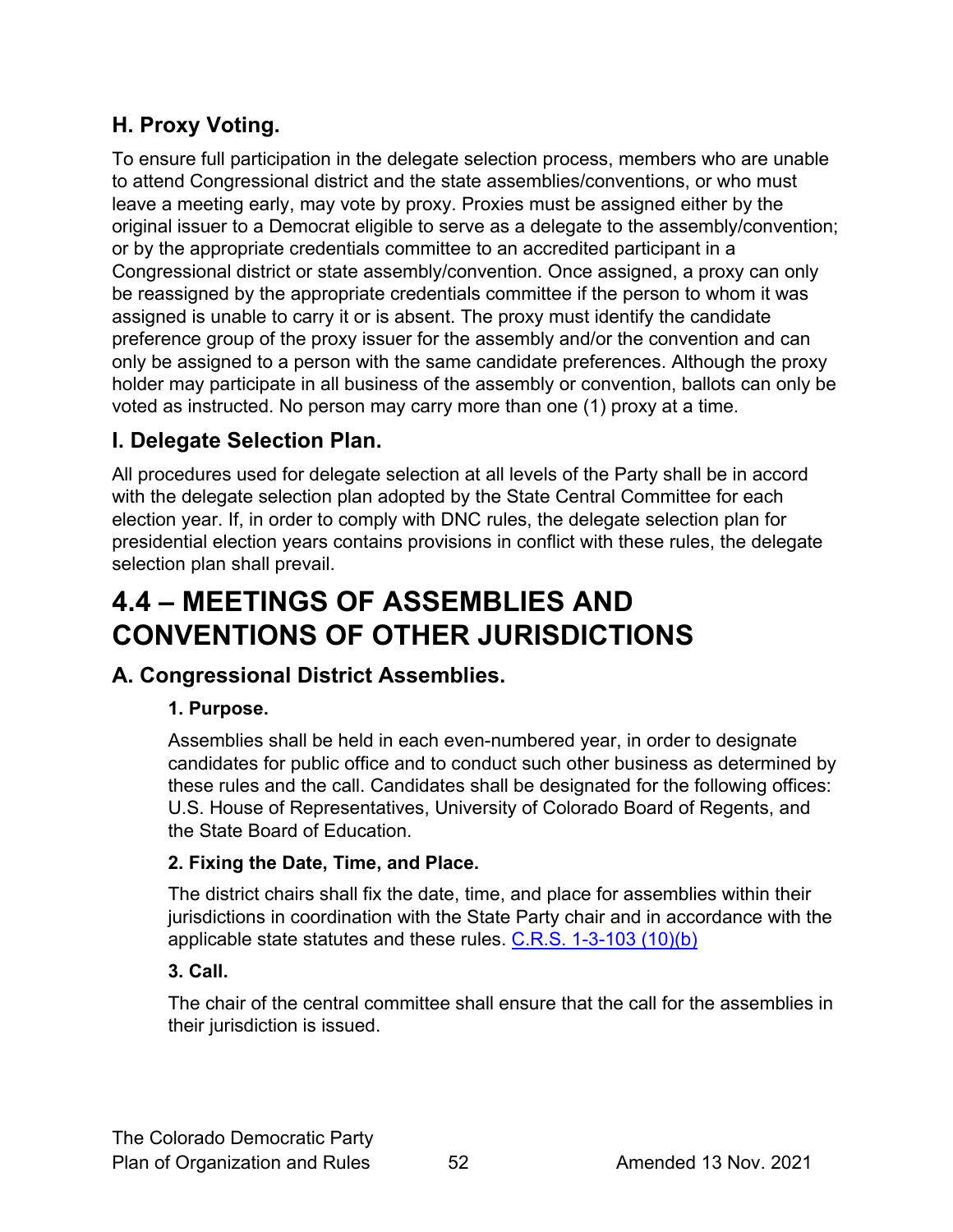### H. Proxy Voting.

To ensure full participation in the delegate selection process, members who are unable to attend Congressional district and the state assemblies/conventions, or who must leave a meeting early, may vote by proxy. Proxies must be assigned either by the original issuer to a Democrat eligible to serve as a delegate to the assembly/convention; or by the appropriate credentials committee to an accredited participant in a Congressional district or state assembly/convention. Once assigned, a proxy can only be reassigned by the appropriate credentials committee if the person to whom it was assigned is unable to carry it or is absent. The proxy must identify the candidate preference group of the proxy issuer for the assembly and/or the convention and can only be assigned to a person with the same candidate preferences. Although the proxy holder may participate in all business of the assembly or convention, ballots can only be voted as instructed. No person may carry more than one (1) proxy at a time.

### I. Delegate Selection Plan.

All procedures used for delegate selection at all levels of the Party shall be in accord with the delegate selection plan adopted by the State Central Committee for each election year. If, in order to comply with DNC rules, the delegate selection plan for presidential election years contains provisions in conflict with these rules, the delegate selection plan shall prevail.

## 4.4 – MEETINGS OF ASSEMBLIES AND CONVENTIONS OF OTHER JURISDICTIONS

### A. Congressional District Assemblies.

#### 1. Purpose.

Assemblies shall be held in each even-numbered year, in order to designate candidates for public office and to conduct such other business as determined by these rules and the call. Candidates shall be designated for the following offices: U.S. House of Representatives, University of Colorado Board of Regents, and the State Board of Education.

#### 2. Fixing the Date, Time, and Place.

The district chairs shall fix the date, time, and place for assemblies within their jurisdictions in coordination with the State Party chair and in accordance with the applicable state statutes and these rules. C.R.S. 1-3-103 (10)(b)

#### 3. Call.

The chair of the central committee shall ensure that the call for the assemblies in their jurisdiction is issued.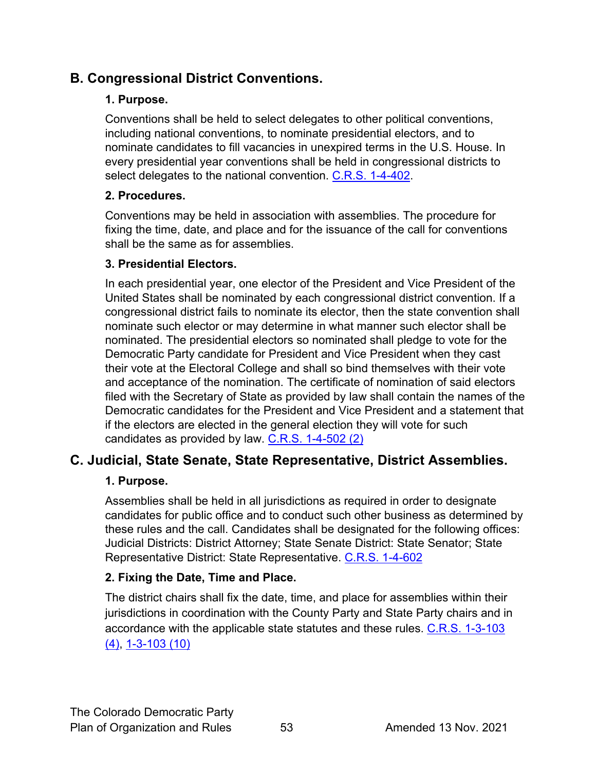## B. Congressional District Conventions.

### 1. Purpose.

Conventions shall be held to select delegates to other political conventions, including national conventions, to nominate presidential electors, and to nominate candidates to fill vacancies in unexpired terms in the U.S. House. In every presidential year conventions shall be held in congressional districts to select delegates to the national convention. C.R.S. 1-4-402.

### 2. Procedures.

Conventions may be held in association with assemblies. The procedure for fixing the time, date, and place and for the issuance of the call for conventions shall be the same as for assemblies.

### 3. Presidential Electors.

In each presidential year, one elector of the President and Vice President of the United States shall be nominated by each congressional district convention. If a congressional district fails to nominate its elector, then the state convention shall nominate such elector or may determine in what manner such elector shall be nominated. The presidential electors so nominated shall pledge to vote for the Democratic Party candidate for President and Vice President when they cast their vote at the Electoral College and shall so bind themselves with their vote and acceptance of the nomination. The certificate of nomination of said electors filed with the Secretary of State as provided by law shall contain the names of the Democratic candidates for the President and Vice President and a statement that if the electors are elected in the general election they will vote for such candidates as provided by law. C.R.S. 1-4-502 (2)

## C. Judicial, State Senate, State Representative, District Assemblies.

### 1. Purpose.

Assemblies shall be held in all jurisdictions as required in order to designate candidates for public office and to conduct such other business as determined by these rules and the call. Candidates shall be designated for the following offices: Judicial Districts: District Attorney; State Senate District: State Senator; State Representative District: State Representative. C.R.S. 1-4-602

### 2. Fixing the Date, Time and Place.

The district chairs shall fix the date, time, and place for assemblies within their jurisdictions in coordination with the County Party and State Party chairs and in accordance with the applicable state statutes and these rules. C.R.S. 1-3-103 (4), 1-3-103 (10)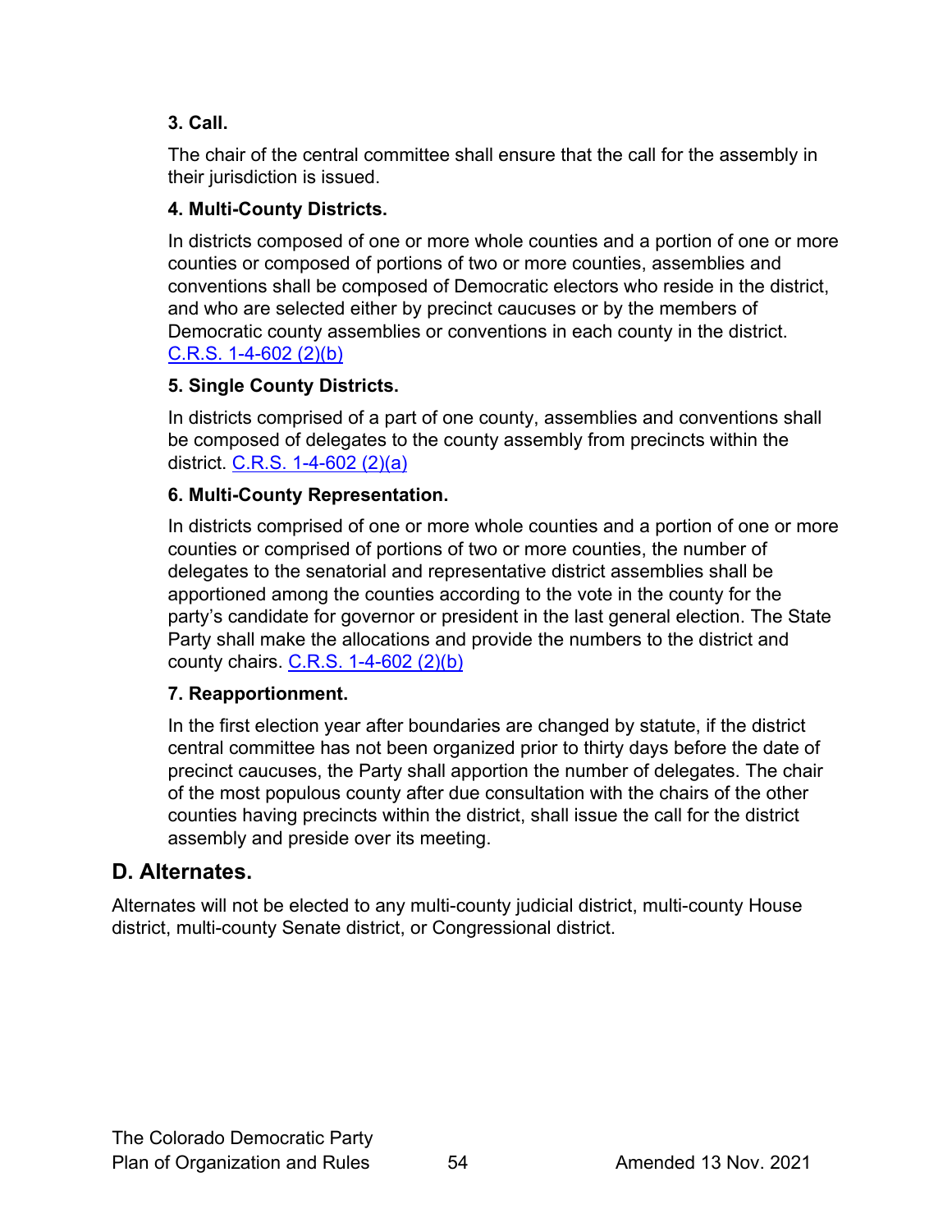### 3. Call.

The chair of the central committee shall ensure that the call for the assembly in their jurisdiction is issued.

### 4. Multi-County Districts.

In districts composed of one or more whole counties and a portion of one or more counties or composed of portions of two or more counties, assemblies and conventions shall be composed of Democratic electors who reside in the district, and who are selected either by precinct caucuses or by the members of Democratic county assemblies or conventions in each county in the district. C.R.S. 1-4-602 (2)(b)

### 5. Single County Districts.

In districts comprised of a part of one county, assemblies and conventions shall be composed of delegates to the county assembly from precincts within the district. C.R.S. 1-4-602 (2)(a)

### 6. Multi-County Representation.

In districts comprised of one or more whole counties and a portion of one or more counties or comprised of portions of two or more counties, the number of delegates to the senatorial and representative district assemblies shall be apportioned among the counties according to the vote in the county for the party's candidate for governor or president in the last general election. The State Party shall make the allocations and provide the numbers to the district and county chairs. C.R.S. 1-4-602 (2)(b)

### 7. Reapportionment.

In the first election year after boundaries are changed by statute, if the district central committee has not been organized prior to thirty days before the date of precinct caucuses, the Party shall apportion the number of delegates. The chair of the most populous county after due consultation with the chairs of the other counties having precincts within the district, shall issue the call for the district assembly and preside over its meeting.

## D. Alternates.

Alternates will not be elected to any multi-county judicial district, multi-county House district, multi-county Senate district, or Congressional district.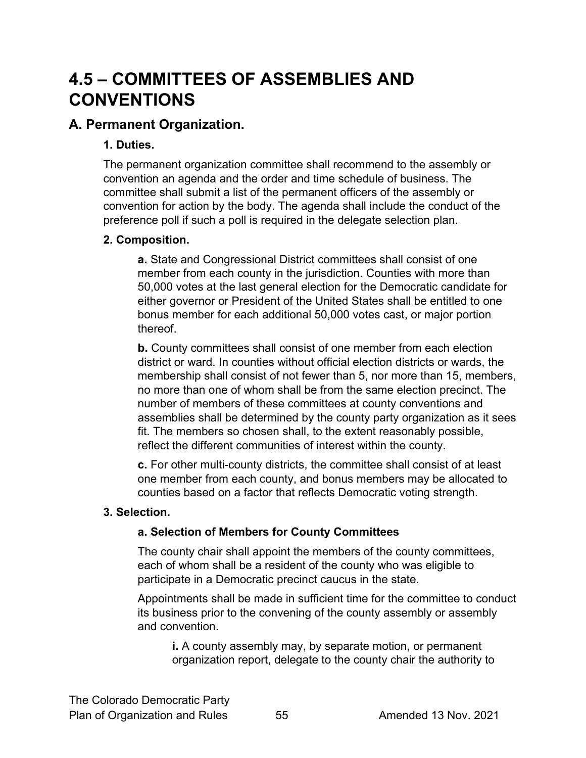# 4.5 – COMMITTEES OF ASSEMBLIES AND CONVENTIONS

## A. Permanent Organization.

### 1. Duties.

The permanent organization committee shall recommend to the assembly or convention an agenda and the order and time schedule of business. The committee shall submit a list of the permanent officers of the assembly or convention for action by the body. The agenda shall include the conduct of the preference poll if such a poll is required in the delegate selection plan.

### 2. Composition.

**a.** State and Congressional District committees shall consist of one member from each county in the jurisdiction. Counties with more than 50,000 votes at the last general election for the Democratic candidate for either governor or President of the United States shall be entitled to one bonus member for each additional 50,000 votes cast, or major portion thereof.

**b.** County committees shall consist of one member from each election district or ward. In counties without official election districts or wards, the membership shall consist of not fewer than 5, nor more than 15, members, no more than one of whom shall be from the same election precinct. The number of members of these committees at county conventions and assemblies shall be determined by the county party organization as it sees fit. The members so chosen shall, to the extent reasonably possible, reflect the different communities of interest within the county.

**c.** For other multi-county districts, the committee shall consist of at least one member from each county, and bonus members may be allocated to counties based on a factor that reflects Democratic voting strength.

### 3. Selection.

#### a. Selection of Members for County Committees

The county chair shall appoint the members of the county committees, each of whom shall be a resident of the county who was eligible to participate in a Democratic precinct caucus in the state.

Appointments shall be made in sufficient time for the committee to conduct its business prior to the convening of the county assembly or assembly and convention.

**i.** A county assembly may, by separate motion, or permanent organization report, delegate to the county chair the authority to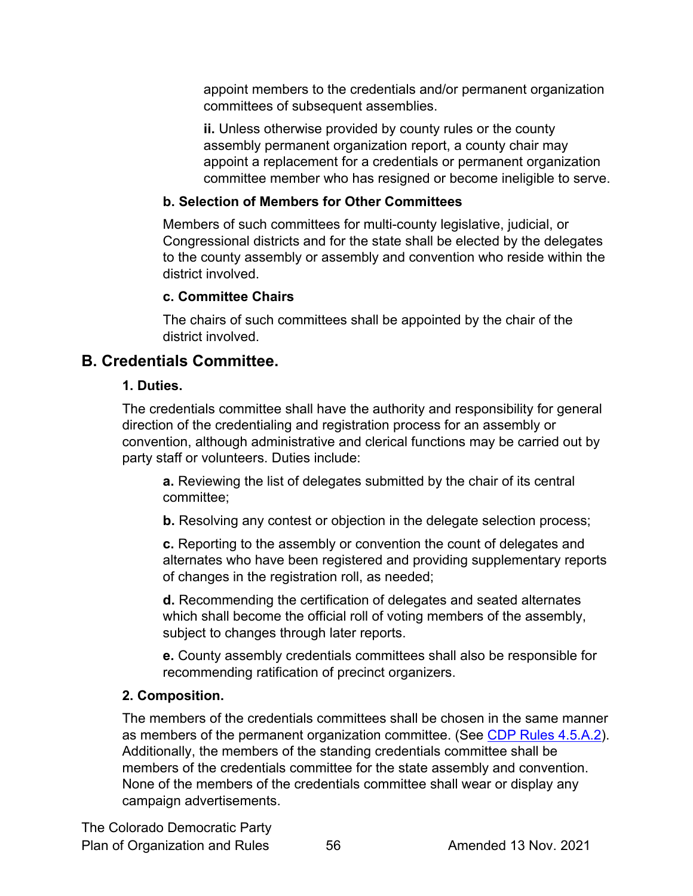appoint members to the credentials and/or permanent organization committees of subsequent assemblies.

**ii.** Unless otherwise provided by county rules or the county assembly permanent organization report, a county chair may appoint a replacement for a credentials or permanent organization committee member who has resigned or become ineligible to serve.

**b. Selection of Members for Other Committees**

Members of such committees for multi-county legislative, judicial, or Congressional districts and for the state shall be elected by the delegates to the county assembly or assembly and convention who reside within the district involved.

**c. Committee Chairs**

The chairs of such committees shall be appointed by the chair of the district involved.

## B. Credentials Committee.

### 1. Duties.

The credentials committee shall have the authority and responsibility for general direction of the credentialing and registration process for an assembly or convention, although administrative and clerical functions may be carried out by party staff or volunteers. Duties include:

**a.** Reviewing the list of delegates submitted by the chair of its central committee;

**b.** Resolving any contest or objection in the delegate selection process;

**c.** Reporting to the assembly or convention the count of delegates and alternates who have been registered and providing supplementary reports of changes in the registration roll, as needed;

**d.** Recommending the certification of delegates and seated alternates which shall become the official roll of voting members of the assembly, subject to changes through later reports.

**e.** County assembly credentials committees shall also be responsible for recommending ratification of precinct organizers.

### 2. Composition.

The members of the credentials committees shall be chosen in the same manner as members of the permanent organization committee. (See CDP Rules 4.5.A.2). Additionally, the members of the standing credentials committee shall be members of the credentials committee for the state assembly and convention. None of the members of the credentials committee shall wear or display any campaign advertisements.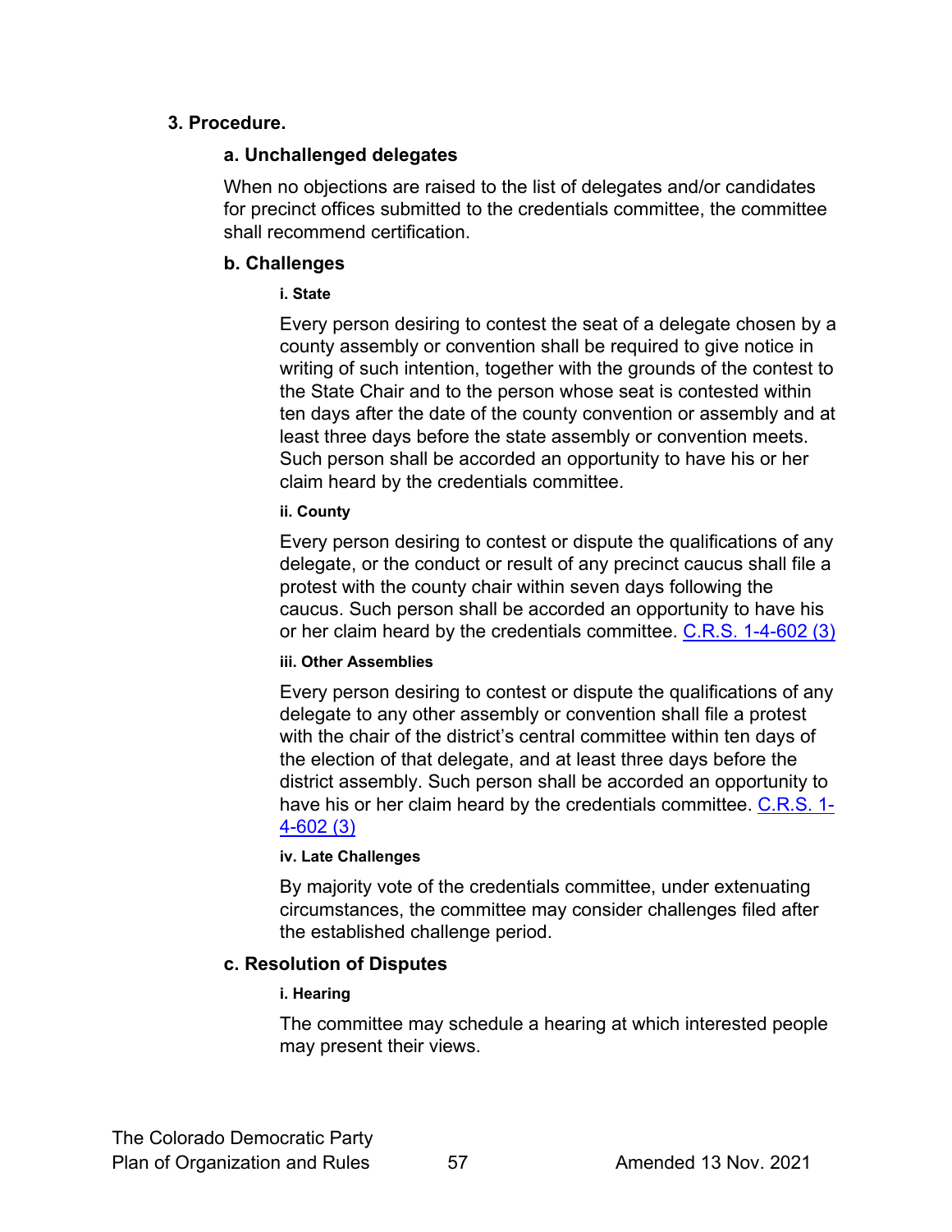### 3. Procedure.

#### a. Unchallenged delegates

When no objections are raised to the list of delegates and/or candidates for precinct offices submitted to the credentials committee, the committee shall recommend certification.

#### b. Challenges

##### i. State

Every person desiring to contest the seat of a delegate chosen by a county assembly or convention shall be required to give notice in writing of such intention, together with the grounds of the contest to the State Chair and to the person whose seat is contested within ten days after the date of the county convention or assembly and at least three days before the state assembly or convention meets. Such person shall be accorded an opportunity to have his or her claim heard by the credentials committee.

##### ii. County

Every person desiring to contest or dispute the qualifications of any delegate, or the conduct or result of any precinct caucus shall file a protest with the county chair within seven days following the caucus. Such person shall be accorded an opportunity to have his or her claim heard by the credentials committee. C.R.S. 1-4-602 (3)

##### iii. Other Assemblies

Every person desiring to contest or dispute the qualifications of any delegate to any other assembly or convention shall file a protest with the chair of the district's central committee within ten days of the election of that delegate, and at least three days before the district assembly. Such person shall be accorded an opportunity to have his or her claim heard by the credentials committee. C.R.S. 1-4-602 (3)

##### iv. Late Challenges

By majority vote of the credentials committee, under extenuating circumstances, the committee may consider challenges filed after the established challenge period.

#### c. Resolution of Disputes

##### i. Hearing

The committee may schedule a hearing at which interested people may present their views.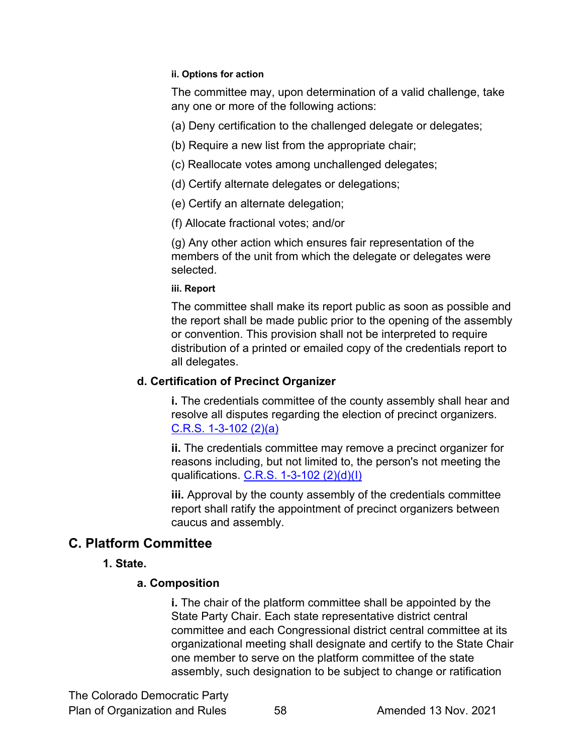##### ii. Options for action

The committee may, upon determination of a valid challenge, take any one or more of the following actions:

(a) Deny certification to the challenged delegate or delegates;

(b) Require a new list from the appropriate chair;

(c) Reallocate votes among unchallenged delegates;

(d) Certify alternate delegates or delegations;

(e) Certify an alternate delegation;

(f) Allocate fractional votes; and/or

(g) Any other action which ensures fair representation of the members of the unit from which the delegate or delegates were selected.

##### iii. Report

The committee shall make its report public as soon as possible and the report shall be made public prior to the opening of the assembly or convention. This provision shall not be interpreted to require distribution of a printed or emailed copy of the credentials report to all delegates.

#### d. Certification of Precinct Organizer

**i.** The credentials committee of the county assembly shall hear and resolve all disputes regarding the election of precinct organizers. C.R.S. 1-3-102 (2)(a)

**ii.** The credentials committee may remove a precinct organizer for reasons including, but not limited to, the person's not meeting the qualifications. C.R.S. 1-3-102 (2)(d)(I)

**iii.** Approval by the county assembly of the credentials committee report shall ratify the appointment of precinct organizers between caucus and assembly.

## C. Platform Committee

### 1. State.

#### a. Composition

**i.** The chair of the platform committee shall be appointed by the State Party Chair. Each state representative district central committee and each Congressional district central committee at its organizational meeting shall designate and certify to the State Chair one member to serve on the platform committee of the state assembly, such designation to be subject to change or ratification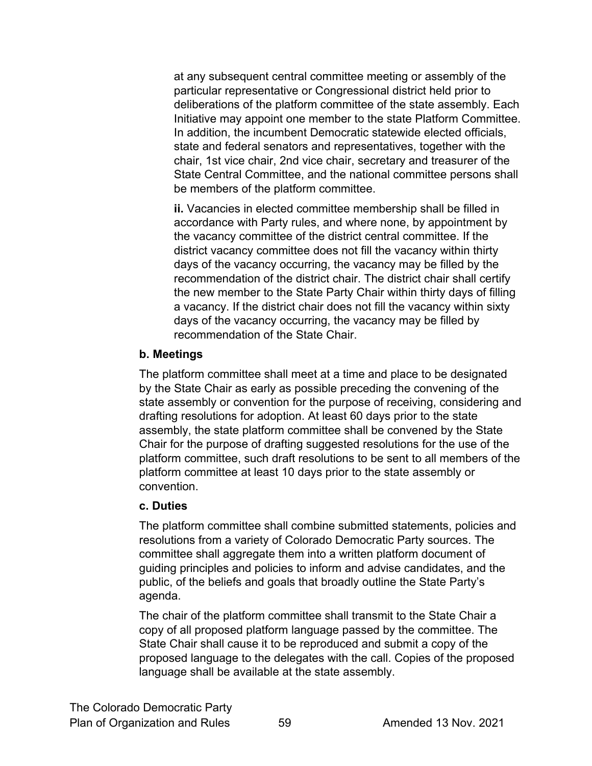at any subsequent central committee meeting or assembly of the particular representative or Congressional district held prior to deliberations of the platform committee of the state assembly. Each Initiative may appoint one member to the state Platform Committee. In addition, the incumbent Democratic statewide elected officials, state and federal senators and representatives, together with the chair, 1st vice chair, 2nd vice chair, secretary and treasurer of the State Central Committee, and the national committee persons shall be members of the platform committee.

**ii.** Vacancies in elected committee membership shall be filled in accordance with Party rules, and where none, by appointment by the vacancy committee of the district central committee. If the district vacancy committee does not fill the vacancy within thirty days of the vacancy occurring, the vacancy may be filled by the recommendation of the district chair. The district chair shall certify the new member to the State Party Chair within thirty days of filling a vacancy. If the district chair does not fill the vacancy within sixty days of the vacancy occurring, the vacancy may be filled by recommendation of the State Chair.

**b. Meetings**

The platform committee shall meet at a time and place to be designated by the State Chair as early as possible preceding the convening of the state assembly or convention for the purpose of receiving, considering and drafting resolutions for adoption. At least 60 days prior to the state assembly, the state platform committee shall be convened by the State Chair for the purpose of drafting suggested resolutions for the use of the platform committee, such draft resolutions to be sent to all members of the platform committee at least 10 days prior to the state assembly or convention.

**c. Duties**

The platform committee shall combine submitted statements, policies and resolutions from a variety of Colorado Democratic Party sources. The committee shall aggregate them into a written platform document of guiding principles and policies to inform and advise candidates, and the public, of the beliefs and goals that broadly outline the State Party's agenda.

The chair of the platform committee shall transmit to the State Chair a copy of all proposed platform language passed by the committee. The State Chair shall cause it to be reproduced and submit a copy of the proposed language to the delegates with the call. Copies of the proposed language shall be available at the state assembly.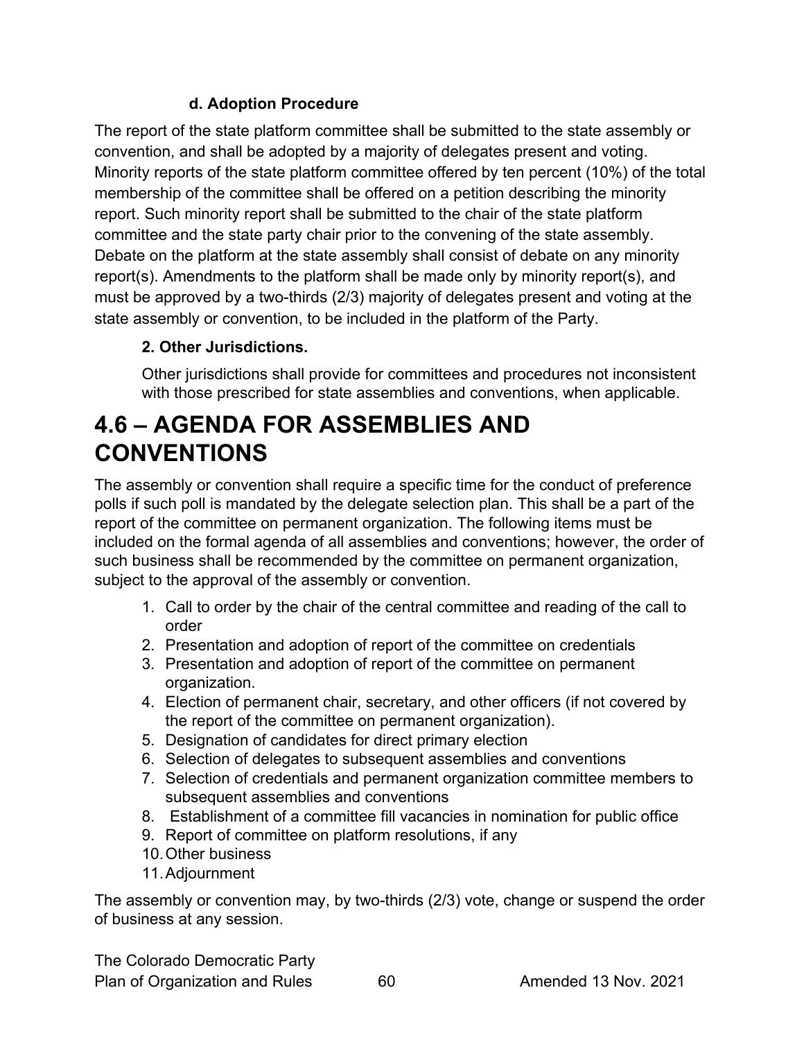#### d. Adoption Procedure

The report of the state platform committee shall be submitted to the state assembly or convention, and shall be adopted by a majority of delegates present and voting. Minority reports of the state platform committee offered by ten percent (10%) of the total membership of the committee shall be offered on a petition describing the minority report. Such minority report shall be submitted to the chair of the state platform committee and the state party chair prior to the convening of the state assembly. Debate on the platform at the state assembly shall consist of debate on any minority report(s). Amendments to the platform shall be made only by minority report(s), and must be approved by a two-thirds (2/3) majority of delegates present and voting at the state assembly or convention, to be included in the platform of the Party.

### 2. Other Jurisdictions.

Other jurisdictions shall provide for committees and procedures not inconsistent with those prescribed for state assemblies and conventions, when applicable.

# 4.6 – AGENDA FOR ASSEMBLIES AND CONVENTIONS

The assembly or convention shall require a specific time for the conduct of preference polls if such poll is mandated by the delegate selection plan. This shall be a part of the report of the committee on permanent organization. The following items must be included on the formal agenda of all assemblies and conventions; however, the order of such business shall be recommended by the committee on permanent organization, subject to the approval of the assembly or convention.

1. Call to order by the chair of the central committee and reading of the call to order
2. Presentation and adoption of report of the committee on credentials
3. Presentation and adoption of report of the committee on permanent organization.
4. Election of permanent chair, secretary, and other officers (if not covered by the report of the committee on permanent organization).
5. Designation of candidates for direct primary election
6. Selection of delegates to subsequent assemblies and conventions
7. Selection of credentials and permanent organization committee members to subsequent assemblies and conventions
8. Establishment of a committee fill vacancies in nomination for public office
9. Report of committee on platform resolutions, if any
10. Other business
11. Adjournment

The assembly or convention may, by two-thirds (2/3) vote, change or suspend the order of business at any session.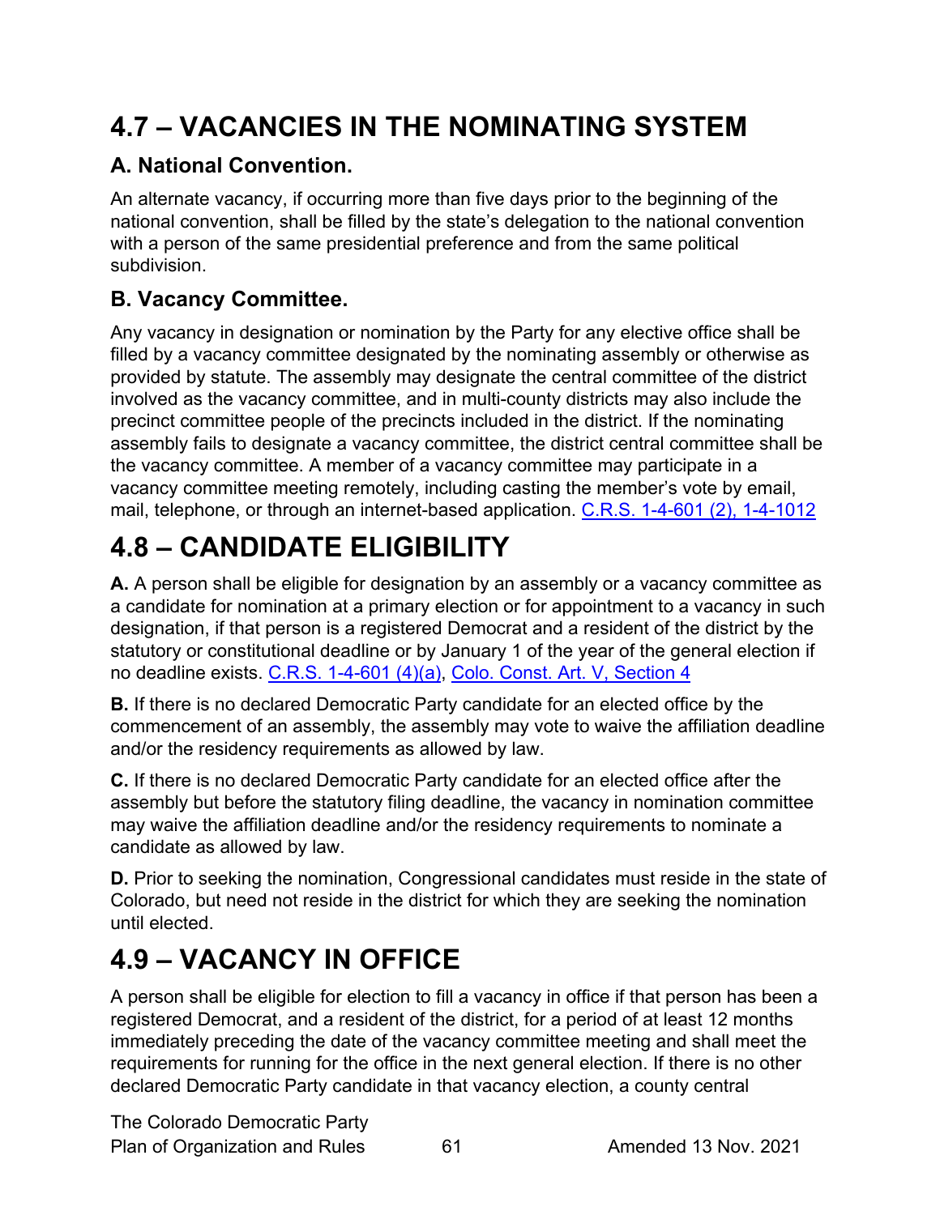# 4.7 – VACANCIES IN THE NOMINATING SYSTEM

### A. National Convention.

An alternate vacancy, if occurring more than five days prior to the beginning of the national convention, shall be filled by the state's delegation to the national convention with a person of the same presidential preference and from the same political subdivision.

### B. Vacancy Committee.

Any vacancy in designation or nomination by the Party for any elective office shall be filled by a vacancy committee designated by the nominating assembly or otherwise as provided by statute. The assembly may designate the central committee of the district involved as the vacancy committee, and in multi-county districts may also include the precinct committee people of the precincts included in the district. If the nominating assembly fails to designate a vacancy committee, the district central committee shall be the vacancy committee. A member of a vacancy committee may participate in a vacancy committee meeting remotely, including casting the member's vote by email, mail, telephone, or through an internet-based application. C.R.S. 1-4-601 (2), 1-4-1012

# 4.8 – CANDIDATE ELIGIBILITY

**A.** A person shall be eligible for designation by an assembly or a vacancy committee as a candidate for nomination at a primary election or for appointment to a vacancy in such designation, if that person is a registered Democrat and a resident of the district by the statutory or constitutional deadline or by January 1 of the year of the general election if no deadline exists. C.R.S. 1-4-601 (4)(a), Colo. Const. Art. V, Section 4

**B.** If there is no declared Democratic Party candidate for an elected office by the commencement of an assembly, the assembly may vote to waive the affiliation deadline and/or the residency requirements as allowed by law.

**C.** If there is no declared Democratic Party candidate for an elected office after the assembly but before the statutory filing deadline, the vacancy in nomination committee may waive the affiliation deadline and/or the residency requirements to nominate a candidate as allowed by law.

**D.** Prior to seeking the nomination, Congressional candidates must reside in the state of Colorado, but need not reside in the district for which they are seeking the nomination until elected.

# 4.9 – VACANCY IN OFFICE

A person shall be eligible for election to fill a vacancy in office if that person has been a registered Democrat, and a resident of the district, for a period of at least 12 months immediately preceding the date of the vacancy committee meeting and shall meet the requirements for running for the office in the next general election. If there is no other declared Democratic Party candidate in that vacancy election, a county central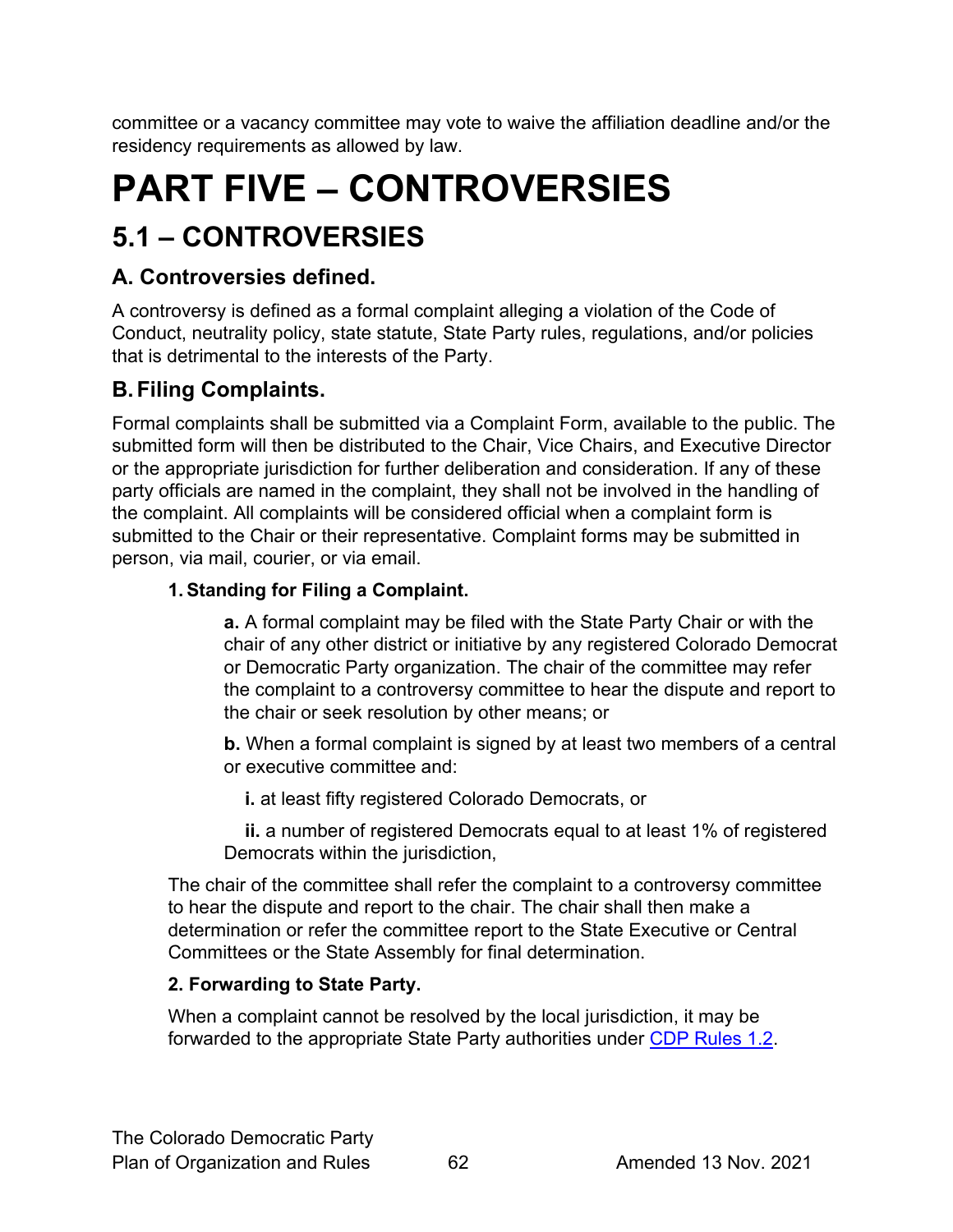committee or a vacancy committee may vote to waive the affiliation deadline and/or the residency requirements as allowed by law.

# PART FIVE – CONTROVERSIES

## 5.1 – CONTROVERSIES

### A. Controversies defined.

A controversy is defined as a formal complaint alleging a violation of the Code of Conduct, neutrality policy, state statute, State Party rules, regulations, and/or policies that is detrimental to the interests of the Party.

### B. Filing Complaints.

Formal complaints shall be submitted via a Complaint Form, available to the public. The submitted form will then be distributed to the Chair, Vice Chairs, and Executive Director or the appropriate jurisdiction for further deliberation and consideration. If any of these party officials are named in the complaint, they shall not be involved in the handling of the complaint. All complaints will be considered official when a complaint form is submitted to the Chair or their representative. Complaint forms may be submitted in person, via mail, courier, or via email.

**1. Standing for Filing a Complaint.**

**a.** A formal complaint may be filed with the State Party Chair or with the chair of any other district or initiative by any registered Colorado Democrat or Democratic Party organization. The chair of the committee may refer the complaint to a controversy committee to hear the dispute and report to the chair or seek resolution by other means; or

**b.** When a formal complaint is signed by at least two members of a central or executive committee and:

**i.** at least fifty registered Colorado Democrats, or

**ii.** a number of registered Democrats equal to at least 1% of registered Democrats within the jurisdiction,

The chair of the committee shall refer the complaint to a controversy committee to hear the dispute and report to the chair. The chair shall then make a determination or refer the committee report to the State Executive or Central Committees or the State Assembly for final determination.

**2. Forwarding to State Party.**

When a complaint cannot be resolved by the local jurisdiction, it may be forwarded to the appropriate State Party authorities under CDP Rules 1.2.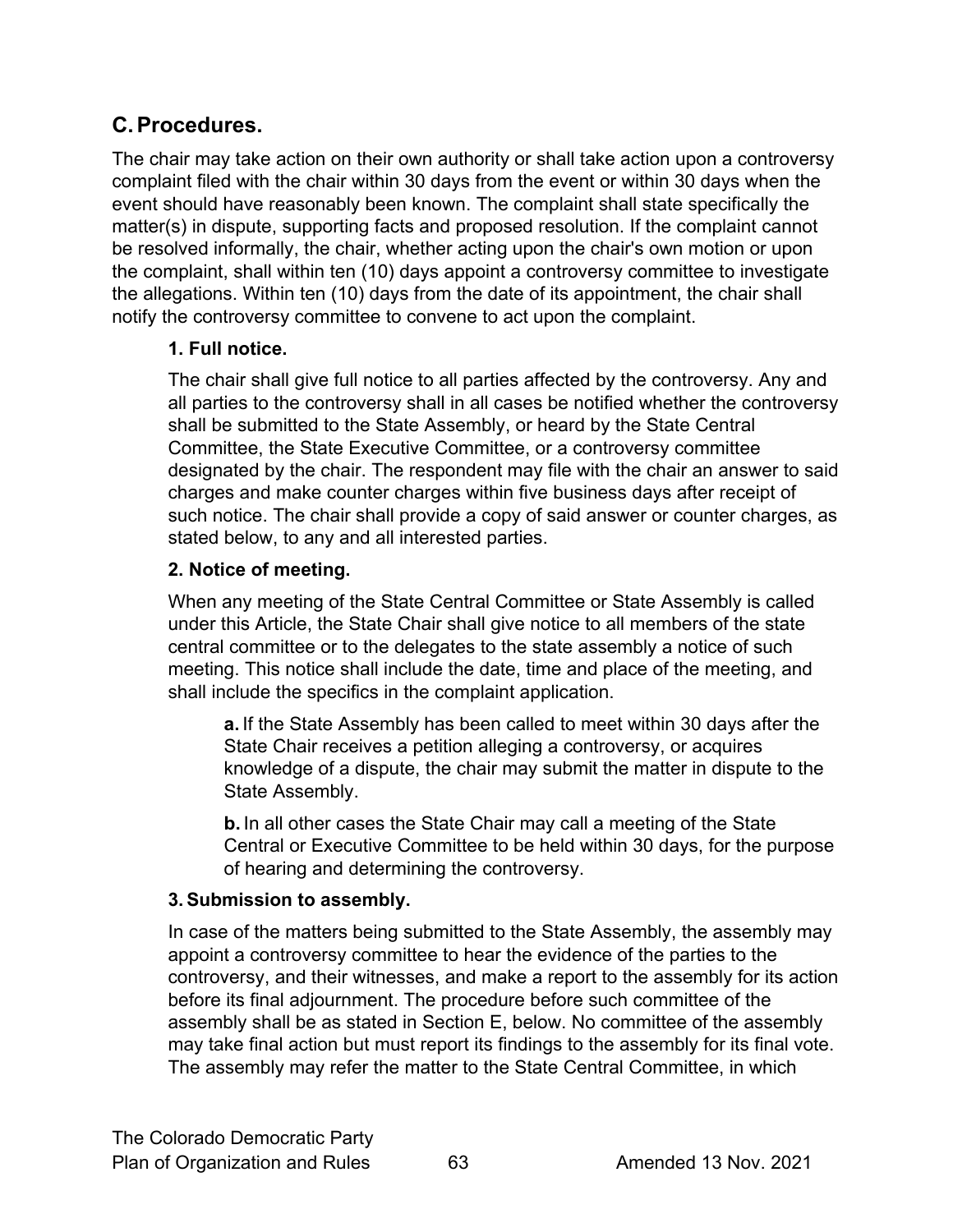## C. Procedures.

The chair may take action on their own authority or shall take action upon a controversy complaint filed with the chair within 30 days from the event or within 30 days when the event should have reasonably been known. The complaint shall state specifically the matter(s) in dispute, supporting facts and proposed resolution. If the complaint cannot be resolved informally, the chair, whether acting upon the chair's own motion or upon the complaint, shall within ten (10) days appoint a controversy committee to investigate the allegations. Within ten (10) days from the date of its appointment, the chair shall notify the controversy committee to convene to act upon the complaint.

### 1. Full notice.

The chair shall give full notice to all parties affected by the controversy. Any and all parties to the controversy shall in all cases be notified whether the controversy shall be submitted to the State Assembly, or heard by the State Central Committee, the State Executive Committee, or a controversy committee designated by the chair. The respondent may file with the chair an answer to said charges and make counter charges within five business days after receipt of such notice. The chair shall provide a copy of said answer or counter charges, as stated below, to any and all interested parties.

### 2. Notice of meeting.

When any meeting of the State Central Committee or State Assembly is called under this Article, the State Chair shall give notice to all members of the state central committee or to the delegates to the state assembly a notice of such meeting. This notice shall include the date, time and place of the meeting, and shall include the specifics in the complaint application.

**a.** If the State Assembly has been called to meet within 30 days after the State Chair receives a petition alleging a controversy, or acquires knowledge of a dispute, the chair may submit the matter in dispute to the State Assembly.

**b.** In all other cases the State Chair may call a meeting of the State Central or Executive Committee to be held within 30 days, for the purpose of hearing and determining the controversy.

### 3. Submission to assembly.

In case of the matters being submitted to the State Assembly, the assembly may appoint a controversy committee to hear the evidence of the parties to the controversy, and their witnesses, and make a report to the assembly for its action before its final adjournment. The procedure before such committee of the assembly shall be as stated in Section E, below. No committee of the assembly may take final action but must report its findings to the assembly for its final vote. The assembly may refer the matter to the State Central Committee, in which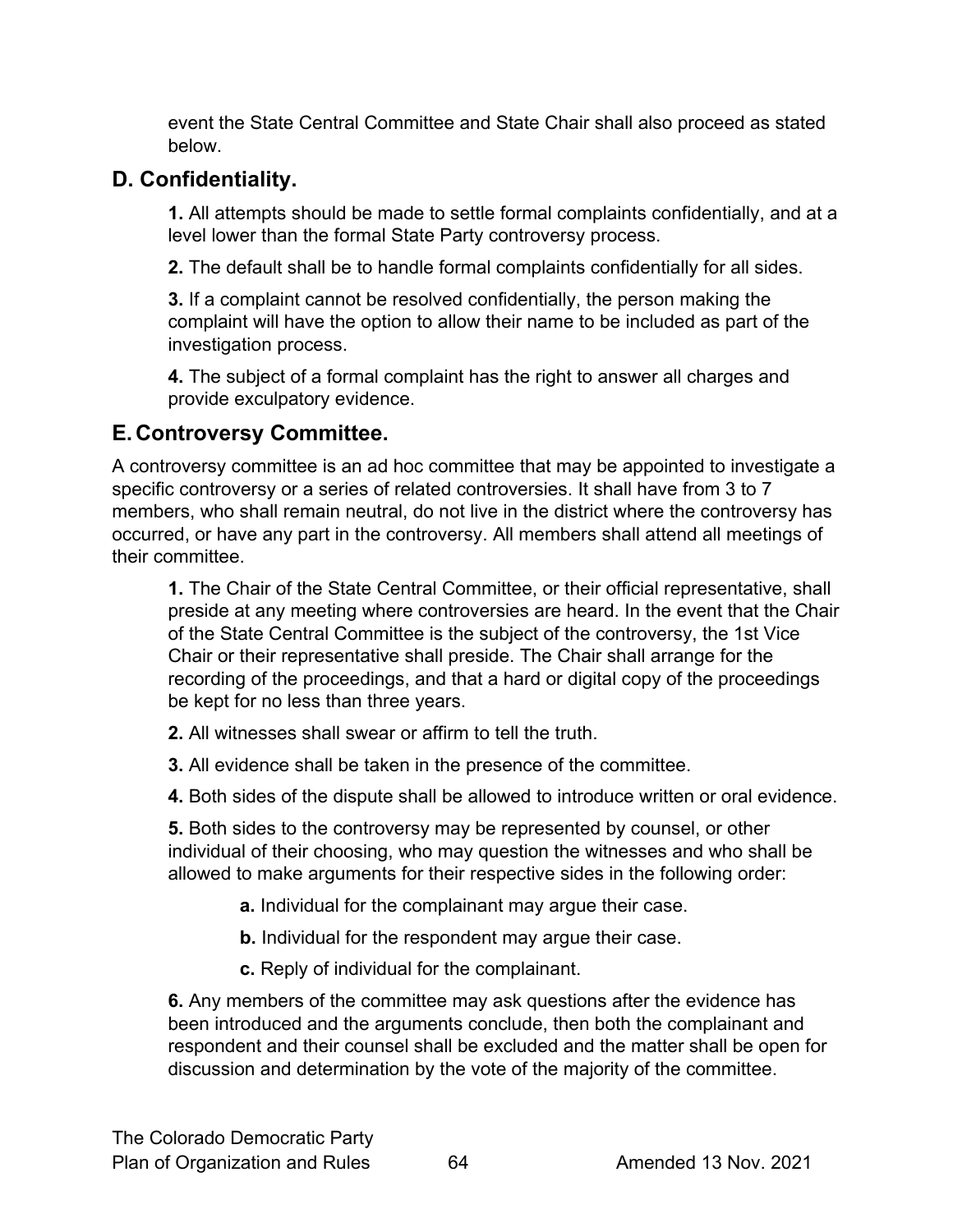event the State Central Committee and State Chair shall also proceed as stated below.

## D. Confidentiality.

**1.** All attempts should be made to settle formal complaints confidentially, and at a level lower than the formal State Party controversy process.

**2.** The default shall be to handle formal complaints confidentially for all sides.

**3.** If a complaint cannot be resolved confidentially, the person making the complaint will have the option to allow their name to be included as part of the investigation process.

**4.** The subject of a formal complaint has the right to answer all charges and provide exculpatory evidence.

## E. Controversy Committee.

A controversy committee is an ad hoc committee that may be appointed to investigate a specific controversy or a series of related controversies. It shall have from 3 to 7 members, who shall remain neutral, do not live in the district where the controversy has occurred, or have any part in the controversy. All members shall attend all meetings of their committee.

**1.** The Chair of the State Central Committee, or their official representative, shall preside at any meeting where controversies are heard. In the event that the Chair of the State Central Committee is the subject of the controversy, the 1st Vice Chair or their representative shall preside. The Chair shall arrange for the recording of the proceedings, and that a hard or digital copy of the proceedings be kept for no less than three years.

**2.** All witnesses shall swear or affirm to tell the truth.

**3.** All evidence shall be taken in the presence of the committee.

**4.** Both sides of the dispute shall be allowed to introduce written or oral evidence.

**5.** Both sides to the controversy may be represented by counsel, or other individual of their choosing, who may question the witnesses and who shall be allowed to make arguments for their respective sides in the following order:

- **a.** Individual for the complainant may argue their case.
- **b.** Individual for the respondent may argue their case.
- **c.** Reply of individual for the complainant.

**6.** Any members of the committee may ask questions after the evidence has been introduced and the arguments conclude, then both the complainant and respondent and their counsel shall be excluded and the matter shall be open for discussion and determination by the vote of the majority of the committee.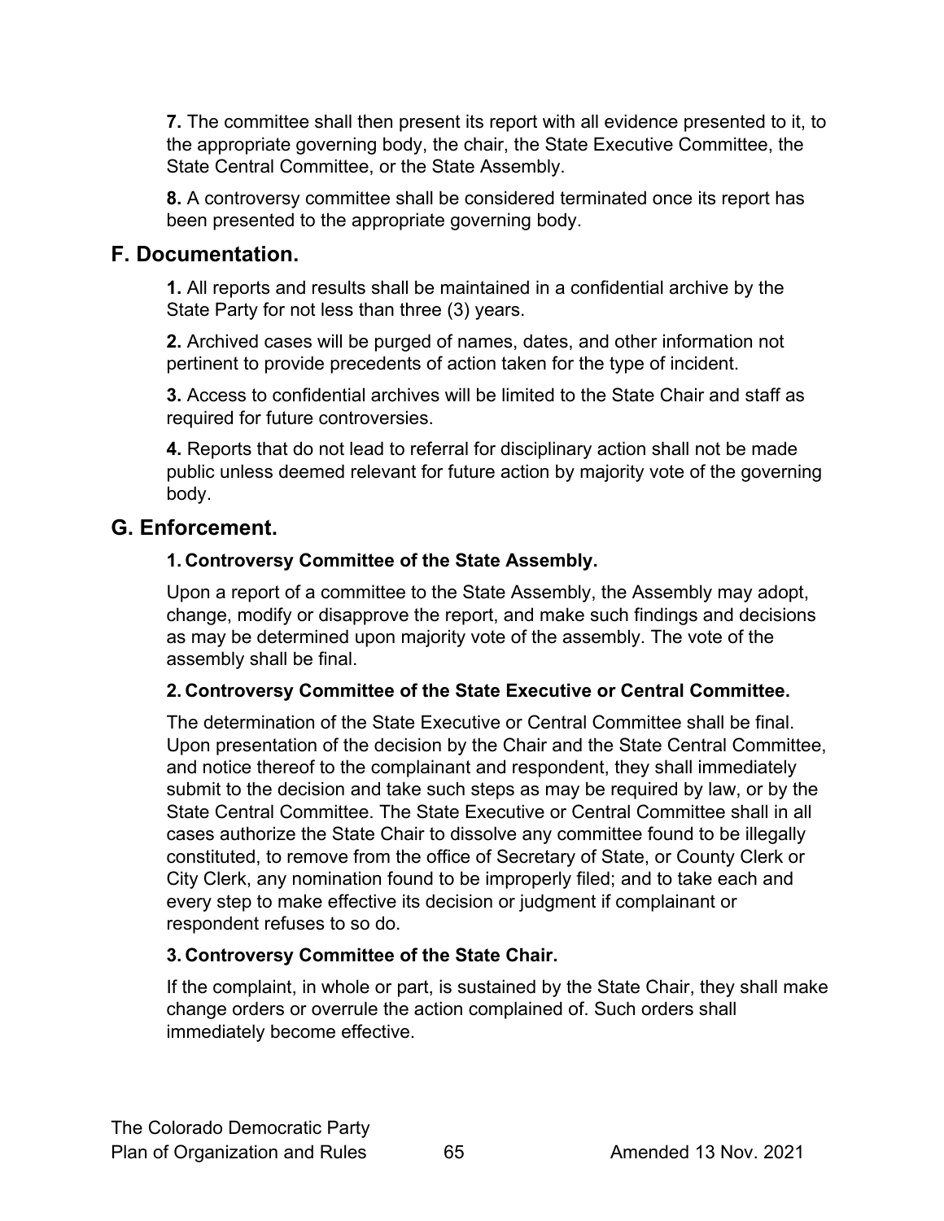**7.** The committee shall then present its report with all evidence presented to it, to the appropriate governing body, the chair, the State Executive Committee, the State Central Committee, or the State Assembly.

**8.** A controversy committee shall be considered terminated once its report has been presented to the appropriate governing body.

## F. Documentation.

**1.** All reports and results shall be maintained in a confidential archive by the State Party for not less than three (3) years.

**2.** Archived cases will be purged of names, dates, and other information not pertinent to provide precedents of action taken for the type of incident.

**3.** Access to confidential archives will be limited to the State Chair and staff as required for future controversies.

**4.** Reports that do not lead to referral for disciplinary action shall not be made public unless deemed relevant for future action by majority vote of the governing body.

## G. Enforcement.

### 1. Controversy Committee of the State Assembly.

Upon a report of a committee to the State Assembly, the Assembly may adopt, change, modify or disapprove the report, and make such findings and decisions as may be determined upon majority vote of the assembly. The vote of the assembly shall be final.

### 2. Controversy Committee of the State Executive or Central Committee.

The determination of the State Executive or Central Committee shall be final. Upon presentation of the decision by the Chair and the State Central Committee, and notice thereof to the complainant and respondent, they shall immediately submit to the decision and take such steps as may be required by law, or by the State Central Committee. The State Executive or Central Committee shall in all cases authorize the State Chair to dissolve any committee found to be illegally constituted, to remove from the office of Secretary of State, or County Clerk or City Clerk, any nomination found to be improperly filed; and to take each and every step to make effective its decision or judgment if complainant or respondent refuses to so do.

### 3. Controversy Committee of the State Chair.

If the complaint, in whole or part, is sustained by the State Chair, they shall make change orders or overrule the action complained of. Such orders shall immediately become effective.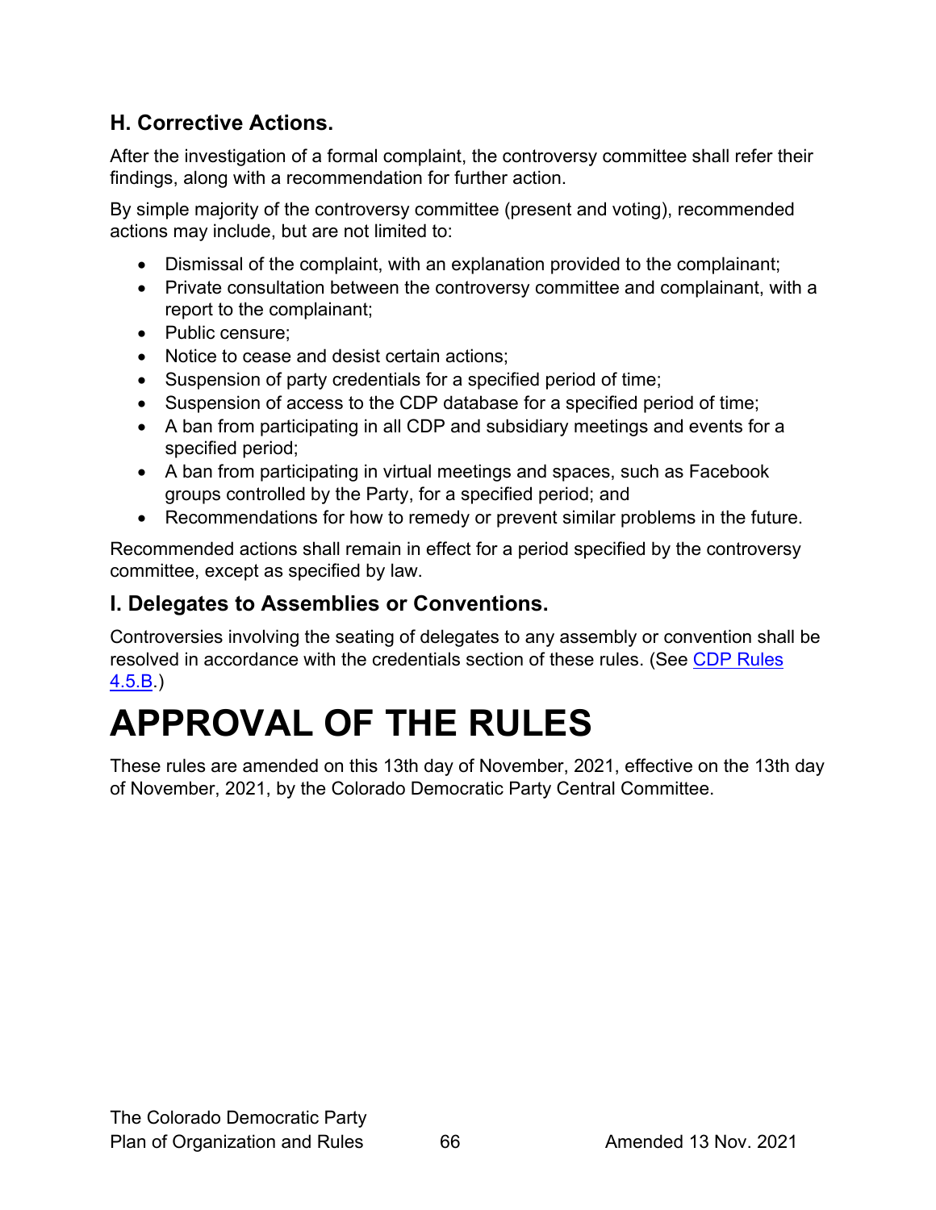### H. Corrective Actions.

After the investigation of a formal complaint, the controversy committee shall refer their findings, along with a recommendation for further action.

By simple majority of the controversy committee (present and voting), recommended actions may include, but are not limited to:

- Dismissal of the complaint, with an explanation provided to the complainant;
- Private consultation between the controversy committee and complainant, with a report to the complainant;
- Public censure;
- Notice to cease and desist certain actions;
- Suspension of party credentials for a specified period of time;
- Suspension of access to the CDP database for a specified period of time;
- A ban from participating in all CDP and subsidiary meetings and events for a specified period;
- A ban from participating in virtual meetings and spaces, such as Facebook groups controlled by the Party, for a specified period; and
- Recommendations for how to remedy or prevent similar problems in the future.

Recommended actions shall remain in effect for a period specified by the controversy committee, except as specified by law.

### I. Delegates to Assemblies or Conventions.

Controversies involving the seating of delegates to any assembly or convention shall be resolved in accordance with the credentials section of these rules. (See CDP Rules 4.5.B.)

# APPROVAL OF THE RULES

These rules are amended on this 13th day of November, 2021, effective on the 13th day of November, 2021, by the Colorado Democratic Party Central Committee.